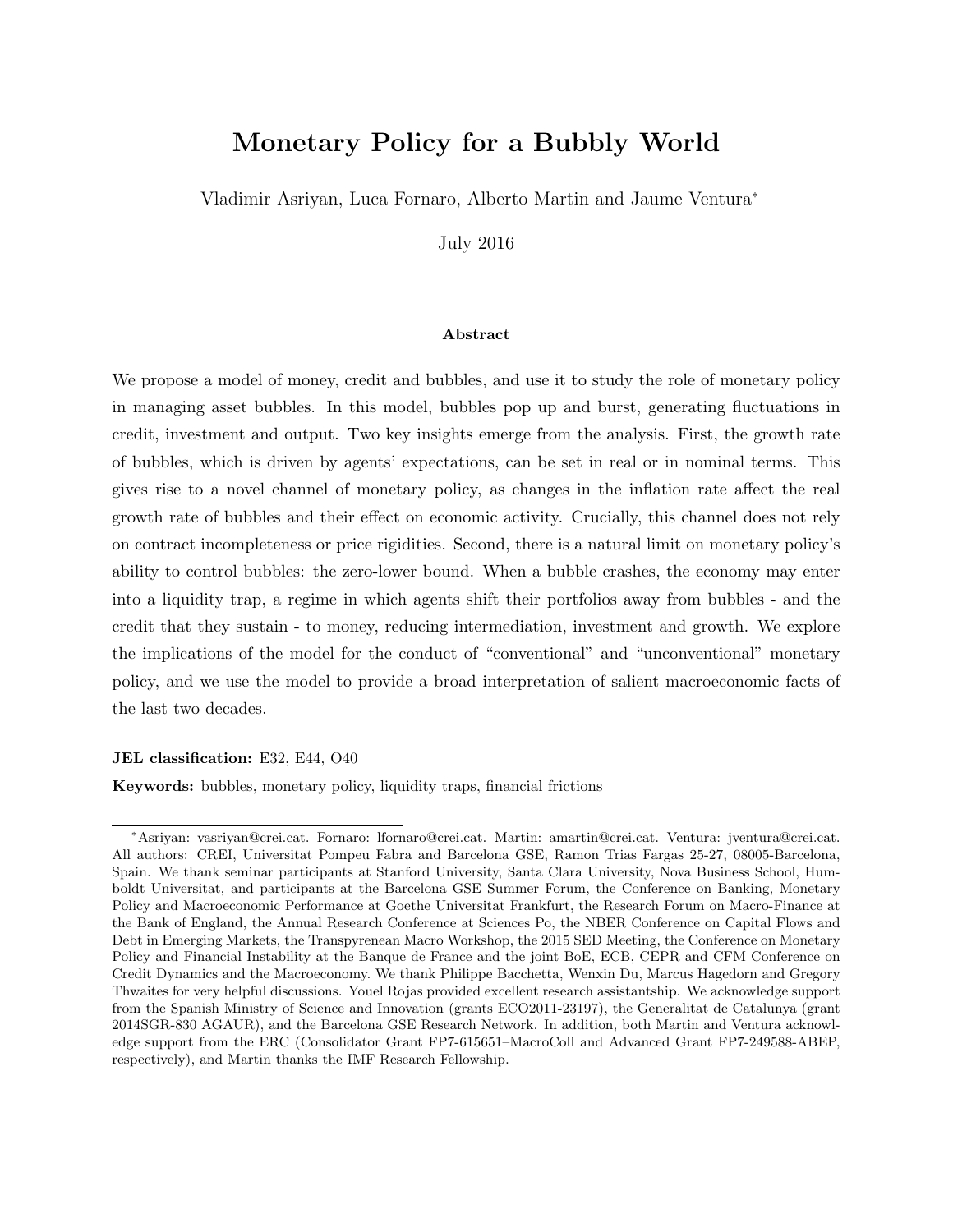# Monetary Policy for a Bubbly World

Vladimir Asriyan, Luca Fornaro, Alberto Martin and Jaume Ventura*

July 2016

### Abstract

We propose a model of money, credit and bubbles, and use it to study the role of monetary policy in managing asset bubbles. In this model, bubbles pop up and burst, generating fluctuations in credit, investment and output. Two key insights emerge from the analysis. First, the growth rate of bubbles, which is driven by agents' expectations, can be set in real or in nominal terms. This gives rise to a novel channel of monetary policy, as changes in the inflation rate affect the real growth rate of bubbles and their effect on economic activity. Crucially, this channel does not rely on contract incompleteness or price rigidities. Second, there is a natural limit on monetary policy's ability to control bubbles: the zero-lower bound. When a bubble crashes, the economy may enter into a liquidity trap, a regime in which agents shift their portfolios away from bubbles - and the credit that they sustain - to money, reducing intermediation, investment and growth. We explore the implications of the model for the conduct of "conventional" and "unconventional" monetary policy, and we use the model to provide a broad interpretation of salient macroeconomic facts of the last two decades.

**JEL classification:** E32, E44, O40

**Keywords:** bubbles, monetary policy, liquidity traps, financial frictions

---

*Asriyan: vasriyan@crei.cat. Fornaro: lfornaro@crei.cat. Martin: amartin@crei.cat. Ventura: jventura@crei.cat. All authors: CREI, Universitat Pompeu Fabra and Barcelona GSE, Ramon Trias Fargas 25-27, 08005-Barcelona, Spain. We thank seminar participants at Stanford University, Santa Clara University, Nova Business School, Humboldt Universitat, and participants at the Barcelona GSE Summer Forum, the Conference on Banking, Monetary Policy and Macroeconomic Performance at Goethe Universitat Frankfurt, the Research Forum on Macro-Finance at the Bank of England, the Annual Research Conference at Sciences Po, the NBER Conference on Capital Flows and Debt in Emerging Markets, the Transpyrenean Macro Workshop, the 2015 SED Meeting, the Conference on Monetary Policy and Financial Instability at the Banque de France and the joint BoE, ECB, CEPR and CFM Conference on Credit Dynamics and the Macroeconomy. We thank Philippe Bacchetta, Wenxin Du, Marcus Hagedorn and Gregory Thwaites for very helpful discussions. Youel Rojas provided excellent research assistantship. We acknowledge support from the Spanish Ministry of Science and Innovation (grants ECO2011-23197), the Generalitat de Catalunya (grant 2014SGR-830 AGAUR), and the Barcelona GSE Research Network. In addition, both Martin and Ventura acknowledge support from the ERC (Consolidator Grant FP7-615651–MacroColl and Advanced Grant FP7-249588-ABEP, respectively), and Martin thanks the IMF Research Fellowship.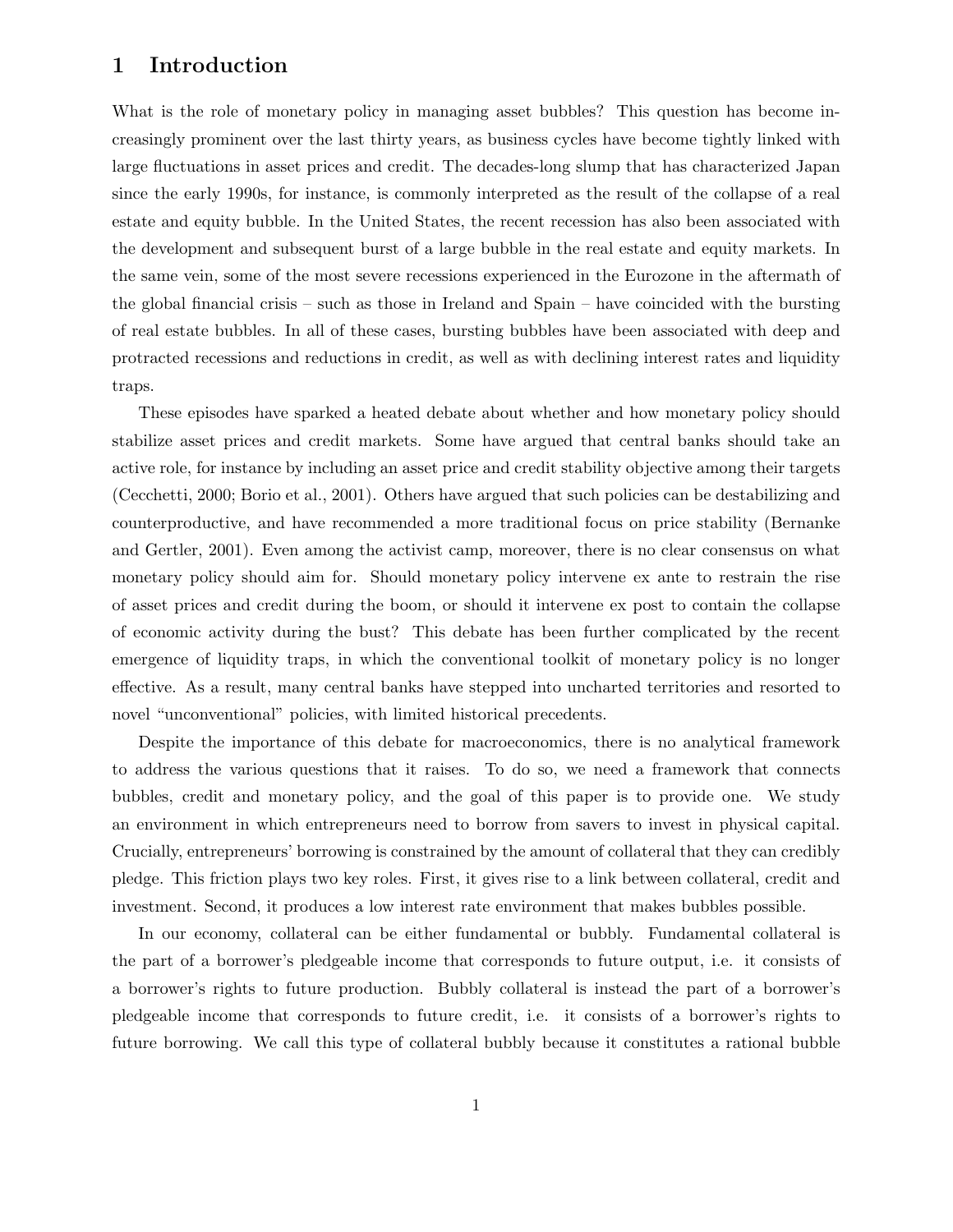# 1 Introduction

What is the role of monetary policy in managing asset bubbles? This question has become increasingly prominent over the last thirty years, as business cycles have become tightly linked with large fluctuations in asset prices and credit. The decades-long slump that has characterized Japan since the early 1990s, for instance, is commonly interpreted as the result of the collapse of a real estate and equity bubble. In the United States, the recent recession has also been associated with the development and subsequent burst of a large bubble in the real estate and equity markets. In the same vein, some of the most severe recessions experienced in the Eurozone in the aftermath of the global financial crisis – such as those in Ireland and Spain – have coincided with the bursting of real estate bubbles. In all of these cases, bursting bubbles have been associated with deep and protracted recessions and reductions in credit, as well as with declining interest rates and liquidity traps.

These episodes have sparked a heated debate about whether and how monetary policy should stabilize asset prices and credit markets. Some have argued that central banks should take an active role, for instance by including an asset price and credit stability objective among their targets (Cecchetti, 2000; Borio et al., 2001). Others have argued that such policies can be destabilizing and counterproductive, and have recommended a more traditional focus on price stability (Bernanke and Gertler, 2001). Even among the activist camp, moreover, there is no clear consensus on what monetary policy should aim for. Should monetary policy intervene ex ante to restrain the rise of asset prices and credit during the boom, or should it intervene ex post to contain the collapse of economic activity during the bust? This debate has been further complicated by the recent emergence of liquidity traps, in which the conventional toolkit of monetary policy is no longer effective. As a result, many central banks have stepped into uncharted territories and resorted to novel "unconventional" policies, with limited historical precedents.

Despite the importance of this debate for macroeconomics, there is no analytical framework to address the various questions that it raises. To do so, we need a framework that connects bubbles, credit and monetary policy, and the goal of this paper is to provide one. We study an environment in which entrepreneurs need to borrow from savers to invest in physical capital. Crucially, entrepreneurs' borrowing is constrained by the amount of collateral that they can credibly pledge. This friction plays two key roles. First, it gives rise to a link between collateral, credit and investment. Second, it produces a low interest rate environment that makes bubbles possible.

In our economy, collateral can be either fundamental or bubbly. Fundamental collateral is the part of a borrower's pledgeable income that corresponds to future output, i.e. it consists of a borrower's rights to future production. Bubbly collateral is instead the part of a borrower's pledgeable income that corresponds to future credit, i.e. it consists of a borrower's rights to future borrowing. We call this type of collateral bubbly because it constitutes a rational bubble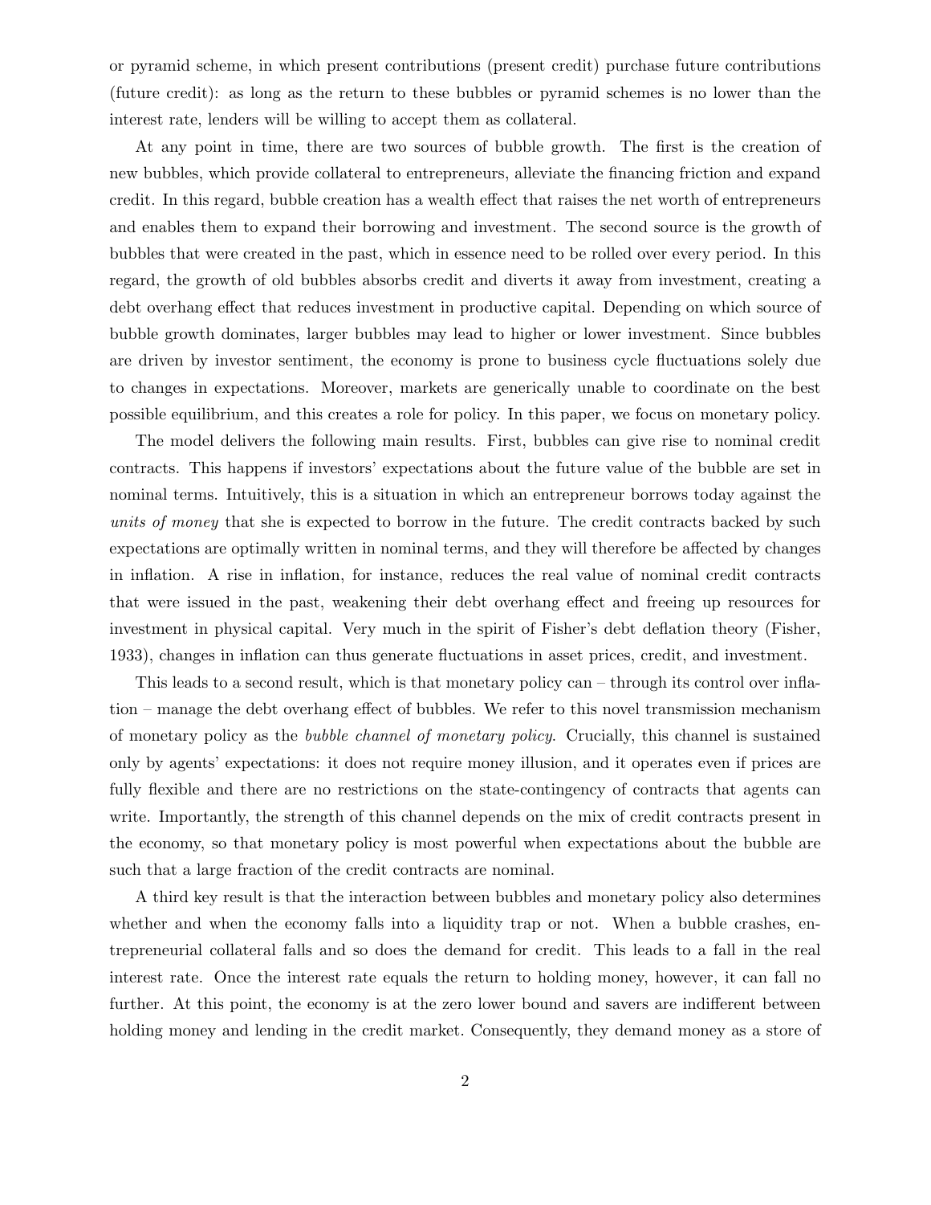or pyramid scheme, in which present contributions (present credit) purchase future contributions (future credit): as long as the return to these bubbles or pyramid schemes is no lower than the interest rate, lenders will be willing to accept them as collateral.

At any point in time, there are two sources of bubble growth. The first is the creation of new bubbles, which provide collateral to entrepreneurs, alleviate the financing friction and expand credit. In this regard, bubble creation has a wealth effect that raises the net worth of entrepreneurs and enables them to expand their borrowing and investment. The second source is the growth of bubbles that were created in the past, which in essence need to be rolled over every period. In this regard, the growth of old bubbles absorbs credit and diverts it away from investment, creating a debt overhang effect that reduces investment in productive capital. Depending on which source of bubble growth dominates, larger bubbles may lead to higher or lower investment. Since bubbles are driven by investor sentiment, the economy is prone to business cycle fluctuations solely due to changes in expectations. Moreover, markets are generically unable to coordinate on the best possible equilibrium, and this creates a role for policy. In this paper, we focus on monetary policy.

The model delivers the following main results. First, bubbles can give rise to nominal credit contracts. This happens if investors' expectations about the future value of the bubble are set in nominal terms. Intuitively, this is a situation in which an entrepreneur borrows today against the *units of money* that she is expected to borrow in the future. The credit contracts backed by such expectations are optimally written in nominal terms, and they will therefore be affected by changes in inflation. A rise in inflation, for instance, reduces the real value of nominal credit contracts that were issued in the past, weakening their debt overhang effect and freeing up resources for investment in physical capital. Very much in the spirit of Fisher's debt deflation theory (Fisher, 1933), changes in inflation can thus generate fluctuations in asset prices, credit, and investment.

This leads to a second result, which is that monetary policy can – through its control over inflation – manage the debt overhang effect of bubbles. We refer to this novel transmission mechanism of monetary policy as the *bubble channel of monetary policy*. Crucially, this channel is sustained only by agents' expectations: it does not require money illusion, and it operates even if prices are fully flexible and there are no restrictions on the state-contingency of contracts that agents can write. Importantly, the strength of this channel depends on the mix of credit contracts present in the economy, so that monetary policy is most powerful when expectations about the bubble are such that a large fraction of the credit contracts are nominal.

A third key result is that the interaction between bubbles and monetary policy also determines whether and when the economy falls into a liquidity trap or not. When a bubble crashes, entrepreneurial collateral falls and so does the demand for credit. This leads to a fall in the real interest rate. Once the interest rate equals the return to holding money, however, it can fall no further. At this point, the economy is at the zero lower bound and savers are indifferent between holding money and lending in the credit market. Consequently, they demand money as a store of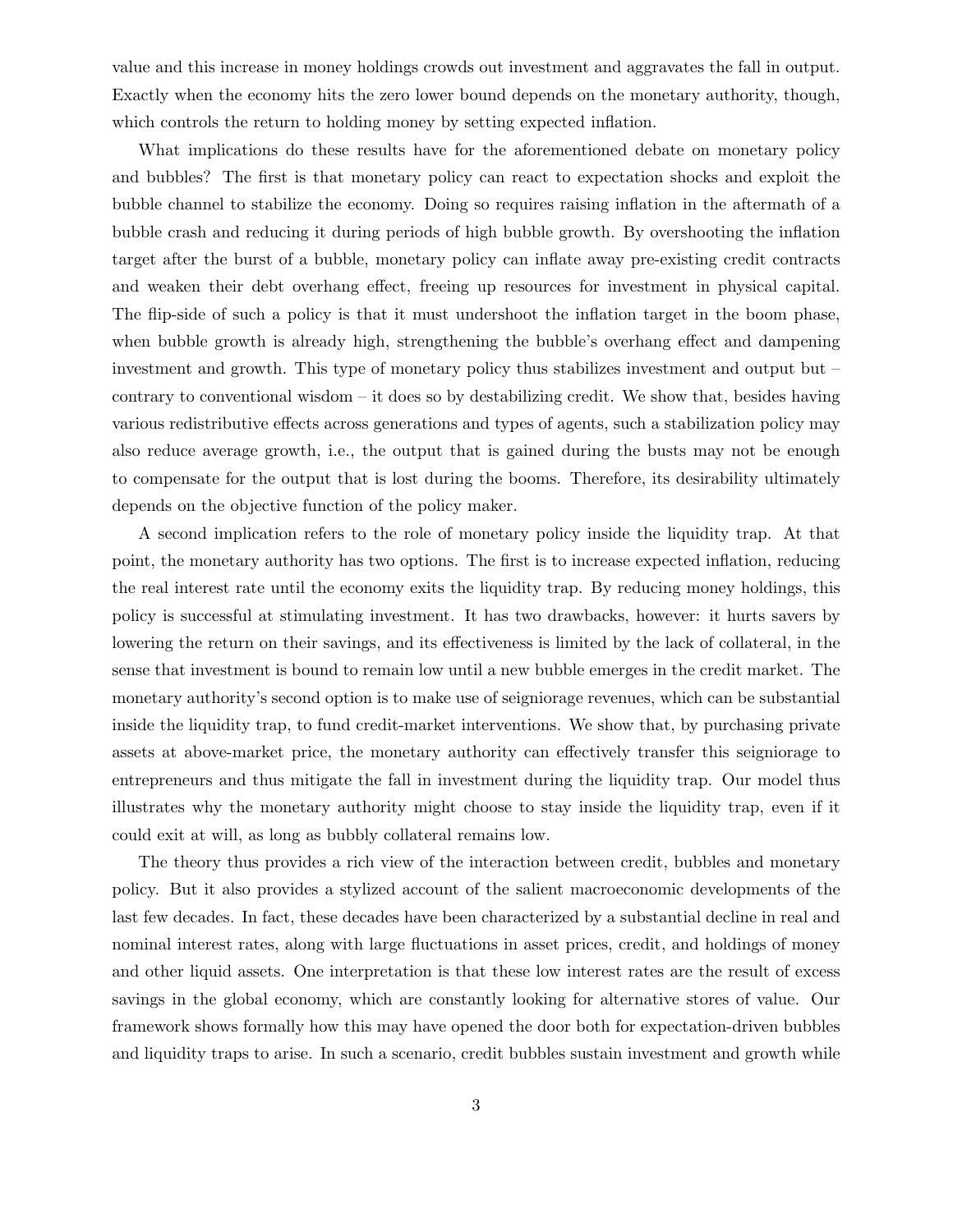value and this increase in money holdings crowds out investment and aggravates the fall in output. Exactly when the economy hits the zero lower bound depends on the monetary authority, though, which controls the return to holding money by setting expected inflation.

What implications do these results have for the aforementioned debate on monetary policy and bubbles? The first is that monetary policy can react to expectation shocks and exploit the bubble channel to stabilize the economy. Doing so requires raising inflation in the aftermath of a bubble crash and reducing it during periods of high bubble growth. By overshooting the inflation target after the burst of a bubble, monetary policy can inflate away pre-existing credit contracts and weaken their debt overhang effect, freeing up resources for investment in physical capital. The flip-side of such a policy is that it must undershoot the inflation target in the boom phase, when bubble growth is already high, strengthening the bubble's overhang effect and dampening investment and growth. This type of monetary policy thus stabilizes investment and output but – contrary to conventional wisdom – it does so by destabilizing credit. We show that, besides having various redistributive effects across generations and types of agents, such a stabilization policy may also reduce average growth, i.e., the output that is gained during the busts may not be enough to compensate for the output that is lost during the booms. Therefore, its desirability ultimately depends on the objective function of the policy maker.

A second implication refers to the role of monetary policy inside the liquidity trap. At that point, the monetary authority has two options. The first is to increase expected inflation, reducing the real interest rate until the economy exits the liquidity trap. By reducing money holdings, this policy is successful at stimulating investment. It has two drawbacks, however: it hurts savers by lowering the return on their savings, and its effectiveness is limited by the lack of collateral, in the sense that investment is bound to remain low until a new bubble emerges in the credit market. The monetary authority's second option is to make use of seigniorage revenues, which can be substantial inside the liquidity trap, to fund credit-market interventions. We show that, by purchasing private assets at above-market price, the monetary authority can effectively transfer this seigniorage to entrepreneurs and thus mitigate the fall in investment during the liquidity trap. Our model thus illustrates why the monetary authority might choose to stay inside the liquidity trap, even if it could exit at will, as long as bubbly collateral remains low.

The theory thus provides a rich view of the interaction between credit, bubbles and monetary policy. But it also provides a stylized account of the salient macroeconomic developments of the last few decades. In fact, these decades have been characterized by a substantial decline in real and nominal interest rates, along with large fluctuations in asset prices, credit, and holdings of money and other liquid assets. One interpretation is that these low interest rates are the result of excess savings in the global economy, which are constantly looking for alternative stores of value. Our framework shows formally how this may have opened the door both for expectation-driven bubbles and liquidity traps to arise. In such a scenario, credit bubbles sustain investment and growth while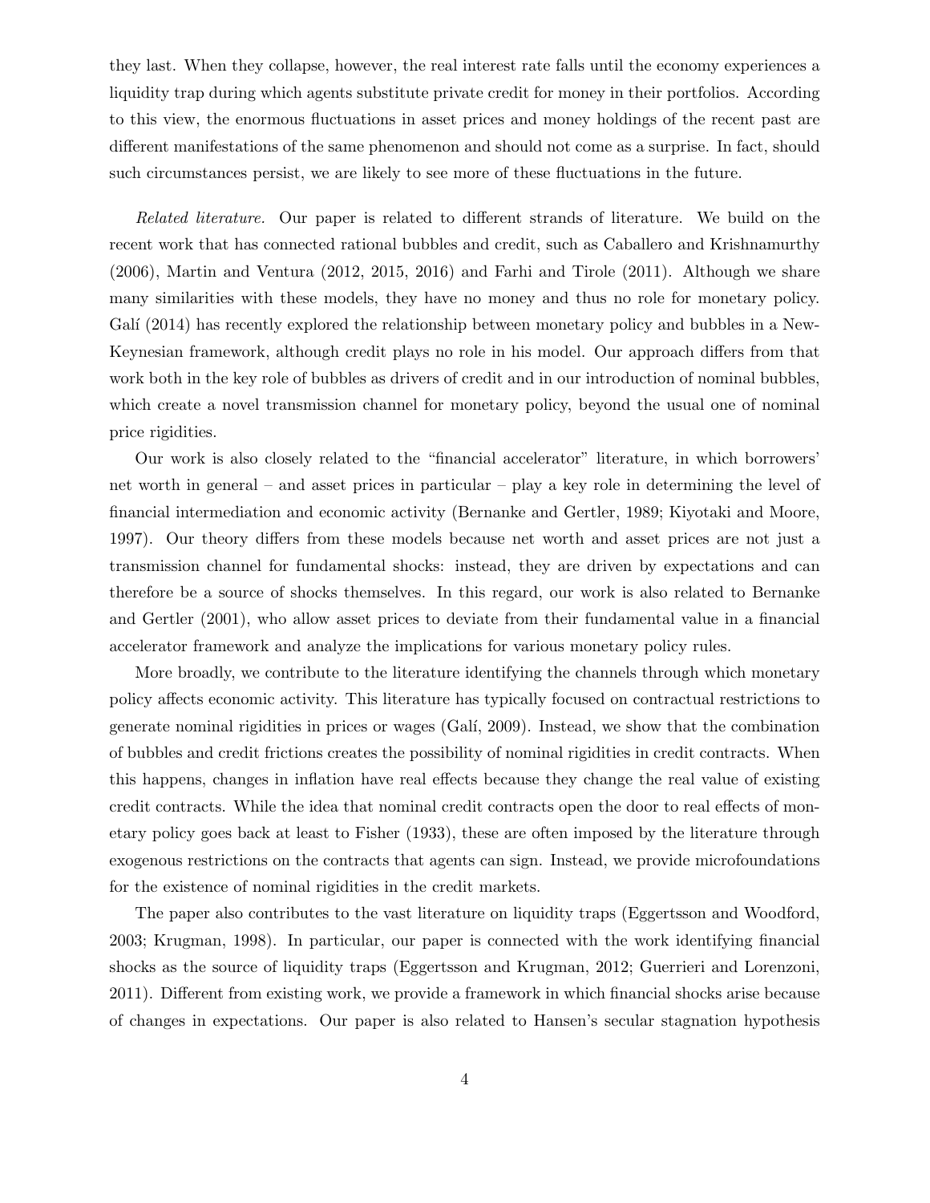they last. When they collapse, however, the real interest rate falls until the economy experiences a liquidity trap during which agents substitute private credit for money in their portfolios. According to this view, the enormous fluctuations in asset prices and money holdings of the recent past are different manifestations of the same phenomenon and should not come as a surprise. In fact, should such circumstances persist, we are likely to see more of these fluctuations in the future.

*Related literature.* Our paper is related to different strands of literature. We build on the recent work that has connected rational bubbles and credit, such as Caballero and Krishnamurthy (2006), Martin and Ventura (2012, 2015, 2016) and Farhi and Tirole (2011). Although we share many similarities with these models, they have no money and thus no role for monetary policy. Galí (2014) has recently explored the relationship between monetary policy and bubbles in a New-Keynesian framework, although credit plays no role in his model. Our approach differs from that work both in the key role of bubbles as drivers of credit and in our introduction of nominal bubbles, which create a novel transmission channel for monetary policy, beyond the usual one of nominal price rigidities.

Our work is also closely related to the "financial accelerator" literature, in which borrowers' net worth in general – and asset prices in particular – play a key role in determining the level of financial intermediation and economic activity (Bernanke and Gertler, 1989; Kiyotaki and Moore, 1997). Our theory differs from these models because net worth and asset prices are not just a transmission channel for fundamental shocks: instead, they are driven by expectations and can therefore be a source of shocks themselves. In this regard, our work is also related to Bernanke and Gertler (2001), who allow asset prices to deviate from their fundamental value in a financial accelerator framework and analyze the implications for various monetary policy rules.

More broadly, we contribute to the literature identifying the channels through which monetary policy affects economic activity. This literature has typically focused on contractual restrictions to generate nominal rigidities in prices or wages (Galí, 2009). Instead, we show that the combination of bubbles and credit frictions creates the possibility of nominal rigidities in credit contracts. When this happens, changes in inflation have real effects because they change the real value of existing credit contracts. While the idea that nominal credit contracts open the door to real effects of monetary policy goes back at least to Fisher (1933), these are often imposed by the literature through exogenous restrictions on the contracts that agents can sign. Instead, we provide microfoundations for the existence of nominal rigidities in the credit markets.

The paper also contributes to the vast literature on liquidity traps (Eggertsson and Woodford, 2003; Krugman, 1998). In particular, our paper is connected with the work identifying financial shocks as the source of liquidity traps (Eggertsson and Krugman, 2012; Guerrieri and Lorenzoni, 2011). Different from existing work, we provide a framework in which financial shocks arise because of changes in expectations. Our paper is also related to Hansen's secular stagnation hypothesis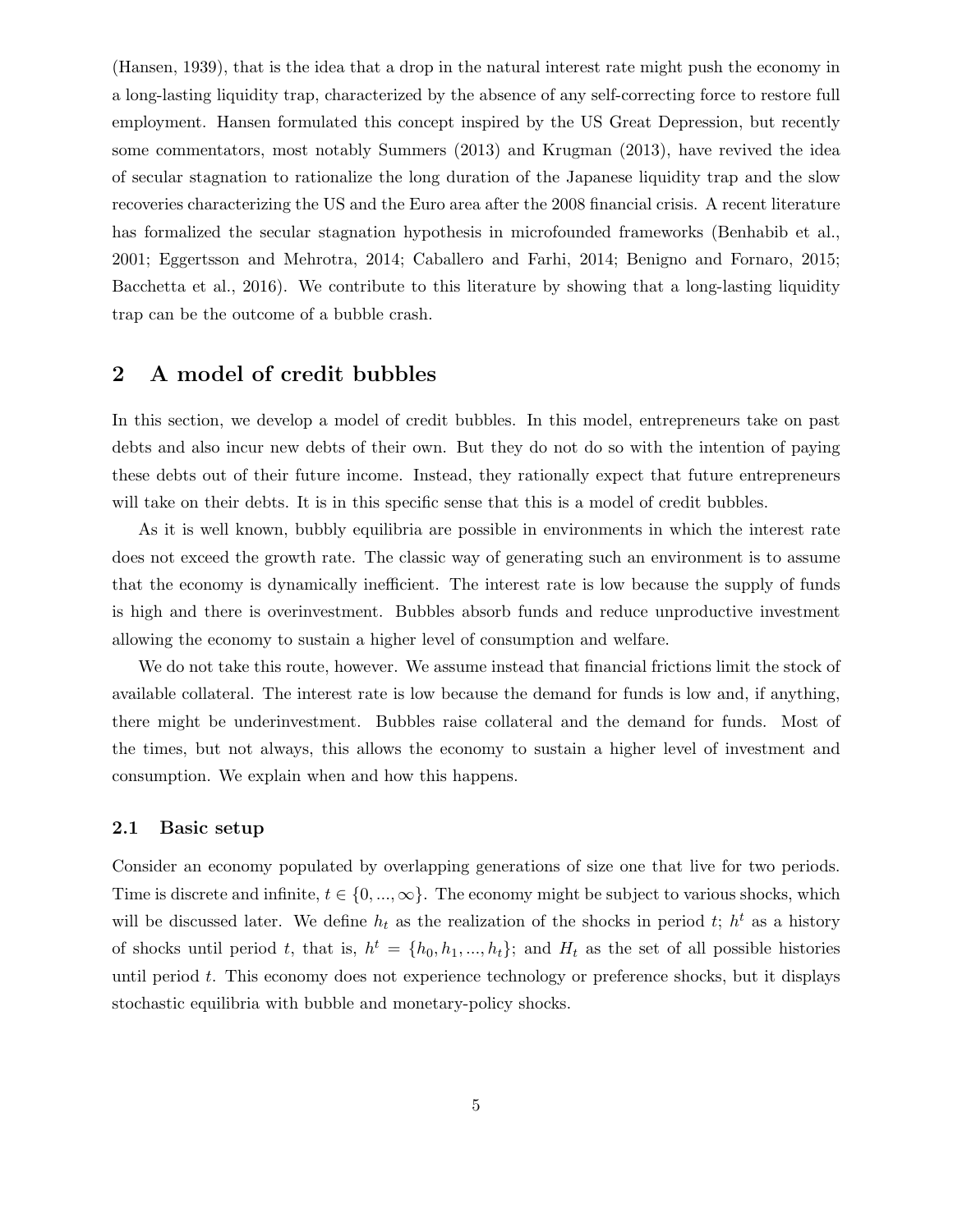(Hansen, 1939), that is the idea that a drop in the natural interest rate might push the economy in a long-lasting liquidity trap, characterized by the absence of any self-correcting force to restore full employment. Hansen formulated this concept inspired by the US Great Depression, but recently some commentators, most notably Summers (2013) and Krugman (2013), have revived the idea of secular stagnation to rationalize the long duration of the Japanese liquidity trap and the slow recoveries characterizing the US and the Euro area after the 2008 financial crisis. A recent literature has formalized the secular stagnation hypothesis in microfounded frameworks (Benhabib et al., 2001; Eggertsson and Mehrotra, 2014; Caballero and Farhi, 2014; Benigno and Fornaro, 2015; Bacchetta et al., 2016). We contribute to this literature by showing that a long-lasting liquidity trap can be the outcome of a bubble crash.

## 2 A model of credit bubbles

In this section, we develop a model of credit bubbles. In this model, entrepreneurs take on past debts and also incur new debts of their own. But they do not do so with the intention of paying these debts out of their future income. Instead, they rationally expect that future entrepreneurs will take on their debts. It is in this specific sense that this is a model of credit bubbles.

As it is well known, bubbly equilibria are possible in environments in which the interest rate does not exceed the growth rate. The classic way of generating such an environment is to assume that the economy is dynamically inefficient. The interest rate is low because the supply of funds is high and there is overinvestment. Bubbles absorb funds and reduce unproductive investment allowing the economy to sustain a higher level of consumption and welfare.

We do not take this route, however. We assume instead that financial frictions limit the stock of available collateral. The interest rate is low because the demand for funds is low and, if anything, there might be underinvestment. Bubbles raise collateral and the demand for funds. Most of the times, but not always, this allows the economy to sustain a higher level of investment and consumption. We explain when and how this happens.

### 2.1 Basic setup

Consider an economy populated by overlapping generations of size one that live for two periods. Time is discrete and infinite, $t \in \{0, ..., \infty\}$. The economy might be subject to various shocks, which will be discussed later. We define $h_t$ as the realization of the shocks in period $t$; $h^t$ as a history of shocks until period $t$, that is, $h^t = \{h_0, h_1, ..., h_t\}$; and $H_t$ as the set of all possible histories until period $t$. This economy does not experience technology or preference shocks, but it displays stochastic equilibria with bubble and monetary-policy shocks.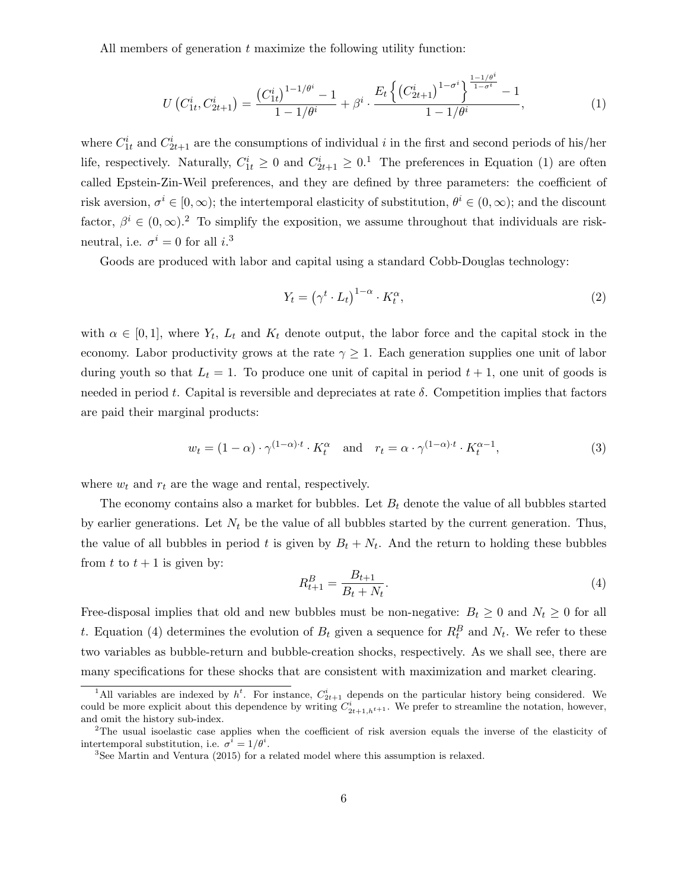All members of generation $t$ maximize the following utility function:

$$U\left(C_{1t}^{i}, C_{2t+1}^{i}\right) = \frac{\left(C_{1t}^{i}\right)^{1-1/\theta^{i}} - 1}{1 - 1/\theta^{i}} + \beta^{i} \cdot \frac{E_{t}\left\{\left(C_{2t+1}^{i}\right)^{1-\sigma^{i}}\right\}^{\frac{1-1/\theta^{i}}{1-\sigma^{i}}} - 1}{1 - 1/\theta^{i}}, \tag{1}$$

where $C_{1t}^{i}$ and $C_{2t+1}^{i}$ are the consumptions of individual $i$ in the first and second periods of his/her life, respectively. Naturally, $C_{1t}^{i} \geq 0$ and $C_{2t+1}^{i} \geq 0$.[1] The preferences in Equation (1) are often called Epstein-Zin-Weil preferences, and they are defined by three parameters: the coefficient of risk aversion, $\sigma^{i} \in [0, \infty)$; the intertemporal elasticity of substitution, $\theta^{i} \in (0, \infty)$; and the discount factor, $\beta^{i} \in (0, \infty)$.[2] To simplify the exposition, we assume throughout that individuals are risk-neutral, i.e. $\sigma^{i} = 0$ for all $i$.[3]

Goods are produced with labor and capital using a standard Cobb-Douglas technology:

$$Y_{t} = \left(\gamma^{t} \cdot L_{t}\right)^{1-\alpha} \cdot K_{t}^{\alpha}, \tag{2}$$

with $\alpha \in [0, 1]$, where $Y_{t}$, $L_{t}$ and $K_{t}$ denote output, the labor force and the capital stock in the economy. Labor productivity grows at the rate $\gamma \geq 1$. Each generation supplies one unit of labor during youth so that $L_{t} = 1$. To produce one unit of capital in period $t+1$, one unit of goods is needed in period $t$. Capital is reversible and depreciates at rate $\delta$. Competition implies that factors are paid their marginal products:

$$w_{t} = (1-\alpha) \cdot \gamma^{(1-\alpha) \cdot t} \cdot K_{t}^{\alpha} \quad \text{and} \quad r_{t} = \alpha \cdot \gamma^{(1-\alpha) \cdot t} \cdot K_{t}^{\alpha - 1}, \tag{3}$$

where $w_{t}$ and $r_{t}$ are the wage and rental, respectively.

The economy contains also a market for bubbles. Let $B_{t}$ denote the value of all bubbles started by earlier generations. Let $N_{t}$ be the value of all bubbles started by the current generation. Thus, the value of all bubbles in period $t$ is given by $B_{t} + N_{t}$. And the return to holding these bubbles from $t$ to $t+1$ is given by:

$$R_{t+1}^{B} = \frac{B_{t+1}}{B_{t} + N_{t}}. \tag{4}$$

Free-disposal implies that old and new bubbles must be non-negative: $B_{t} \geq 0$ and $N_{t} \geq 0$ for all $t$. Equation (4) determines the evolution of $B_{t}$ given a sequence for $R_{t}^{B}$ and $N_{t}$. We refer to these two variables as bubble-return and bubble-creation shocks, respectively. As we shall see, there are many specifications for these shocks that are consistent with maximization and market clearing.

[1] All variables are indexed by $h^{t}$. For instance, $C_{2t+1}^{i}$ depends on the particular history being considered. We could be more explicit about this dependence by writing $C_{2t+1,h^{t+1}}^{i}$. We prefer to streamline the notation, however, and omit the history sub-index.

[2] The usual isoelastic case applies when the coefficient of risk aversion equals the inverse of the elasticity of intertemporal substitution, i.e. $\sigma^{i} = 1/\theta^{i}$.

[3] See Martin and Ventura (2015) for a related model where this assumption is relaxed.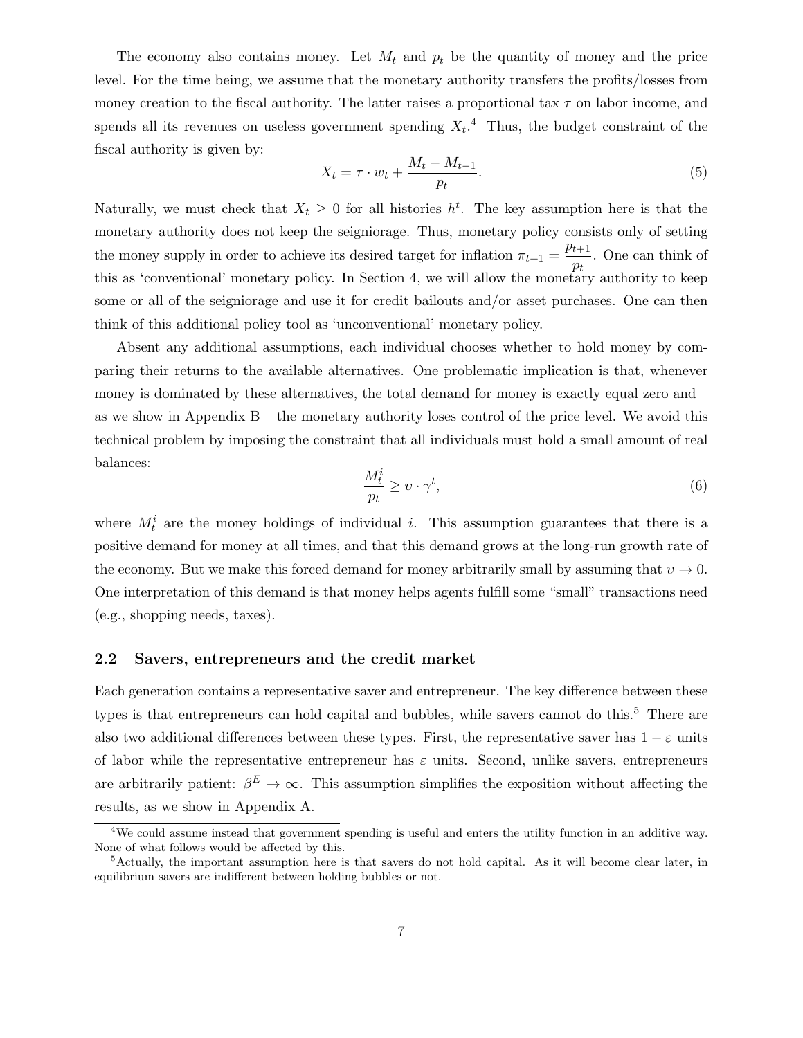The economy also contains money. Let $M_t$ and $p_t$ be the quantity of money and the price level. For the time being, we assume that the monetary authority transfers the profits/losses from money creation to the fiscal authority. The latter raises a proportional tax $\tau$ on labor income, and spends all its revenues on useless government spending $X_t$.[4] Thus, the budget constraint of the fiscal authority is given by:

$$X_t = \tau \cdot w_t + \frac{M_t - M_{t-1}}{p_t}. \tag{5}$$

Naturally, we must check that $X_t \geq 0$ for all histories $h^t$. The key assumption here is that the monetary authority does not keep the seigniorage. Thus, monetary policy consists only of setting the money supply in order to achieve its desired target for inflation $\pi_{t+1} = \frac{p_{t+1}}{p_t}$. One can think of this as 'conventional' monetary policy. In Section 4, we will allow the monetary authority to keep some or all of the seigniorage and use it for credit bailouts and/or asset purchases. One can then think of this additional policy tool as 'unconventional' monetary policy.

Absent any additional assumptions, each individual chooses whether to hold money by comparing their returns to the available alternatives. One problematic implication is that, whenever money is dominated by these alternatives, the total demand for money is exactly equal zero – as we show in Appendix B – the monetary authority loses control of the price level. We avoid this technical problem by imposing the constraint that all individuals must hold a small amount of real balances:

$$\frac{M_t^i}{p_t} \geq \upsilon \cdot \gamma^t, \tag{6}$$

where $M_t^i$ are the money holdings of individual $i$. This assumption guarantees that there is a positive demand for money at all times, and that this demand grows at the long-run growth rate of the economy. But we make this forced demand for money arbitrarily small by assuming that $\upsilon \to 0$. One interpretation of this demand is that money helps agents fulfill some "small" transactions need (e.g., shopping needs, taxes).

### 2.2 Savers, entrepreneurs and the credit market

Each generation contains a representative saver and entrepreneur. The key difference between these types is that entrepreneurs can hold capital and bubbles, while savers cannot do this.[5] There are also two additional differences between these types. First, the representative saver has $1 - \varepsilon$ units of labor while the representative entrepreneur has $\varepsilon$ units. Second, unlike savers, entrepreneurs are arbitrarily patient: $\beta^E \to \infty$. This assumption simplifies the exposition without affecting the results, as we show in Appendix A.

---

[4] We could assume instead that government spending is useful and enters the utility function in an additive way. None of what follows would be affected by this.

[5] Actually, the important assumption here is that savers do not hold capital. As it will become clear later, in equilibrium savers are indifferent between holding bubbles or not.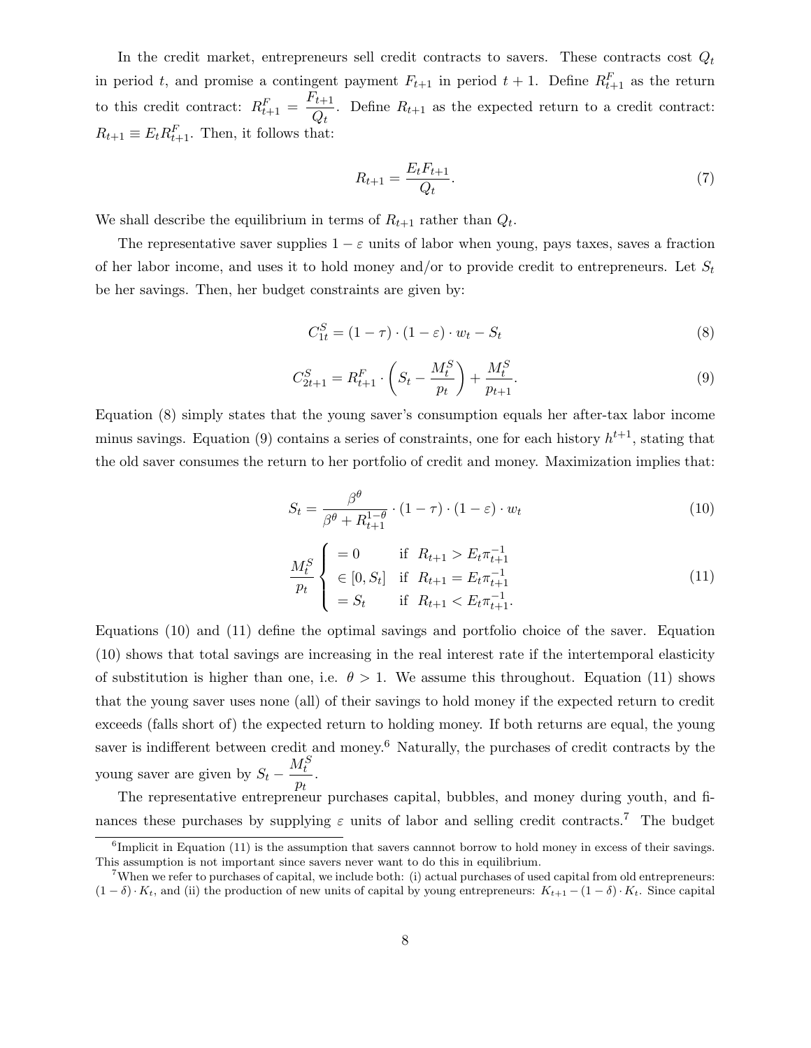In the credit market, entrepreneurs sell credit contracts to savers. These contracts cost $Q_t$ in period $t$, and promise a contingent payment $F_{t+1}$ in period $t+1$. Define $R^F_{t+1}$ as the return to this credit contract: $R^F_{t+1} = \dfrac{F_{t+1}}{Q_t}$. Define $R_{t+1}$ as the expected return to a credit contract: $R_{t+1} \equiv E_t R^F_{t+1}$. Then, it follows that:

$$R_{t+1} = \frac{E_t F_{t+1}}{Q_t}. \tag{7}$$

We shall describe the equilibrium in terms of $R_{t+1}$ rather than $Q_t$.

The representative saver supplies $1-\varepsilon$ units of labor when young, pays taxes, saves a fraction of her labor income, and uses it to hold money and/or to provide credit to entrepreneurs. Let $S_t$ be her savings. Then, her budget constraints are given by:

$$C^S_{1t} = (1-\tau)\cdot(1-\varepsilon)\cdot w_t - S_t \tag{8}$$

$$C^S_{2t+1} = R^F_{t+1}\cdot\left(S_t - \frac{M^S_t}{p_t}\right) + \frac{M^S_t}{p_{t+1}}. \tag{9}$$

Equation (8) simply states that the young saver's consumption equals her after-tax labor income minus savings. Equation (9) contains a series of constraints, one for each history $h^{t+1}$, stating that the old saver consumes the return to her portfolio of credit and money. Maximization implies that:

$$S_t = \frac{\beta^\theta}{\beta^\theta + R^{1-\theta}_{t+1}}\cdot(1-\tau)\cdot(1-\varepsilon)\cdot w_t \tag{10}$$

$$\frac{M^S_t}{p_t}\begin{cases} = 0 & \text{if } R_{t+1} > E_t\pi^{-1}_{t+1} \\ \in [0, S_t] & \text{if } R_{t+1} = E_t\pi^{-1}_{t+1} \\ = S_t & \text{if } R_{t+1} < E_t\pi^{-1}_{t+1}. \end{cases} \tag{11}$$

Equations (10) and (11) define the optimal savings and portfolio choice of the saver. Equation (10) shows that total savings are increasing in the real interest rate if the intertemporal elasticity of substitution is higher than one, i.e. $\theta > 1$. We assume this throughout. Equation (11) shows that the young saver uses none (all) of their savings to hold money if the expected return to credit exceeds (falls short of) the expected return to holding money. If both returns are equal, the young saver is indifferent between credit and money.[6] Naturally, the purchases of credit contracts by the young saver are given by $S_t - \dfrac{M^S_t}{p_t}$.

The representative entrepreneur purchases capital, bubbles, and money during youth, and finances these purchases by supplying $\varepsilon$ units of labor and selling credit contracts.[7] The budget

[6] Implicit in Equation (11) is the assumption that savers cannnot borrow to hold money in excess of their savings. This assumption is not important since savers never want to do this in equilibrium.

[7] When we refer to purchases of capital, we include both: (i) actual purchases of used capital from old entrepreneurs: $(1-\delta)\cdot K_t$, and (ii) the production of new units of capital by young entrepreneurs: $K_{t+1} - (1-\delta)\cdot K_t$. Since capital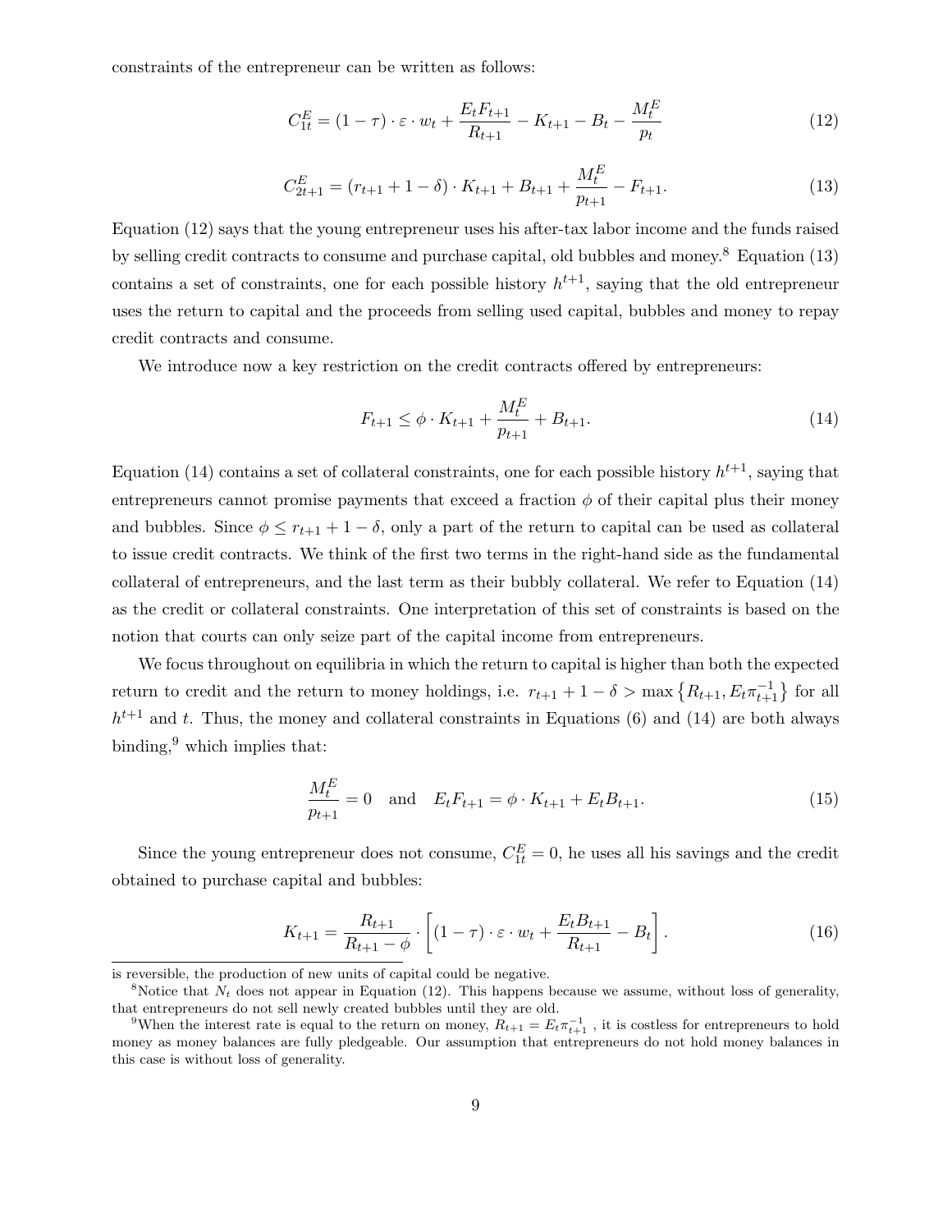constraints of the entrepreneur can be written as follows:

$$C_{1t}^{E} = (1-\tau) \cdot \varepsilon \cdot w_t + \frac{E_t F_{t+1}}{R_{t+1}} - K_{t+1} - B_t - \frac{M_t^E}{p_t} \tag{12}$$

$$C_{2t+1}^{E} = (r_{t+1} + 1 - \delta) \cdot K_{t+1} + B_{t+1} + \frac{M_t^E}{p_{t+1}} - F_{t+1}. \tag{13}$$

Equation (12) says that the young entrepreneur uses his after-tax labor income and the funds raised by selling credit contracts to consume and purchase capital, old bubbles and money.[8] Equation (13) contains a set of constraints, one for each possible history $h^{t+1}$, saying that the old entrepreneur uses the return to capital and the proceeds from selling used capital, bubbles and money to repay credit contracts and consume.

We introduce now a key restriction on the credit contracts offered by entrepreneurs:

$$F_{t+1} \leq \phi \cdot K_{t+1} + \frac{M_t^E}{p_{t+1}} + B_{t+1}. \tag{14}$$

Equation (14) contains a set of collateral constraints, one for each possible history $h^{t+1}$, saying that entrepreneurs cannot promise payments that exceed a fraction $\phi$ of their capital plus their money and bubbles. Since $\phi \leq r_{t+1} + 1 - \delta$, only a part of the return to capital can be used as collateral to issue credit contracts. We think of the first two terms in the right-hand side as the fundamental collateral of entrepreneurs, and the last term as their bubbly collateral. We refer to Equation (14) as the credit or collateral constraints. One interpretation of this set of constraints is based on the notion that courts can only seize part of the capital income from entrepreneurs.

We focus throughout on equilibria in which the return to capital is higher than both the expected return to credit and the return to money holdings, i.e. $r_{t+1} + 1 - \delta > \max\left\{R_{t+1}, E_t \pi_{t+1}^{-1}\right\}$ for all $h^{t+1}$ and $t$. Thus, the money and collateral constraints in Equations (6) and (14) are both always binding,[9] which implies that:

$$\frac{M_t^E}{p_{t+1}} = 0 \quad \text{and} \quad E_t F_{t+1} = \phi \cdot K_{t+1} + E_t B_{t+1}. \tag{15}$$

Since the young entrepreneur does not consume, $C_{1t}^E = 0$, he uses all his savings and the credit obtained to purchase capital and bubbles:

$$K_{t+1} = \frac{R_{t+1}}{R_{t+1} - \phi} \cdot \left[(1-\tau) \cdot \varepsilon \cdot w_t + \frac{E_t B_{t+1}}{R_{t+1}} - B_t\right]. \tag{16}$$

is reversible, the production of new units of capital could be negative.

[8] Notice that $N_t$ does not appear in Equation (12). This happens because we assume, without loss of generality, that entrepreneurs do not sell newly created bubbles until they are old.

[9] When the interest rate is equal to the return on money, $R_{t+1} = E_t \pi_{t+1}^{-1}$ , it is costless for entrepreneurs to hold money as money balances are fully pledgeable. Our assumption that entrepreneurs do not hold money balances in this case is without loss of generality.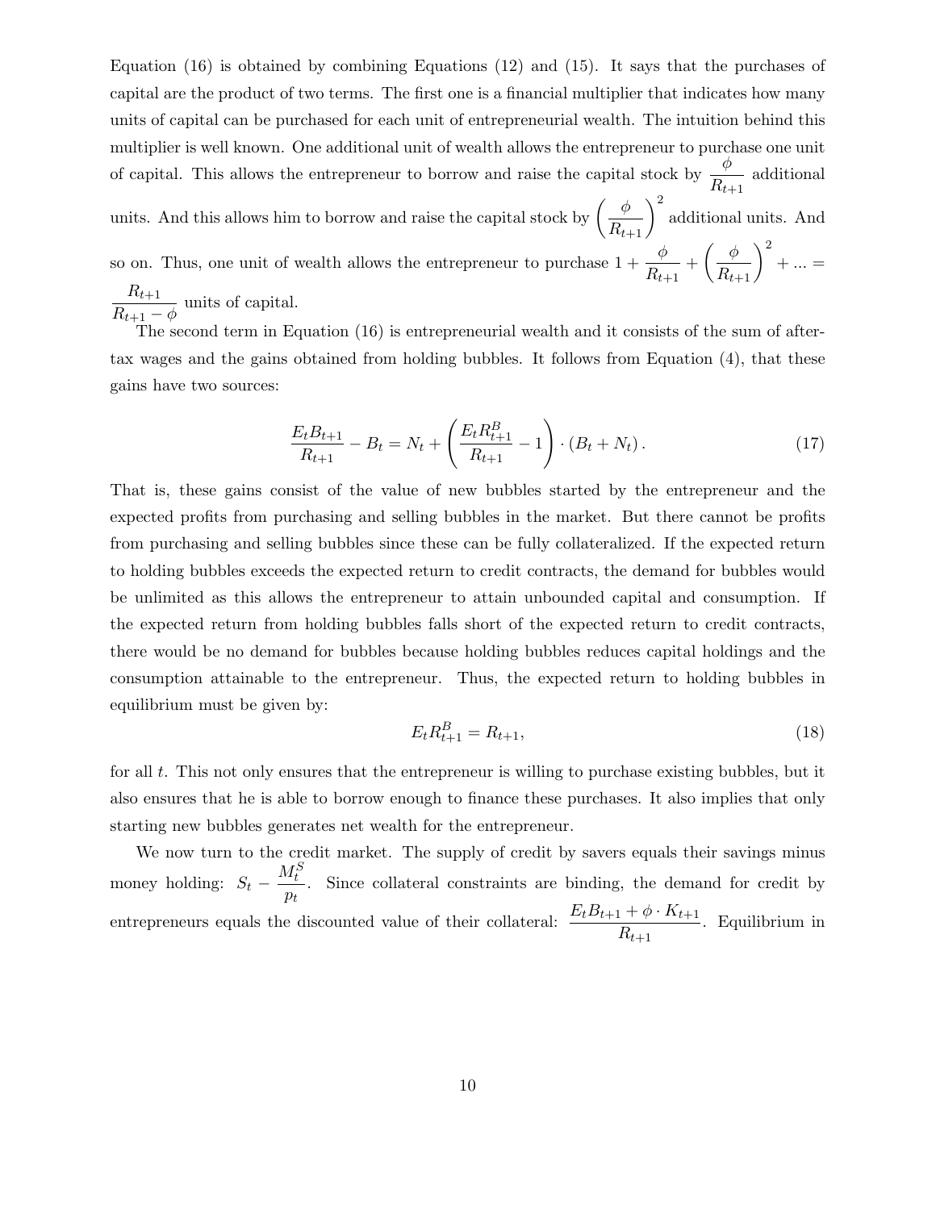Equation (16) is obtained by combining Equations (12) and (15). It says that the purchases of capital are the product of two terms. The first one is a financial multiplier that indicates how many units of capital can be purchased for each unit of entrepreneurial wealth. The intuition behind this multiplier is well known. One additional unit of wealth allows the entrepreneur to purchase one unit of capital. This allows the entrepreneur to borrow and raise the capital stock by $\frac{\phi}{R_{t+1}}$ additional units. And this allows him to borrow and raise the capital stock by $\left(\frac{\phi}{R_{t+1}}\right)^2$ additional units. And so on. Thus, one unit of wealth allows the entrepreneur to purchase $1 + \frac{\phi}{R_{t+1}} + \left(\frac{\phi}{R_{t+1}}\right)^2 + ... = \frac{R_{t+1}}{R_{t+1} - \phi}$ units of capital.

The second term in Equation (16) is entrepreneurial wealth and it consists of the sum of after-tax wages and the gains obtained from holding bubbles. It follows from Equation (4), that these gains have two sources:

$$\frac{E_t B_{t+1}}{R_{t+1}} - B_t = N_t + \left(\frac{E_t R^B_{t+1}}{R_{t+1}} - 1\right) \cdot (B_t + N_t). \tag{17}$$

That is, these gains consist of the value of new bubbles started by the entrepreneur and the expected profits from purchasing and selling bubbles in the market. But there cannot be profits from purchasing and selling bubbles since these can be fully collateralized. If the expected return to holding bubbles exceeds the expected return to credit contracts, the demand for bubbles would be unlimited as this allows the entrepreneur to attain unbounded capital and consumption. If the expected return from holding bubbles falls short of the expected return to credit contracts, there would be no demand for bubbles because holding bubbles reduces capital holdings and the consumption attainable to the entrepreneur. Thus, the expected return to holding bubbles in equilibrium must be given by:

$$E_t R^B_{t+1} = R_{t+1}, \tag{18}$$

for all $t$. This not only ensures that the entrepreneur is willing to purchase existing bubbles, but it also ensures that he is able to borrow enough to finance these purchases. It also implies that only starting new bubbles generates net wealth for the entrepreneur.

We now turn to the credit market. The supply of credit by savers equals their savings minus money holding: $S_t - \frac{M^S_t}{p_t}$. Since collateral constraints are binding, the demand for credit by entrepreneurs equals the discounted value of their collateral: $\frac{E_t B_{t+1} + \phi \cdot K_{t+1}}{R_{t+1}}$. Equilibrium in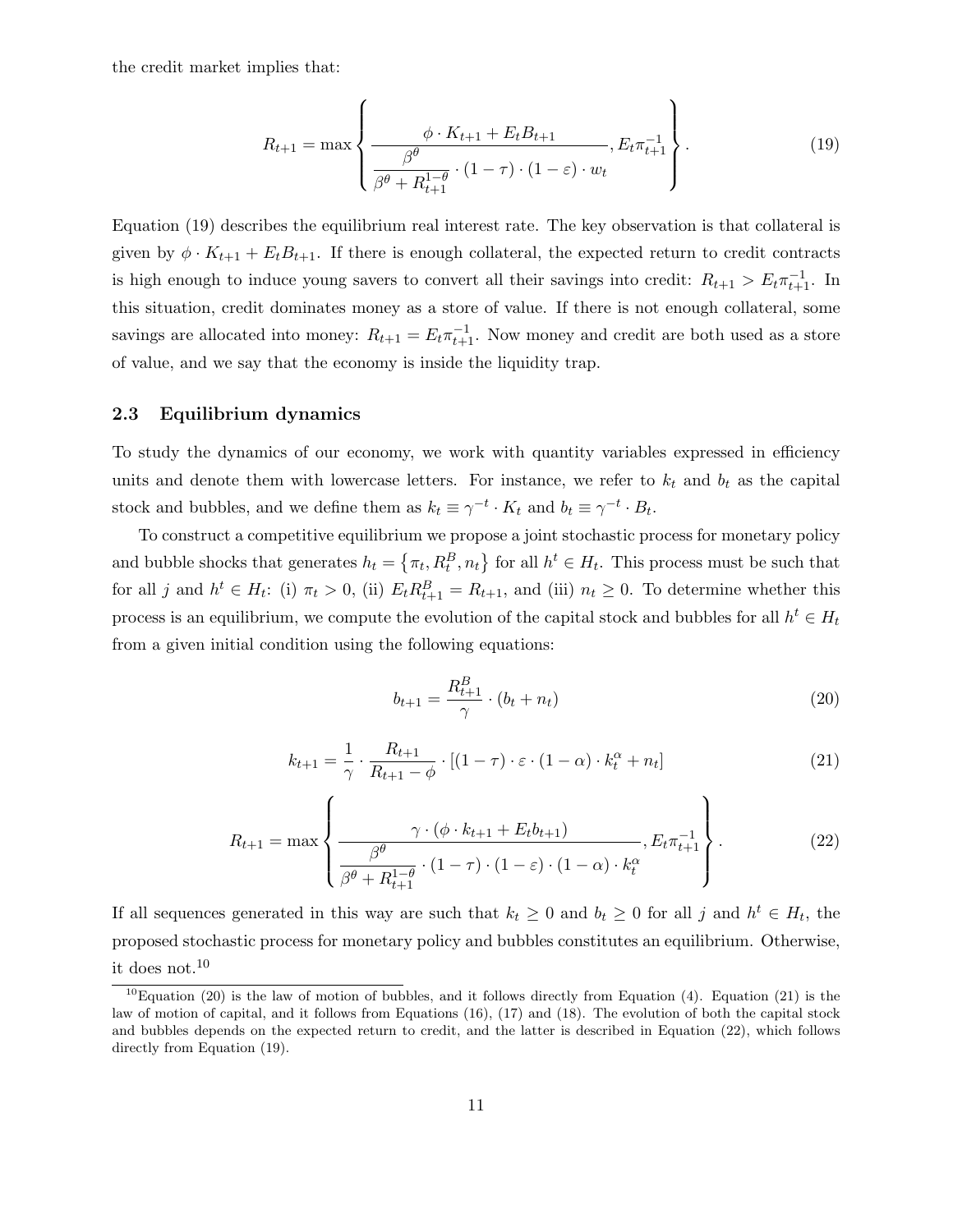the credit market implies that:

$$R_{t+1} = \max\left\{ \frac{\phi \cdot K_{t+1} + E_t B_{t+1}}{\dfrac{\beta^\theta}{\beta^\theta + R_{t+1}^{1-\theta}} \cdot (1-\tau) \cdot (1-\varepsilon) \cdot w_t}, E_t \pi_{t+1}^{-1} \right\}. \tag{19}$$

Equation (19) describes the equilibrium real interest rate. The key observation is that collateral is given by $\phi \cdot K_{t+1} + E_t B_{t+1}$. If there is enough collateral, the expected return to credit contracts is high enough to induce young savers to convert all their savings into credit: $R_{t+1} > E_t \pi_{t+1}^{-1}$. In this situation, credit dominates money as a store of value. If there is not enough collateral, some savings are allocated into money: $R_{t+1} = E_t \pi_{t+1}^{-1}$. Now money and credit are both used as a store of value, and we say that the economy is inside the liquidity trap.

### 2.3 Equilibrium dynamics

To study the dynamics of our economy, we work with quantity variables expressed in efficiency units and denote them with lowercase letters. For instance, we refer to $k_t$ and $b_t$ as the capital stock and bubbles, and we define them as $k_t \equiv \gamma^{-t} \cdot K_t$ and $b_t \equiv \gamma^{-t} \cdot B_t$.

To construct a competitive equilibrium we propose a joint stochastic process for monetary policy and bubble shocks that generates $h_t = \left\{\pi_t, R_t^B, n_t\right\}$ for all $h^t \in H_t$. This process must be such that for all $j$ and $h^t \in H_t$: (i) $\pi_t > 0$, (ii) $E_t R_{t+1}^B = R_{t+1}$, and (iii) $n_t \geq 0$. To determine whether this process is an equilibrium, we compute the evolution of the capital stock and bubbles for all $h^t \in H_t$ from a given initial condition using the following equations:

$$b_{t+1} = \frac{R_{t+1}^B}{\gamma} \cdot (b_t + n_t) \tag{20}$$

$$k_{t+1} = \frac{1}{\gamma} \cdot \frac{R_{t+1}}{R_{t+1} - \phi} \cdot \left[(1-\tau) \cdot \varepsilon \cdot (1-\alpha) \cdot k_t^\alpha + n_t\right] \tag{21}$$

$$R_{t+1} = \max\left\{ \frac{\gamma \cdot (\phi \cdot k_{t+1} + E_t b_{t+1})}{\dfrac{\beta^\theta}{\beta^\theta + R_{t+1}^{1-\theta}} \cdot (1-\tau) \cdot (1-\varepsilon) \cdot (1-\alpha) \cdot k_t^\alpha}, E_t \pi_{t+1}^{-1} \right\}. \tag{22}$$

If all sequences generated in this way are such that $k_t \geq 0$ and $b_t \geq 0$ for all $j$ and $h^t \in H_t$, the proposed stochastic process for monetary policy and bubbles constitutes an equilibrium. Otherwise, it does not.[10]

[10] Equation (20) is the law of motion of bubbles, and it follows directly from Equation (4). Equation (21) is the law of motion of capital, and it follows from Equations (16), (17) and (18). The evolution of both the capital stock and bubbles depends on the expected return to credit, and the latter is described in Equation (22), which follows directly from Equation (19).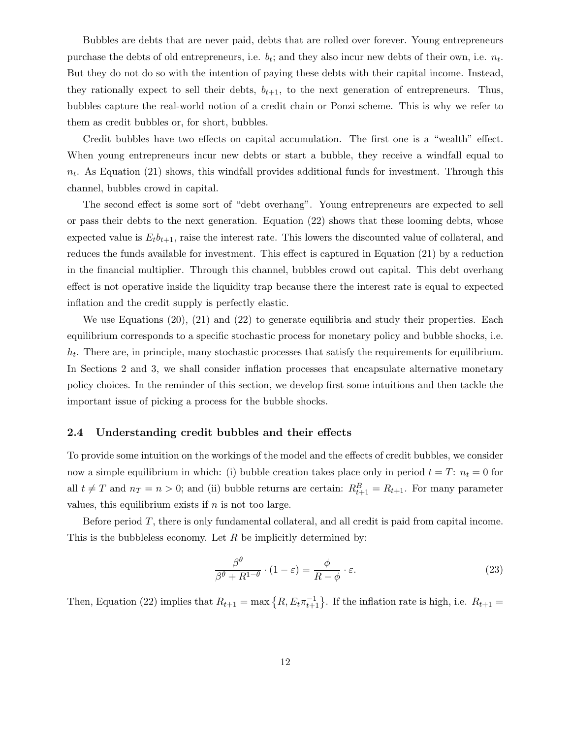Bubbles are debts that are never paid, debts that are rolled over forever. Young entrepreneurs purchase the debts of old entrepreneurs, i.e. $b_t$; and they also incur new debts of their own, i.e. $n_t$. But they do not do so with the intention of paying these debts with their capital income. Instead, they rationally expect to sell their debts, $b_{t+1}$, to the next generation of entrepreneurs. Thus, bubbles capture the real-world notion of a credit chain or Ponzi scheme. This is why we refer to them as credit bubbles or, for short, bubbles.

Credit bubbles have two effects on capital accumulation. The first one is a "wealth" effect. When young entrepreneurs incur new debts or start a bubble, they receive a windfall equal to $n_t$. As Equation (21) shows, this windfall provides additional funds for investment. Through this channel, bubbles crowd in capital.

The second effect is some sort of "debt overhang". Young entrepreneurs are expected to sell or pass their debts to the next generation. Equation (22) shows that these looming debts, whose expected value is $E_t b_{t+1}$, raise the interest rate. This lowers the discounted value of collateral, and reduces the funds available for investment. This effect is captured in Equation (21) by a reduction in the financial multiplier. Through this channel, bubbles crowd out capital. This debt overhang effect is not operative inside the liquidity trap because there the interest rate is equal to expected inflation and the credit supply is perfectly elastic.

We use Equations (20), (21) and (22) to generate equilibria and study their properties. Each equilibrium corresponds to a specific stochastic process for monetary policy and bubble shocks, i.e. $h_t$. There are, in principle, many stochastic processes that satisfy the requirements for equilibrium. In Sections 2 and 3, we shall consider inflation processes that encapsulate alternative monetary policy choices. In the reminder of this section, we develop first some intuitions and then tackle the important issue of picking a process for the bubble shocks.

## 2.4 Understanding credit bubbles and their effects

To provide some intuition on the workings of the model and the effects of credit bubbles, we consider now a simple equilibrium in which: (i) bubble creation takes place only in period $t = T$: $n_t = 0$ for all $t \neq T$ and $n_T = n > 0$; and (ii) bubble returns are certain: $R^B_{t+1} = R_{t+1}$. For many parameter values, this equilibrium exists if $n$ is not too large.

Before period $T$, there is only fundamental collateral, and all credit is paid from capital income. This is the bubbleless economy. Let $R$ be implicitly determined by:

$$\frac{\beta^\theta}{\beta^\theta + R^{1-\theta}} \cdot (1 - \varepsilon) = \frac{\phi}{R - \phi} \cdot \varepsilon. \tag{23}$$

Then, Equation (22) implies that $R_{t+1} = \max\left\{R, E_t \pi^{-1}_{t+1}\right\}$. If the inflation rate is high, i.e. $R_{t+1} =$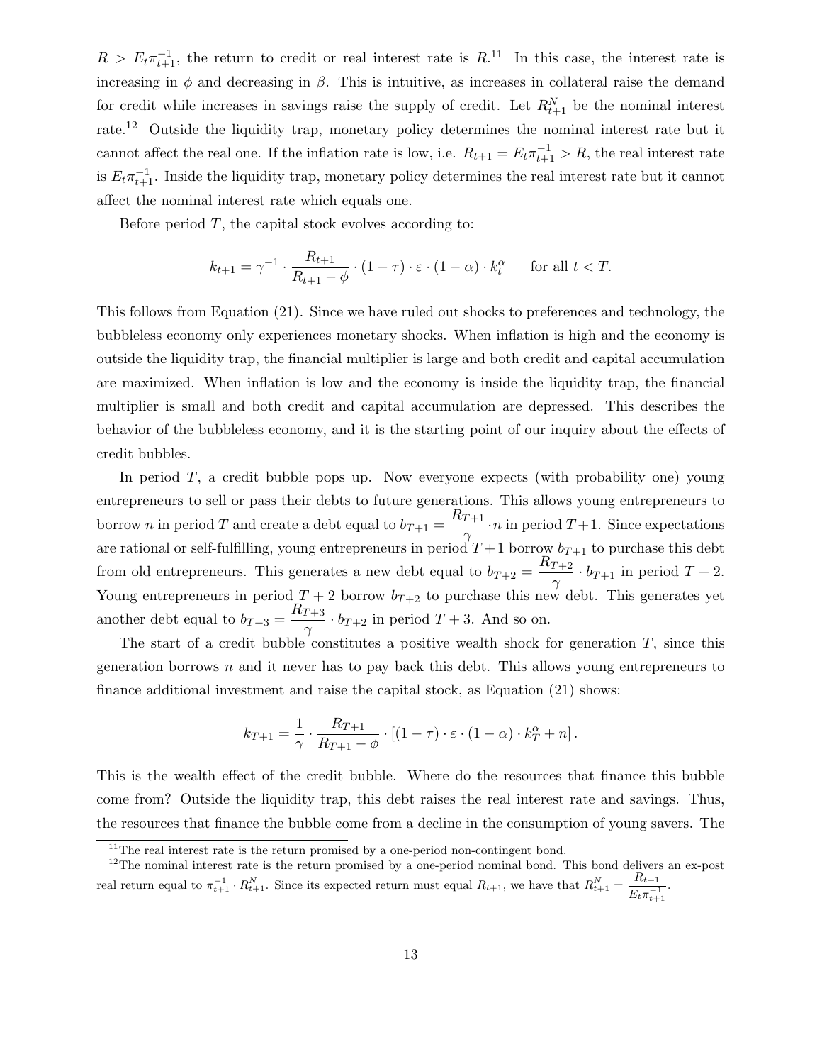$R > E_t \pi_{t+1}^{-1}$, the return to credit or real interest rate is $R$.[11] In this case, the interest rate is increasing in $\phi$ and decreasing in $\beta$. This is intuitive, as increases in collateral raise the demand for credit while increases in savings raise the supply of credit. Let $R_{t+1}^N$ be the nominal interest rate.[12] Outside the liquidity trap, monetary policy determines the nominal interest rate but it cannot affect the real one. If the inflation rate is low, i.e. $R_{t+1} = E_t \pi_{t+1}^{-1} > R$, the real interest rate is $E_t \pi_{t+1}^{-1}$. Inside the liquidity trap, monetary policy determines the real interest rate but it cannot affect the nominal interest rate which equals one.

Before period $T$, the capital stock evolves according to:

$$k_{t+1} = \gamma^{-1} \cdot \frac{R_{t+1}}{R_{t+1} - \phi} \cdot (1-\tau) \cdot \varepsilon \cdot (1-\alpha) \cdot k_t^{\alpha} \qquad \text{for all } t < T.$$

This follows from Equation (21). Since we have ruled out shocks to preferences and technology, the bubbleless economy only experiences monetary shocks. When inflation is high and the economy is outside the liquidity trap, the financial multiplier is large and both credit and capital accumulation are maximized. When inflation is low and the economy is inside the liquidity trap, the financial multiplier is small and both credit and capital accumulation are depressed. This describes the behavior of the bubbleless economy, and it is the starting point of our inquiry about the effects of credit bubbles.

In period $T$, a credit bubble pops up. Now everyone expects (with probability one) young entrepreneurs to sell or pass their debts to future generations. This allows young entrepreneurs to borrow $n$ in period $T$ and create a debt equal to $b_{T+1} = \frac{R_{T+1}}{\gamma} \cdot n$ in period $T+1$. Since expectations are rational or self-fulfilling, young entrepreneurs in period $T+1$ borrow $b_{T+1}$ to purchase this debt from old entrepreneurs. This generates a new debt equal to $b_{T+2} = \frac{R_{T+2}}{\gamma} \cdot b_{T+1}$ in period $T+2$. Young entrepreneurs in period $T+2$ borrow $b_{T+2}$ to purchase this new debt. This generates yet another debt equal to $b_{T+3} = \frac{R_{T+3}}{\gamma} \cdot b_{T+2}$ in period $T+3$. And so on.

The start of a credit bubble constitutes a positive wealth shock for generation $T$, since this generation borrows $n$ and it never has to pay back this debt. This allows young entrepreneurs to finance additional investment and raise the capital stock, as Equation (21) shows:

$$k_{T+1} = \frac{1}{\gamma} \cdot \frac{R_{T+1}}{R_{T+1} - \phi} \cdot \left[(1-\tau) \cdot \varepsilon \cdot (1-\alpha) \cdot k_T^{\alpha} + n\right].$$

This is the wealth effect of the credit bubble. Where do the resources that finance this bubble come from? Outside the liquidity trap, this debt raises the real interest rate and savings. Thus, the resources that finance the bubble come from a decline in the consumption of young savers. The

[11] The real interest rate is the return promised by a one-period non-contingent bond.

[12] The nominal interest rate is the return promised by a one-period nominal bond. This bond delivers an ex-post real return equal to $\pi_{t+1}^{-1} \cdot R_{t+1}^N$. Since its expected return must equal $R_{t+1}$, we have that $R_{t+1}^N = \frac{R_{t+1}}{E_t \pi_{t+1}^{-1}}$.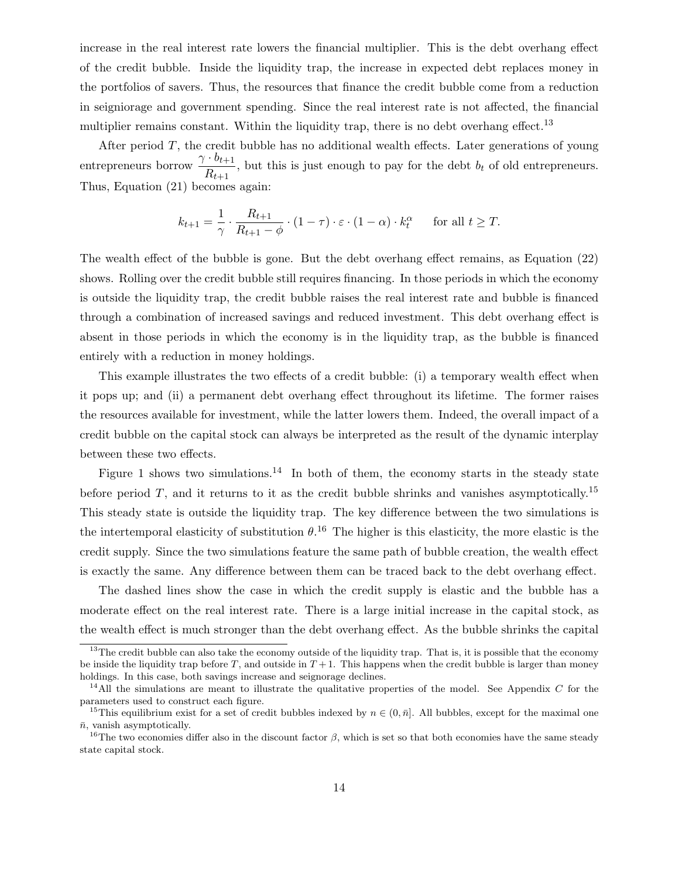increase in the real interest rate lowers the financial multiplier. This is the debt overhang effect of the credit bubble. Inside the liquidity trap, the increase in expected debt replaces money in the portfolios of savers. Thus, the resources that finance the credit bubble come from a reduction in seigniorage and government spending. Since the real interest rate is not affected, the financial multiplier remains constant. Within the liquidity trap, there is no debt overhang effect.[13]

After period $T$, the credit bubble has no additional wealth effects. Later generations of young entrepreneurs borrow $\frac{\gamma \cdot b_{t+1}}{R_{t+1}}$, but this is just enough to pay for the debt $b_t$ of old entrepreneurs. Thus, Equation (21) becomes again:

$$k_{t+1} = \frac{1}{\gamma} \cdot \frac{R_{t+1}}{R_{t+1} - \phi} \cdot (1 - \tau) \cdot \varepsilon \cdot (1 - \alpha) \cdot k_t^{\alpha} \qquad \text{for all } t \geq T.$$

The wealth effect of the bubble is gone. But the debt overhang effect remains, as Equation (22) shows. Rolling over the credit bubble still requires financing. In those periods in which the economy is outside the liquidity trap, the credit bubble raises the real interest rate and bubble is financed through a combination of increased savings and reduced investment. This debt overhang effect is absent in those periods in which the economy is in the liquidity trap, as the bubble is financed entirely with a reduction in money holdings.

This example illustrates the two effects of a credit bubble: (i) a temporary wealth effect when it pops up; and (ii) a permanent debt overhang effect throughout its lifetime. The former raises the resources available for investment, while the latter lowers them. Indeed, the overall impact of a credit bubble on the capital stock can always be interpreted as the result of the dynamic interplay between these two effects.

Figure 1 shows two simulations.[14] In both of them, the economy starts in the steady state before period $T$, and it returns to it as the credit bubble shrinks and vanishes asymptotically.[15] This steady state is outside the liquidity trap. The key difference between the two simulations is the intertemporal elasticity of substitution $\theta$.[16] The higher is this elasticity, the more elastic is the credit supply. Since the two simulations feature the same path of bubble creation, the wealth effect is exactly the same. Any difference between them can be traced back to the debt overhang effect.

The dashed lines show the case in which the credit supply is elastic and the bubble has a moderate effect on the real interest rate. There is a large initial increase in the capital stock, as the wealth effect is much stronger than the debt overhang effect. As the bubble shrinks the capital

[13]The credit bubble can also take the economy outside of the liquidity trap. That is, it is possible that the economy be inside the liquidity trap before $T$, and outside in $T+1$. This happens when the credit bubble is larger than money holdings. In this case, both savings increase and seignorage declines.

[14]All the simulations are meant to illustrate the qualitative properties of the model. See Appendix $C$ for the parameters used to construct each figure.

[15]This equilibrium exist for a set of credit bubbles indexed by $n \in (0, \bar{n}]$. All bubbles, except for the maximal one $\bar{n}$, vanish asymptotically.

[16]The two economies differ also in the discount factor $\beta$, which is set so that both economies have the same steady state capital stock.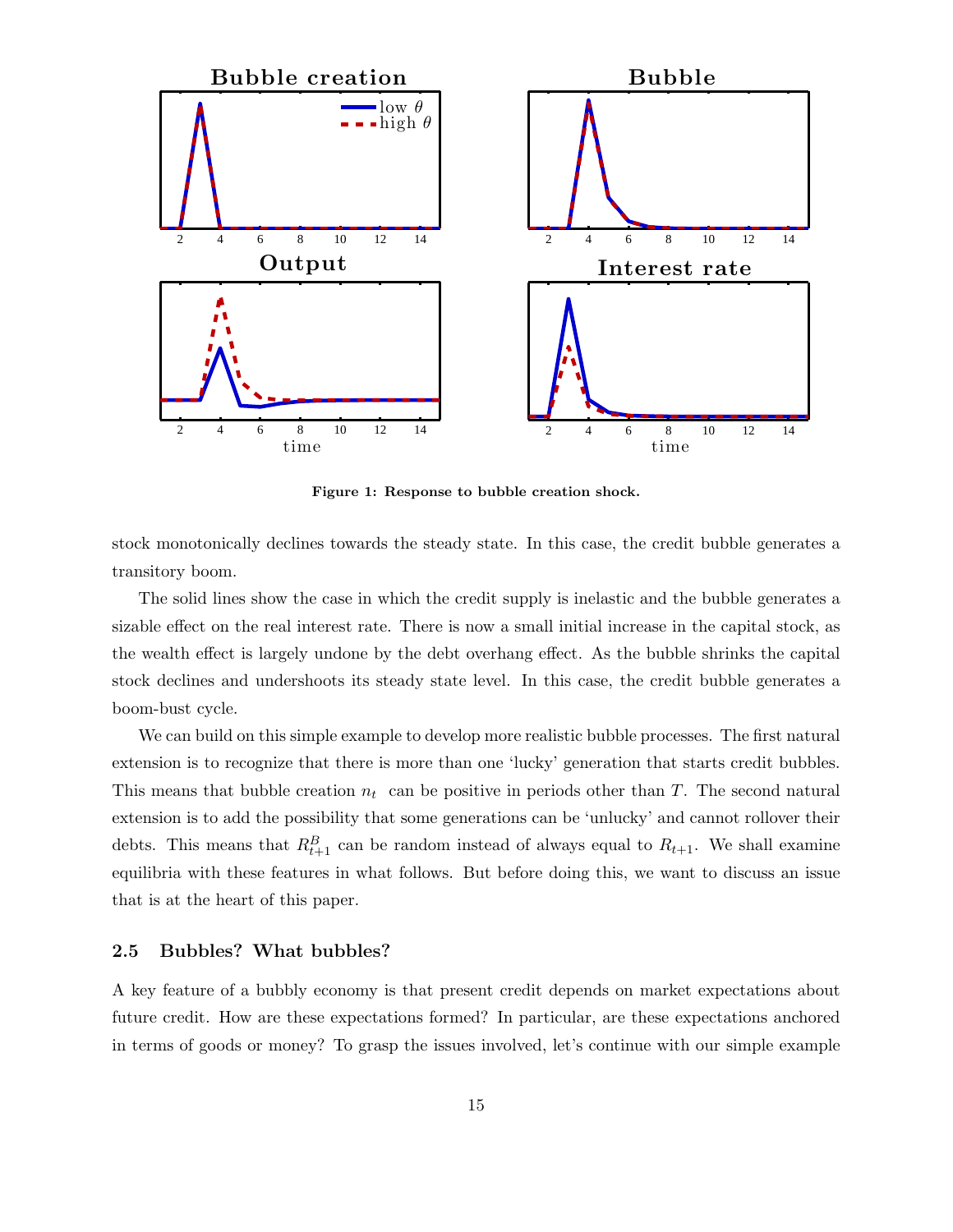**Figure 1: Response to bubble creation shock.**

stock monotonically declines towards the steady state. In this case, the credit bubble generates a transitory boom.

The solid lines show the case in which the credit supply is inelastic and the bubble generates a sizable effect on the real interest rate. There is now a small initial increase in the capital stock, as the wealth effect is largely undone by the debt overhang effect. As the bubble shrinks the capital stock declines and undershoots its steady state level. In this case, the credit bubble generates a boom-bust cycle.

We can build on this simple example to develop more realistic bubble processes. The first natural extension is to recognize that there is more than one 'lucky' generation that starts credit bubbles. This means that bubble creation $n_t$ can be positive in periods other than $T$. The second natural extension is to add the possibility that some generations can be 'unlucky' and cannot rollover their debts. This means that $R^B_{t+1}$ can be random instead of always equal to $R_{t+1}$. We shall examine equilibria with these features in what follows. But before doing this, we want to discuss an issue that is at the heart of this paper.

### 2.5 Bubbles? What bubbles?

A key feature of a bubbly economy is that present credit depends on market expectations about future credit. How are these expectations formed? In particular, are these expectations anchored in terms of goods or money? To grasp the issues involved, let's continue with our simple example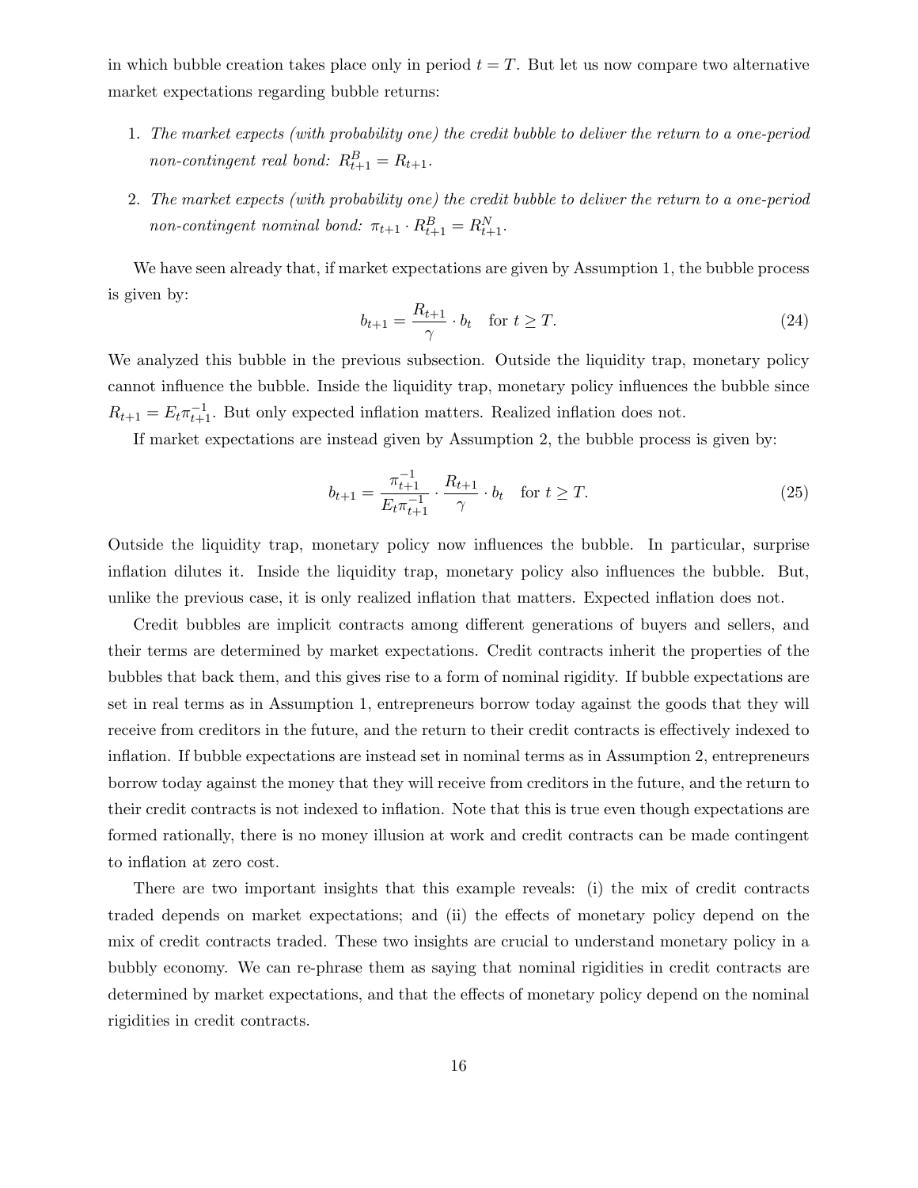in which bubble creation takes place only in period $t = T$. But let us now compare two alternative market expectations regarding bubble returns:

1. *The market expects (with probability one) the credit bubble to deliver the return to a one-period non-contingent real bond:* $R^B_{t+1} = R_{t+1}$.
2. *The market expects (with probability one) the credit bubble to deliver the return to a one-period non-contingent nominal bond:* $\pi_{t+1} \cdot R^B_{t+1} = R^N_{t+1}$.

We have seen already that, if market expectations are given by Assumption 1, the bubble process is given by:

$$b_{t+1} = \frac{R_{t+1}}{\gamma} \cdot b_t \quad \text{for } t \geq T. \tag{24}$$

We analyzed this bubble in the previous subsection. Outside the liquidity trap, monetary policy cannot influence the bubble. Inside the liquidity trap, monetary policy influences the bubble since $R_{t+1} = E_t \pi^{-1}_{t+1}$. But only expected inflation matters. Realized inflation does not.

If market expectations are instead given by Assumption 2, the bubble process is given by:

$$b_{t+1} = \frac{\pi^{-1}_{t+1}}{E_t \pi^{-1}_{t+1}} \cdot \frac{R_{t+1}}{\gamma} \cdot b_t \quad \text{for } t \geq T. \tag{25}$$

Outside the liquidity trap, monetary policy now influences the bubble. In particular, surprise inflation dilutes it. Inside the liquidity trap, monetary policy also influences the bubble. But, unlike the previous case, it is only realized inflation that matters. Expected inflation does not.

Credit bubbles are implicit contracts among different generations of buyers and sellers, and their terms are determined by market expectations. Credit contracts inherit the properties of the bubbles that back them, and this gives rise to a form of nominal rigidity. If bubble expectations are set in real terms as in Assumption 1, entrepreneurs borrow today against the goods that they will receive from creditors in the future, and the return to their credit contracts is effectively indexed to inflation. If bubble expectations are instead set in nominal terms as in Assumption 2, entrepreneurs borrow today against the money that they will receive from creditors in the future, and the return to their credit contracts is not indexed to inflation. Note that this is true even though expectations are formed rationally, there is no money illusion at work and credit contracts can be made contingent to inflation at zero cost.

There are two important insights that this example reveals: (i) the mix of credit contracts traded depends on market expectations; and (ii) the effects of monetary policy depend on the mix of credit contracts traded. These two insights are crucial to understand monetary policy in a bubbly economy. We can re-phrase them as saying that nominal rigidities in credit contracts are determined by market expectations, and that the effects of monetary policy depend on the nominal rigidities in credit contracts.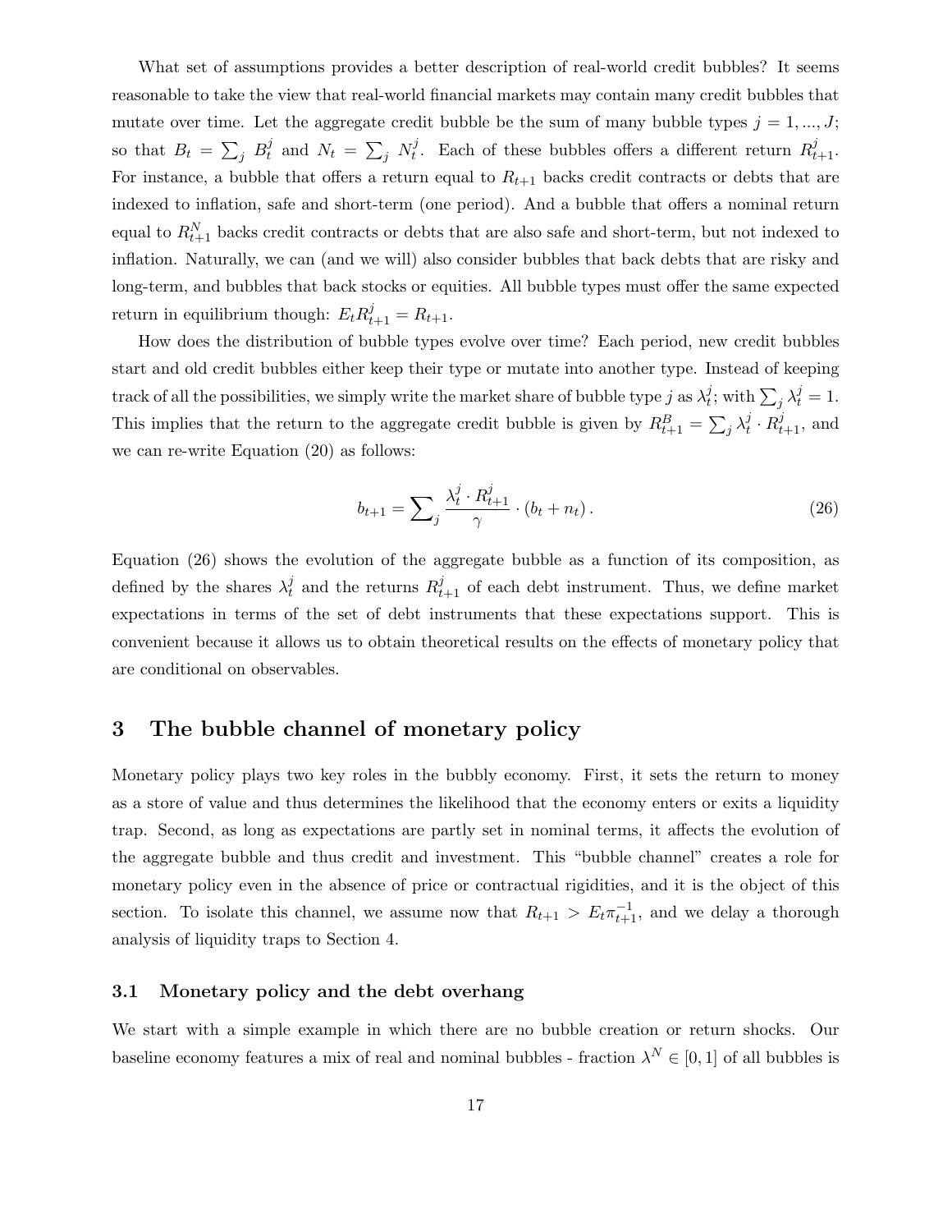What set of assumptions provides a better description of real-world credit bubbles? It seems reasonable to take the view that real-world financial markets may contain many credit bubbles that mutate over time. Let the aggregate credit bubble be the sum of many bubble types $j = 1, ..., J$; so that $B_t = \sum_j B_t^j$ and $N_t = \sum_j N_t^j$. Each of these bubbles offers a different return $R_{t+1}^j$. For instance, a bubble that offers a return equal to $R_{t+1}$ backs credit contracts or debts that are indexed to inflation, safe and short-term (one period). And a bubble that offers a nominal return equal to $R_{t+1}^N$ backs credit contracts or debts that are also safe and short-term, but not indexed to inflation. Naturally, we can (and we will) also consider bubbles that back debts that are risky and long-term, and bubbles that back stocks or equities. All bubble types must offer the same expected return in equilibrium though: $E_t R_{t+1}^j = R_{t+1}$.

How does the distribution of bubble types evolve over time? Each period, new credit bubbles start and old credit bubbles either keep their type or mutate into another type. Instead of keeping track of all the possibilities, we simply write the market share of bubble type $j$ as $\lambda_t^j$; with $\sum_j \lambda_t^j = 1$. This implies that the return to the aggregate credit bubble is given by $R_{t+1}^B = \sum_j \lambda_t^j \cdot R_{t+1}^j$, and we can re-write Equation (20) as follows:

$$b_{t+1} = \sum_j \frac{\lambda_t^j \cdot R_{t+1}^j}{\gamma} \cdot (b_t + n_t). \tag{26}$$

Equation (26) shows the evolution of the aggregate bubble as a function of its composition, as defined by the shares $\lambda_t^j$ and the returns $R_{t+1}^j$ of each debt instrument. Thus, we define market expectations in terms of the set of debt instruments that these expectations support. This is convenient because it allows us to obtain theoretical results on the effects of monetary policy that are conditional on observables.

## 3 The bubble channel of monetary policy

Monetary policy plays two key roles in the bubbly economy. First, it sets the return to money as a store of value and thus determines the likelihood that the economy enters or exits a liquidity trap. Second, as long as expectations are partly set in nominal terms, it affects the evolution of the aggregate bubble and thus credit and investment. This "bubble channel" creates a role for monetary policy even in the absence of price or contractual rigidities, and it is the object of this section. To isolate this channel, we assume now that $R_{t+1} > E_t \pi_{t+1}^{-1}$, and we delay a thorough analysis of liquidity traps to Section 4.

### 3.1 Monetary policy and the debt overhang

We start with a simple example in which there are no bubble creation or return shocks. Our baseline economy features a mix of real and nominal bubbles - fraction $\lambda^N \in [0, 1]$ of all bubbles is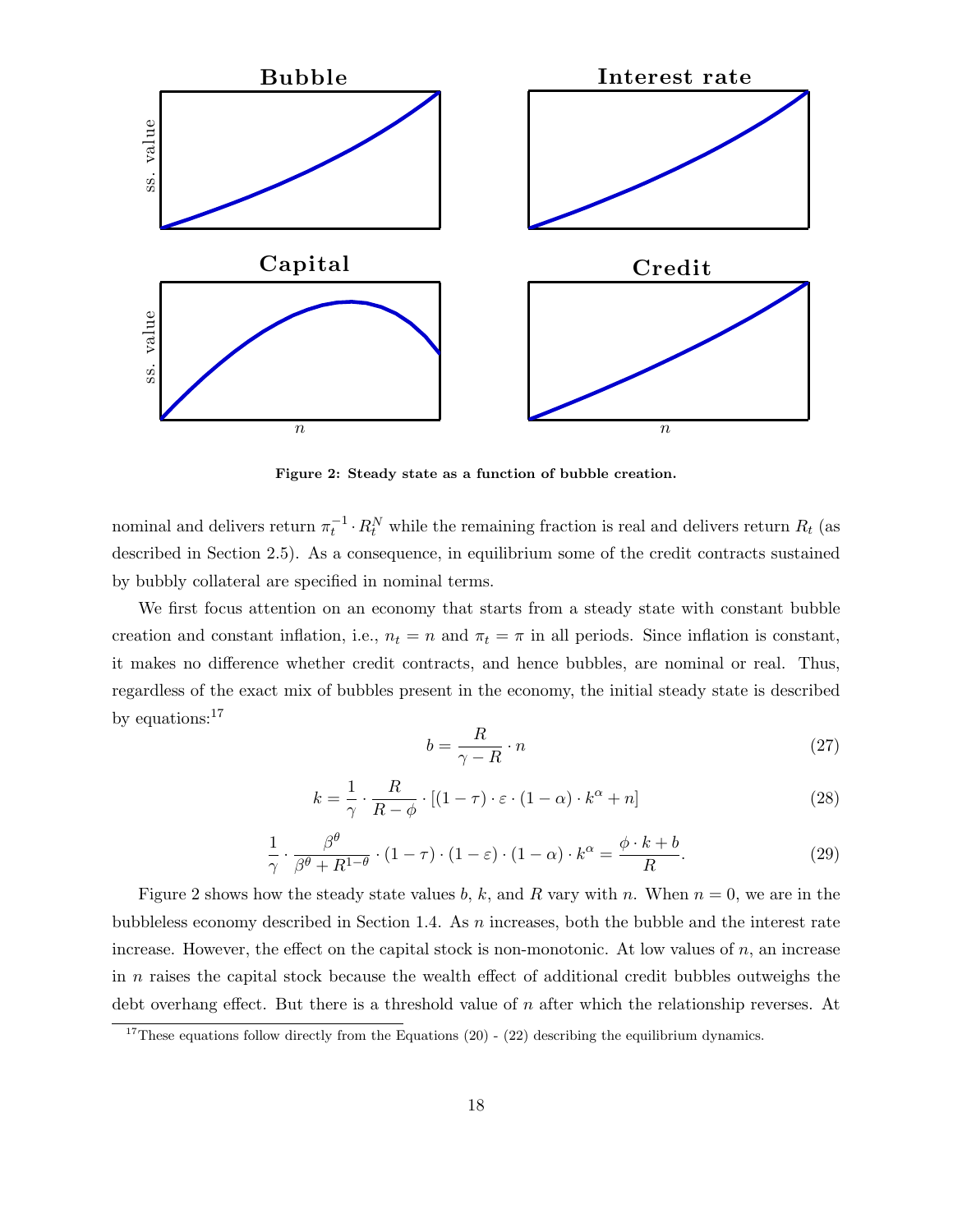Figure 2: Steady state as a function of bubble creation.

nominal and delivers return $\pi_t^{-1} \cdot R_t^N$ while the remaining fraction is real and delivers return $R_t$ (as described in Section 2.5). As a consequence, in equilibrium some of the credit contracts sustained by bubbly collateral are specified in nominal terms.

We first focus attention on an economy that starts from a steady state with constant bubble creation and constant inflation, i.e., $n_t = n$ and $\pi_t = \pi$ in all periods. Since inflation is constant, it makes no difference whether credit contracts, and hence bubbles, are nominal or real. Thus, regardless of the exact mix of bubbles present in the economy, the initial steady state is described by equations:[17]

$$b = \frac{R}{\gamma - R} \cdot n \tag{27}$$

$$k = \frac{1}{\gamma} \cdot \frac{R}{R - \phi} \cdot [(1-\tau) \cdot \varepsilon \cdot (1-\alpha) \cdot k^{\alpha} + n] \tag{28}$$

$$\frac{1}{\gamma} \cdot \frac{\beta^{\theta}}{\beta^{\theta} + R^{1-\theta}} \cdot (1-\tau) \cdot (1-\varepsilon) \cdot (1-\alpha) \cdot k^{\alpha} = \frac{\phi \cdot k + b}{R}. \tag{29}$$

Figure 2 shows how the steady state values $b$, $k$, and $R$ vary with $n$. When $n = 0$, we are in the bubbleless economy described in Section 1.4. As $n$ increases, both the bubble and the interest rate increase. However, the effect on the capital stock is non-monotonic. At low values of $n$, an increase in $n$ raises the capital stock because the wealth effect of additional credit bubbles outweighs the debt overhang effect. But there is a threshold value of $n$ after which the relationship reverses. At

[17] These equations follow directly from the Equations (20) - (22) describing the equilibrium dynamics.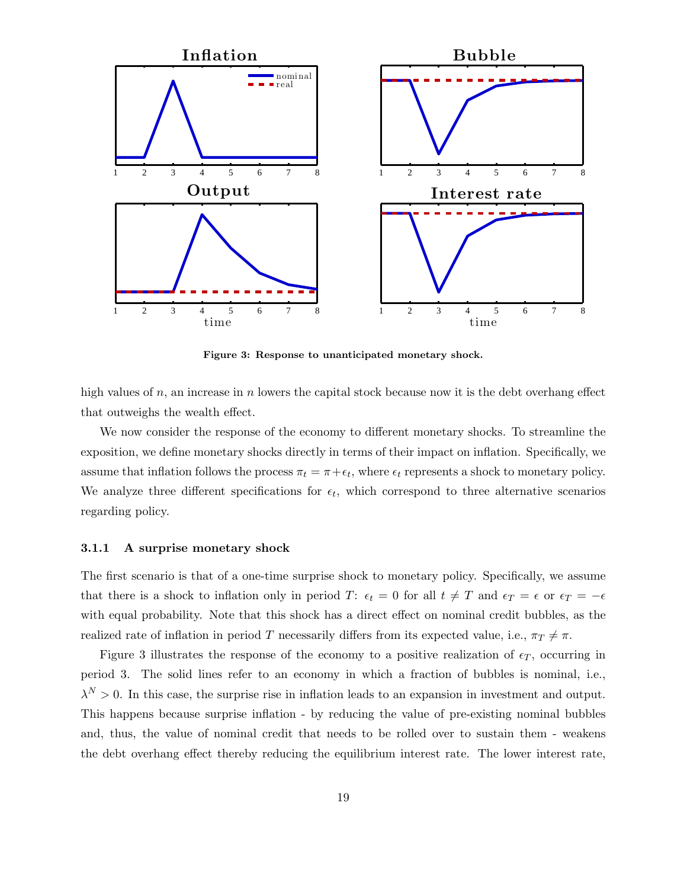**Figure 3: Response to unanticipated monetary shock.**

high values of $n$, an increase in $n$ lowers the capital stock because now it is the debt overhang effect that outweighs the wealth effect.

We now consider the response of the economy to different monetary shocks. To streamline the exposition, we define monetary shocks directly in terms of their impact on inflation. Specifically, we assume that inflation follows the process $\pi_t = \pi + \epsilon_t$, where $\epsilon_t$ represents a shock to monetary policy. We analyze three different specifications for $\epsilon_t$, which correspond to three alternative scenarios regarding policy.

### 3.1.1 A surprise monetary shock

The first scenario is that of a one-time surprise shock to monetary policy. Specifically, we assume that there is a shock to inflation only in period $T$: $\epsilon_t = 0$ for all $t \neq T$ and $\epsilon_T = \epsilon$ or $\epsilon_T = -\epsilon$ with equal probability. Note that this shock has a direct effect on nominal credit bubbles, as the realized rate of inflation in period $T$ necessarily differs from its expected value, i.e., $\pi_T \neq \pi$.

Figure 3 illustrates the response of the economy to a positive realization of $\epsilon_T$, occurring in period 3. The solid lines refer to an economy in which a fraction of bubbles is nominal, i.e., $\lambda^N > 0$. In this case, the surprise rise in inflation leads to an expansion in investment and output. This happens because surprise inflation - by reducing the value of pre-existing nominal bubbles and, thus, the value of nominal credit that needs to be rolled over to sustain them - weakens the debt overhang effect thereby reducing the equilibrium interest rate. The lower interest rate,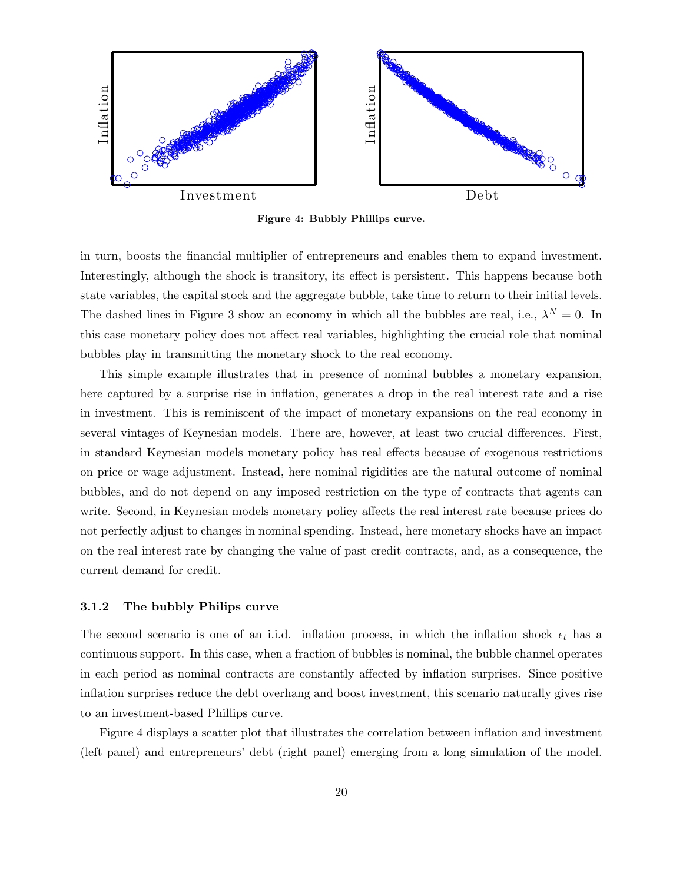**Figure 4: Bubbly Phillips curve.**

in turn, boosts the financial multiplier of entrepreneurs and enables them to expand investment. Interestingly, although the shock is transitory, its effect is persistent. This happens because both state variables, the capital stock and the aggregate bubble, take time to return to their initial levels. The dashed lines in Figure 3 show an economy in which all the bubbles are real, i.e., $\lambda^N = 0$. In this case monetary policy does not affect real variables, highlighting the crucial role that nominal bubbles play in transmitting the monetary shock to the real economy.

This simple example illustrates that in presence of nominal bubbles a monetary expansion, here captured by a surprise rise in inflation, generates a drop in the real interest rate and a rise in investment. This is reminiscent of the impact of monetary expansions on the real economy in several vintages of Keynesian models. There are, however, at least two crucial differences. First, in standard Keynesian models monetary policy has real effects because of exogenous restrictions on price or wage adjustment. Instead, here nominal rigidities are the natural outcome of nominal bubbles, and do not depend on any imposed restriction on the type of contracts that agents can write. Second, in Keynesian models monetary policy affects the real interest rate because prices do not perfectly adjust to changes in nominal spending. Instead, here monetary shocks have an impact on the real interest rate by changing the value of past credit contracts, and, as a consequence, the current demand for credit.

### 3.1.2 The bubbly Philips curve

The second scenario is one of an i.i.d. inflation process, in which the inflation shock $\epsilon_t$ has a continuous support. In this case, when a fraction of bubbles is nominal, the bubble channel operates in each period as nominal contracts are constantly affected by inflation surprises. Since positive inflation surprises reduce the debt overhang and boost investment, this scenario naturally gives rise to an investment-based Phillips curve.

Figure 4 displays a scatter plot that illustrates the correlation between inflation and investment (left panel) and entrepreneurs' debt (right panel) emerging from a long simulation of the model.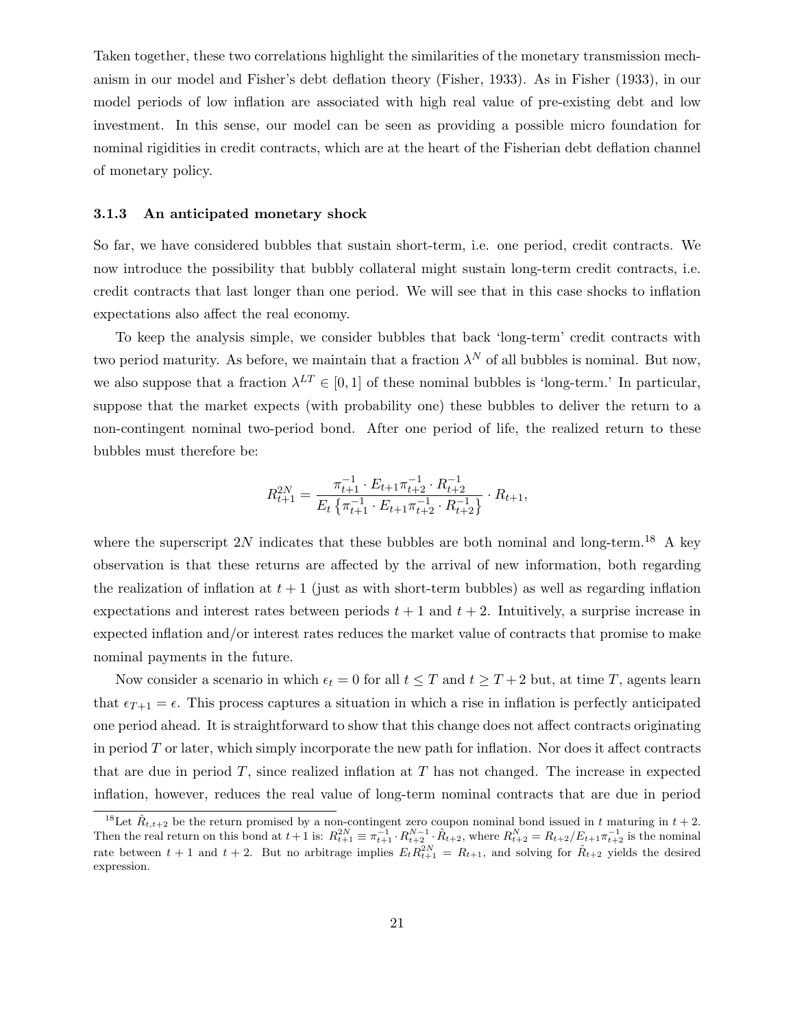Taken together, these two correlations highlight the similarities of the monetary transmission mechanism in our model and Fisher's debt deflation theory (Fisher, 1933). As in Fisher (1933), in our model periods of low inflation are associated with high real value of pre-existing debt and low investment. In this sense, our model can be seen as providing a possible micro foundation for nominal rigidities in credit contracts, which are at the heart of the Fisherian debt deflation channel of monetary policy.

### 3.1.3 An anticipated monetary shock

So far, we have considered bubbles that sustain short-term, i.e. one period, credit contracts. We now introduce the possibility that bubbly collateral might sustain long-term credit contracts, i.e. credit contracts that last longer than one period. We will see that in this case shocks to inflation expectations also affect the real economy.

To keep the analysis simple, we consider bubbles that back 'long-term' credit contracts with two period maturity. As before, we maintain that a fraction $\lambda^N$ of all bubbles is nominal. But now, we also suppose that a fraction $\lambda^{LT} \in [0,1]$ of these nominal bubbles is 'long-term.' In particular, suppose that the market expects (with probability one) these bubbles to deliver the return to a non-contingent nominal two-period bond. After one period of life, the realized return to these bubbles must therefore be:

$$R_{t+1}^{2N} = \frac{\pi_{t+1}^{-1} \cdot E_{t+1}\pi_{t+2}^{-1} \cdot R_{t+2}^{-1}}{E_t\left\{\pi_{t+1}^{-1} \cdot E_{t+1}\pi_{t+2}^{-1} \cdot R_{t+2}^{-1}\right\}} \cdot R_{t+1},$$

where the superscript $2N$ indicates that these bubbles are both nominal and long-term.[18] A key observation is that these returns are affected by the arrival of new information, both regarding the realization of inflation at $t+1$ (just as with short-term bubbles) as well as regarding inflation expectations and interest rates between periods $t+1$ and $t+2$. Intuitively, a surprise increase in expected inflation and/or interest rates reduces the market value of contracts that promise to make nominal payments in the future.

Now consider a scenario in which $\epsilon_t = 0$ for all $t \leq T$ and $t \geq T+2$ but, at time $T$, agents learn that $\epsilon_{T+1} = \epsilon$. This process captures a situation in which a rise in inflation is perfectly anticipated one period ahead. It is straightforward to show that this change does not affect contracts originating in period $T$ or later, which simply incorporate the new path for inflation. Nor does it affect contracts that are due in period $T$, since realized inflation at $T$ has not changed. The increase in expected inflation, however, reduces the real value of long-term nominal contracts that are due in period

[18] Let $\hat{R}_{t,t+2}$ be the return promised by a non-contingent zero coupon nominal bond issued in $t$ maturing in $t+2$. Then the real return on this bond at $t+1$ is: $R_{t+1}^{2N} \equiv \pi_{t+1}^{-1} \cdot R_{t+2}^{N^{-1}} \cdot \hat{R}_{t+2}$, where $R_{t+2}^{N} = R_{t+2}/E_{t+1}\pi_{t+2}^{-1}$ is the nominal rate between $t+1$ and $t+2$. But no arbitrage implies $E_t R_{t+1}^{2N} = R_{t+1}$, and solving for $\hat{R}_{t+2}$ yields the desired expression.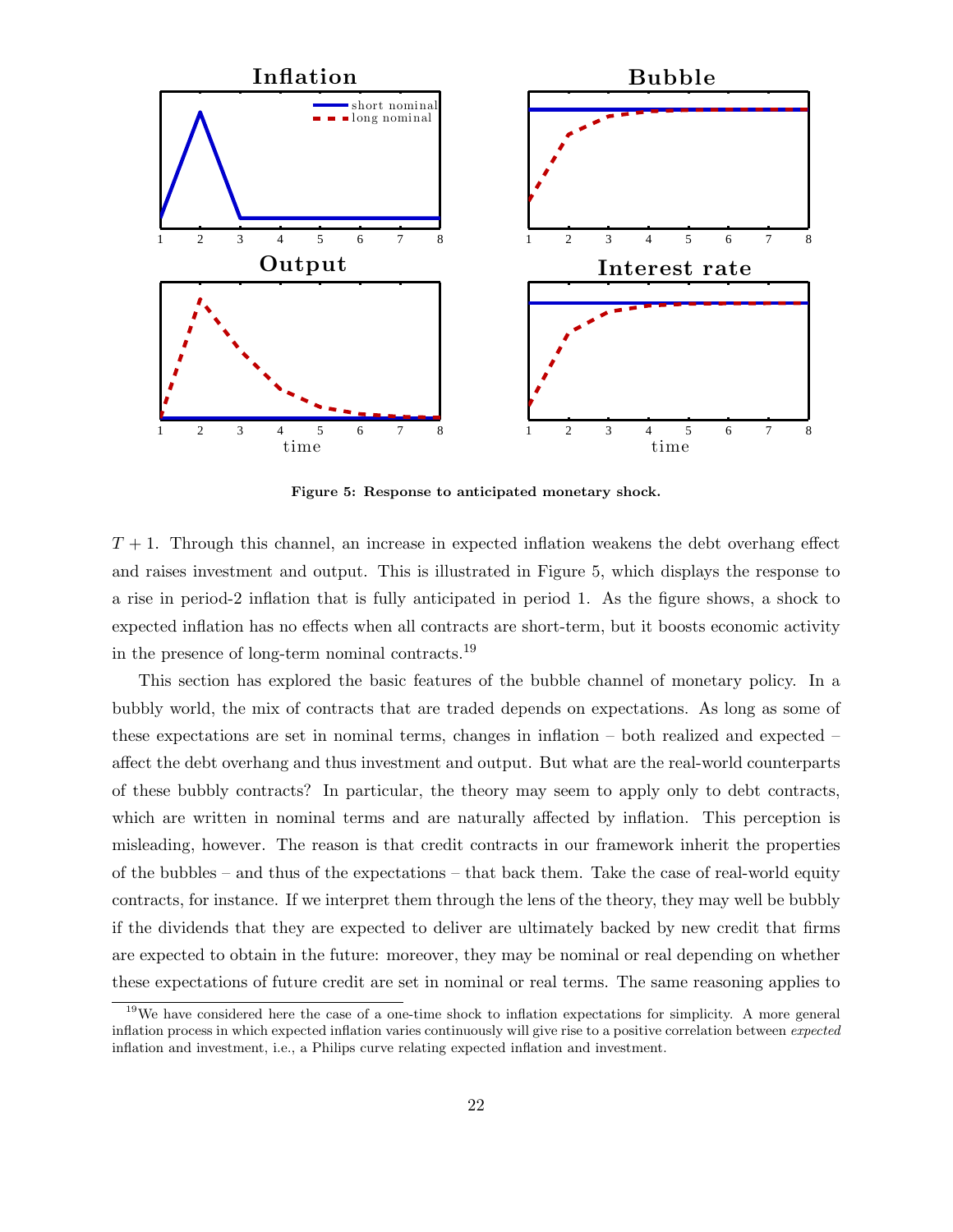**Figure 5: Response to anticipated monetary shock.**

$T + 1$. Through this channel, an increase in expected inflation weakens the debt overhang effect and raises investment and output. This is illustrated in Figure 5, which displays the response to a rise in period-2 inflation that is fully anticipated in period 1. As the figure shows, a shock to expected inflation has no effects when all contracts are short-term, but it boosts economic activity in the presence of long-term nominal contracts.[19]

This section has explored the basic features of the bubble channel of monetary policy. In a bubbly world, the mix of contracts that are traded depends on expectations. As long as some of these expectations are set in nominal terms, changes in inflation – both realized and expected – affect the debt overhang and thus investment and output. But what are the real-world counterparts of these bubbly contracts? In particular, the theory may seem to apply only to debt contracts, which are written in nominal terms and are naturally affected by inflation. This perception is misleading, however. The reason is that credit contracts in our framework inherit the properties of the bubbles – and thus of the expectations – that back them. Take the case of real-world equity contracts, for instance. If we interpret them through the lens of the theory, they may well be bubbly if the dividends that they are expected to deliver are ultimately backed by new credit that firms are expected to obtain in the future: moreover, they may be nominal or real depending on whether these expectations of future credit are set in nominal or real terms. The same reasoning applies to

[19] We have considered here the case of a one-time shock to inflation expectations for simplicity. A more general inflation process in which expected inflation varies continuously will give rise to a positive correlation between *expected* inflation and investment, i.e., a Philips curve relating expected inflation and investment.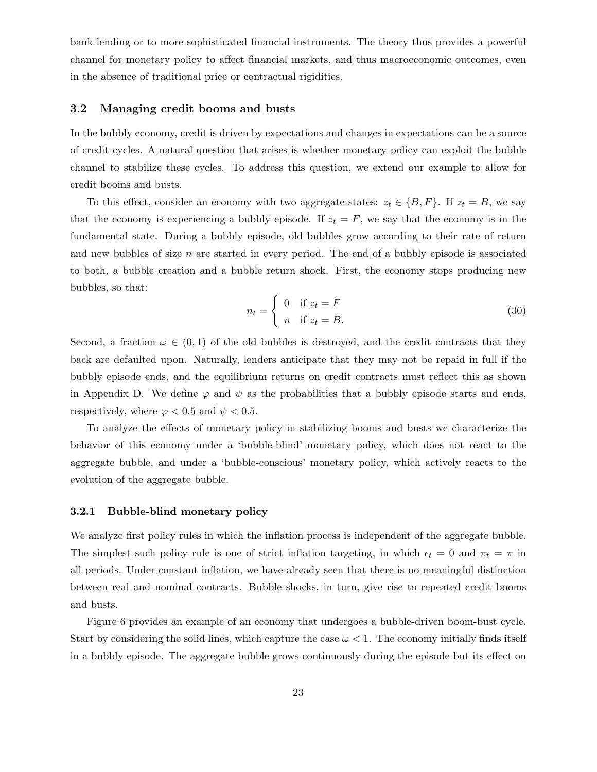bank lending or to more sophisticated financial instruments. The theory thus provides a powerful channel for monetary policy to affect financial markets, and thus macroeconomic outcomes, even in the absence of traditional price or contractual rigidities.

### 3.2 Managing credit booms and busts

In the bubbly economy, credit is driven by expectations and changes in expectations can be a source of credit cycles. A natural question that arises is whether monetary policy can exploit the bubble channel to stabilize these cycles. To address this question, we extend our example to allow for credit booms and busts.

To this effect, consider an economy with two aggregate states: $z_t \in \{B, F\}$. If $z_t = B$, we say that the economy is experiencing a bubbly episode. If $z_t = F$, we say that the economy is in the fundamental state. During a bubbly episode, old bubbles grow according to their rate of return and new bubbles of size $n$ are started in every period. The end of a bubbly episode is associated to both, a bubble creation and a bubble return shock. First, the economy stops producing new bubbles, so that:

$$n_t = \begin{cases} 0 & \text{if } z_t = F \\ n & \text{if } z_t = B. \end{cases} \tag{30}$$

Second, a fraction $\omega \in (0, 1)$ of the old bubbles is destroyed, and the credit contracts that they back are defaulted upon. Naturally, lenders anticipate that they may not be repaid in full if the bubbly episode ends, and the equilibrium returns on credit contracts must reflect this as shown in Appendix D. We define $\varphi$ and $\psi$ as the probabilities that a bubbly episode starts and ends, respectively, where $\varphi < 0.5$ and $\psi < 0.5$.

To analyze the effects of monetary policy in stabilizing booms and busts we characterize the behavior of this economy under a 'bubble-blind' monetary policy, which does not react to the aggregate bubble, and under a 'bubble-conscious' monetary policy, which actively reacts to the evolution of the aggregate bubble.

#### 3.2.1 Bubble-blind monetary policy

We analyze first policy rules in which the inflation process is independent of the aggregate bubble. The simplest such policy rule is one of strict inflation targeting, in which $\epsilon_t = 0$ and $\pi_t = \pi$ in all periods. Under constant inflation, we have already seen that there is no meaningful distinction between real and nominal contracts. Bubble shocks, in turn, give rise to repeated credit booms and busts.

Figure 6 provides an example of an economy that undergoes a bubble-driven boom-bust cycle. Start by considering the solid lines, which capture the case $\omega < 1$. The economy initially finds itself in a bubbly episode. The aggregate bubble grows continuously during the episode but its effect on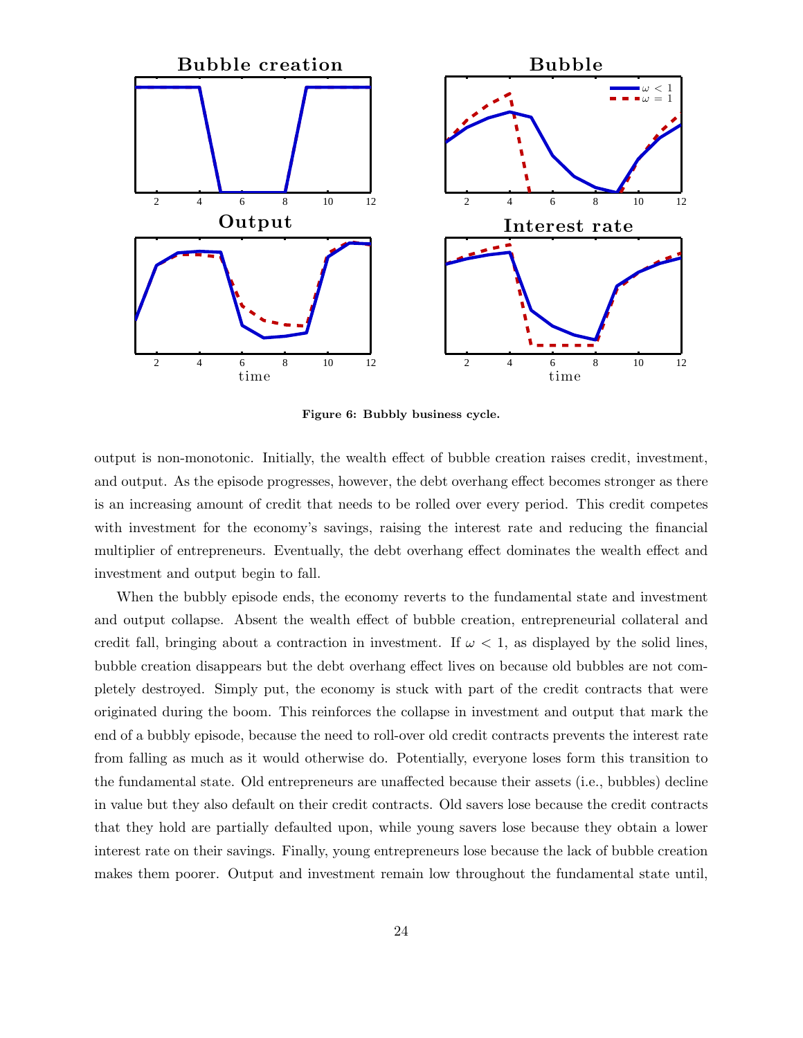**Figure 6: Bubbly business cycle.**

output is non-monotonic. Initially, the wealth effect of bubble creation raises credit, investment, and output. As the episode progresses, however, the debt overhang effect becomes stronger as there is an increasing amount of credit that needs to be rolled over every period. This credit competes with investment for the economy's savings, raising the interest rate and reducing the financial multiplier of entrepreneurs. Eventually, the debt overhang effect dominates the wealth effect and investment and output begin to fall.

When the bubbly episode ends, the economy reverts to the fundamental state and investment and output collapse. Absent the wealth effect of bubble creation, entrepreneurial collateral and credit fall, bringing about a contraction in investment. If $\omega < 1$, as displayed by the solid lines, bubble creation disappears but the debt overhang effect lives on because old bubbles are not completely destroyed. Simply put, the economy is stuck with part of the credit contracts that were originated during the boom. This reinforces the collapse in investment and output that mark the end of a bubbly episode, because the need to roll-over old credit contracts prevents the interest rate from falling as much as it would otherwise do. Potentially, everyone loses form this transition to the fundamental state. Old entrepreneurs are unaffected because their assets (i.e., bubbles) decline in value but they also default on their credit contracts. Old savers lose because the credit contracts that they hold are partially defaulted upon, while young savers lose because they obtain a lower interest rate on their savings. Finally, young entrepreneurs lose because the lack of bubble creation makes them poorer. Output and investment remain low throughout the fundamental state until,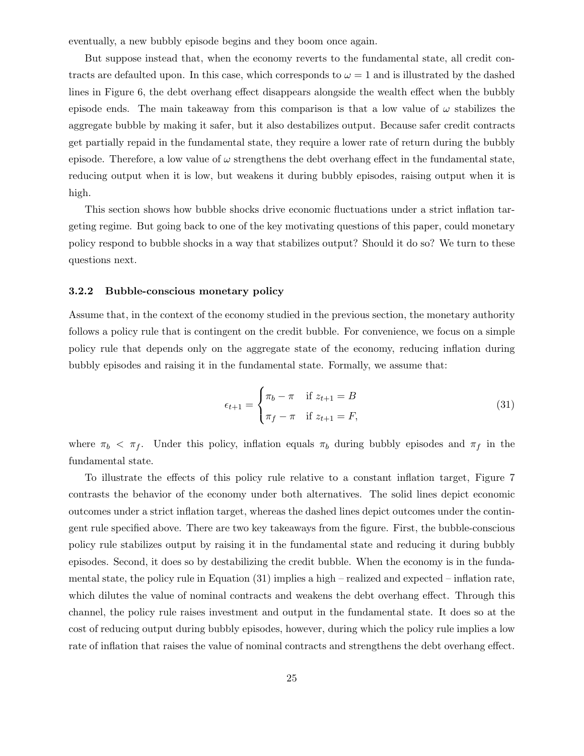eventually, a new bubbly episode begins and they boom once again.

But suppose instead that, when the economy reverts to the fundamental state, all credit contracts are defaulted upon. In this case, which corresponds to $\omega = 1$ and is illustrated by the dashed lines in Figure 6, the debt overhang effect disappears alongside the wealth effect when the bubbly episode ends. The main takeaway from this comparison is that a low value of $\omega$ stabilizes the aggregate bubble by making it safer, but it also destabilizes output. Because safer credit contracts get partially repaid in the fundamental state, they require a lower rate of return during the bubbly episode. Therefore, a low value of $\omega$ strengthens the debt overhang effect in the fundamental state, reducing output when it is low, but weakens it during bubbly episodes, raising output when it is high.

This section shows how bubble shocks drive economic fluctuations under a strict inflation targeting regime. But going back to one of the key motivating questions of this paper, could monetary policy respond to bubble shocks in a way that stabilizes output? Should it do so? We turn to these questions next.

### 3.2.2 Bubble-conscious monetary policy

Assume that, in the context of the economy studied in the previous section, the monetary authority follows a policy rule that is contingent on the credit bubble. For convenience, we focus on a simple policy rule that depends only on the aggregate state of the economy, reducing inflation during bubbly episodes and raising it in the fundamental state. Formally, we assume that:

$$\epsilon_{t+1} = \begin{cases} \pi_b - \pi & \text{if } z_{t+1} = B \\ \pi_f - \pi & \text{if } z_{t+1} = F, \end{cases} \tag{31}$$

where $\pi_b < \pi_f$. Under this policy, inflation equals $\pi_b$ during bubbly episodes and $\pi_f$ in the fundamental state.

To illustrate the effects of this policy rule relative to a constant inflation target, Figure 7 contrasts the behavior of the economy under both alternatives. The solid lines depict economic outcomes under a strict inflation target, whereas the dashed lines depict outcomes under the contingent rule specified above. There are two key takeaways from the figure. First, the bubble-conscious policy rule stabilizes output by raising it in the fundamental state and reducing it during bubbly episodes. Second, it does so by destabilizing the credit bubble. When the economy is in the fundamental state, the policy rule in Equation (31) implies a high – realized and expected – inflation rate, which dilutes the value of nominal contracts and weakens the debt overhang effect. Through this channel, the policy rule raises investment and output in the fundamental state. It does so at the cost of reducing output during bubbly episodes, however, during which the policy rule implies a low rate of inflation that raises the value of nominal contracts and strengthens the debt overhang effect.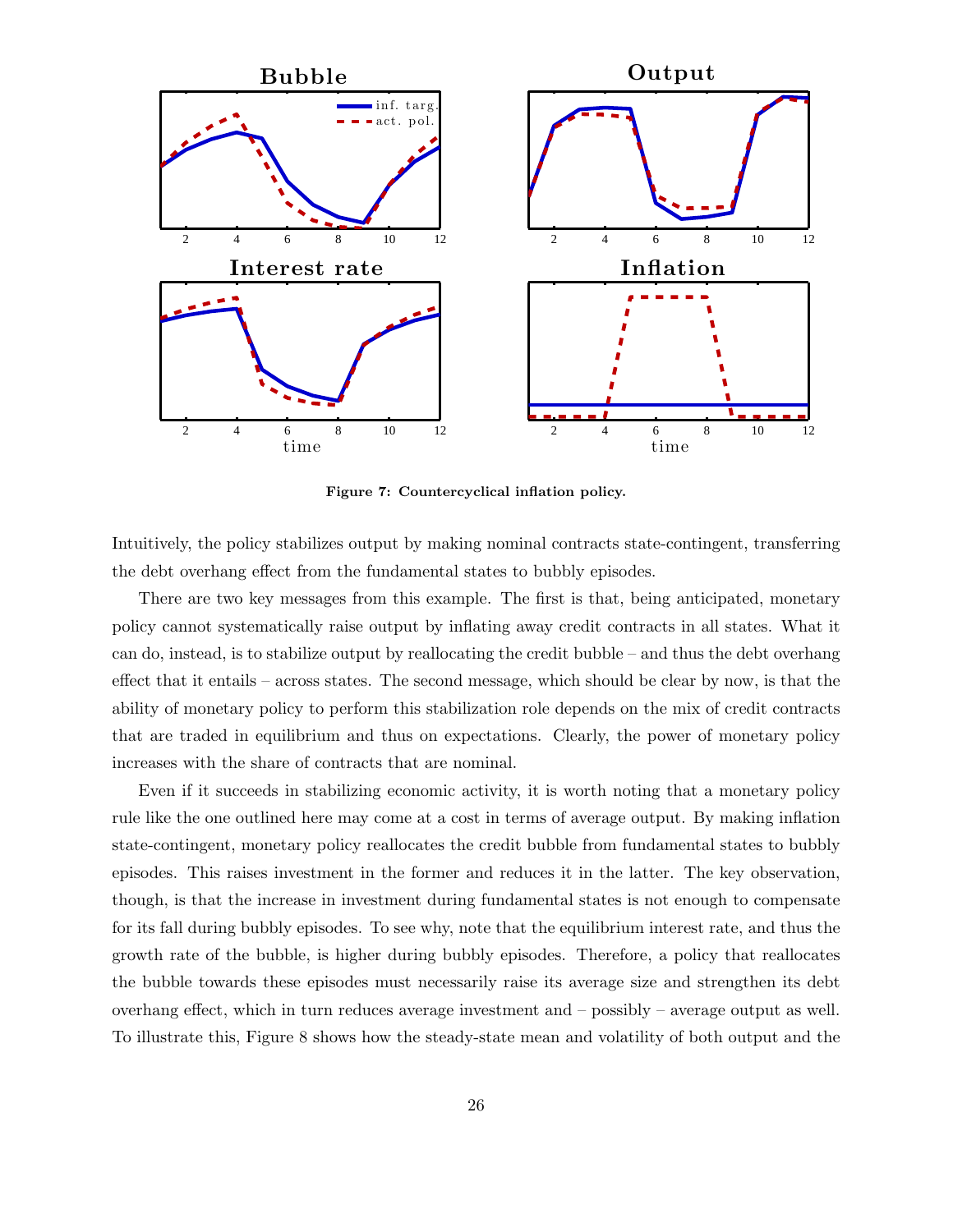**Figure 7: Countercyclical inflation policy.**

Intuitively, the policy stabilizes output by making nominal contracts state-contingent, transferring the debt overhang effect from the fundamental states to bubbly episodes.

There are two key messages from this example. The first is that, being anticipated, monetary policy cannot systematically raise output by inflating away credit contracts in all states. What it can do, instead, is to stabilize output by reallocating the credit bubble – and thus the debt overhang effect that it entails – across states. The second message, which should be clear by now, is that the ability of monetary policy to perform this stabilization role depends on the mix of credit contracts that are traded in equilibrium and thus on expectations. Clearly, the power of monetary policy increases with the share of contracts that are nominal.

Even if it succeeds in stabilizing economic activity, it is worth noting that a monetary policy rule like the one outlined here may come at a cost in terms of average output. By making inflation state-contingent, monetary policy reallocates the credit bubble from fundamental states to bubbly episodes. This raises investment in the former and reduces it in the latter. The key observation, though, is that the increase in investment during fundamental states is not enough to compensate for its fall during bubbly episodes. To see why, note that the equilibrium interest rate, and thus the growth rate of the bubble, is higher during bubbly episodes. Therefore, a policy that reallocates the bubble towards these episodes must necessarily raise its average size and strengthen its debt overhang effect, which in turn reduces average investment and – possibly – average output as well. To illustrate this, Figure 8 shows how the steady-state mean and volatility of both output and the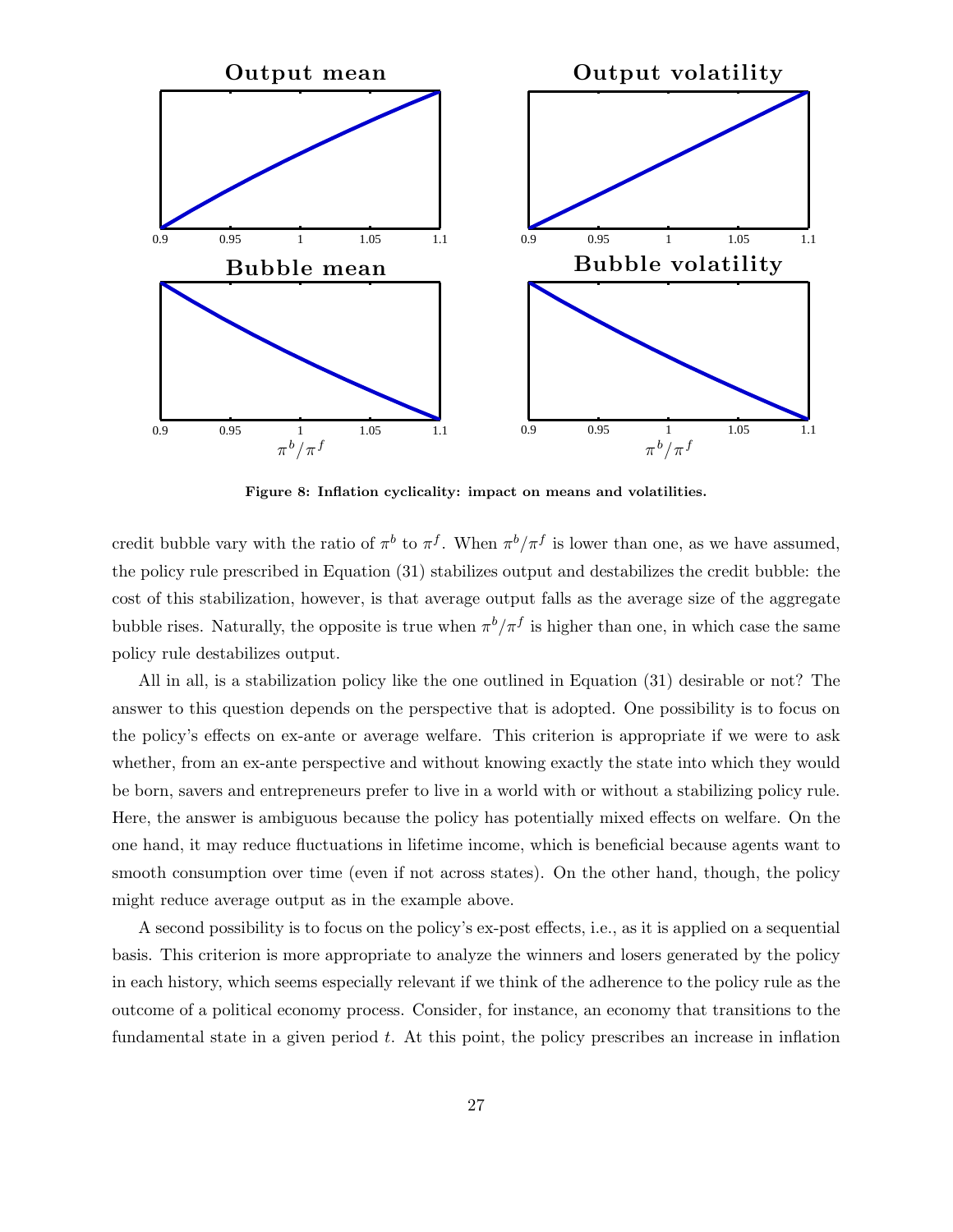**Figure 8: Inflation cyclicality: impact on means and volatilities.**

credit bubble vary with the ratio of $\pi^b$ to $\pi^f$. When $\pi^b/\pi^f$ is lower than one, as we have assumed, the policy rule prescribed in Equation (31) stabilizes output and destabilizes the credit bubble: the cost of this stabilization, however, is that average output falls as the average size of the aggregate bubble rises. Naturally, the opposite is true when $\pi^b/\pi^f$ is higher than one, in which case the same policy rule destabilizes output.

All in all, is a stabilization policy like the one outlined in Equation (31) desirable or not? The answer to this question depends on the perspective that is adopted. One possibility is to focus on the policy's effects on ex-ante or average welfare. This criterion is appropriate if we were to ask whether, from an ex-ante perspective and without knowing exactly the state into which they would be born, savers and entrepreneurs prefer to live in a world with or without a stabilizing policy rule. Here, the answer is ambiguous because the policy has potentially mixed effects on welfare. On the one hand, it may reduce fluctuations in lifetime income, which is beneficial because agents want to smooth consumption over time (even if not across states). On the other hand, though, the policy might reduce average output as in the example above.

A second possibility is to focus on the policy's ex-post effects, i.e., as it is applied on a sequential basis. This criterion is more appropriate to analyze the winners and losers generated by the policy in each history, which seems especially relevant if we think of the adherence to the policy rule as the outcome of a political economy process. Consider, for instance, an economy that transitions to the fundamental state in a given period $t$. At this point, the policy prescribes an increase in inflation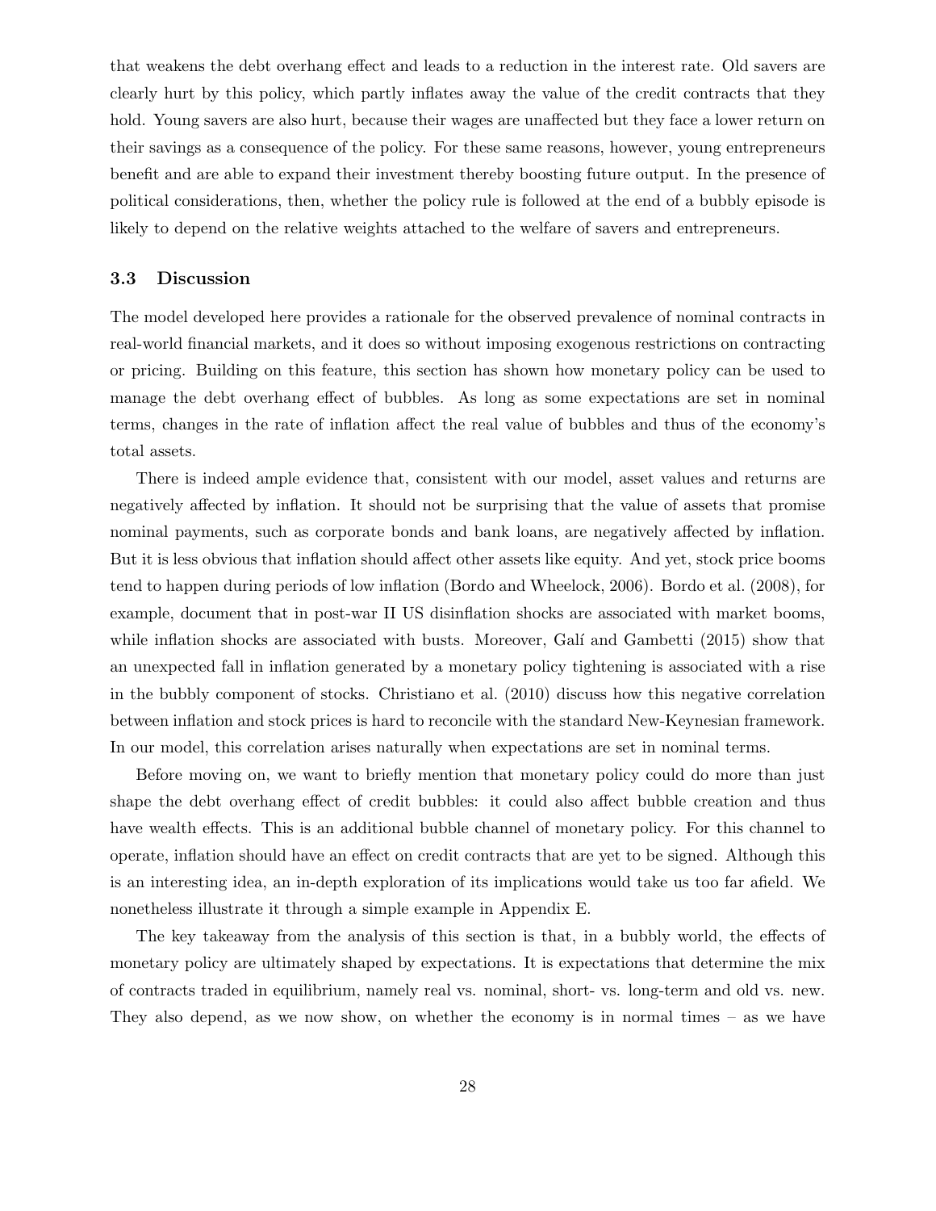that weakens the debt overhang effect and leads to a reduction in the interest rate. Old savers are clearly hurt by this policy, which partly inflates away the value of the credit contracts that they hold. Young savers are also hurt, because their wages are unaffected but they face a lower return on their savings as a consequence of the policy. For these same reasons, however, young entrepreneurs benefit and are able to expand their investment thereby boosting future output. In the presence of political considerations, then, whether the policy rule is followed at the end of a bubbly episode is likely to depend on the relative weights attached to the welfare of savers and entrepreneurs.

### 3.3 Discussion

The model developed here provides a rationale for the observed prevalence of nominal contracts in real-world financial markets, and it does so without imposing exogenous restrictions on contracting or pricing. Building on this feature, this section has shown how monetary policy can be used to manage the debt overhang effect of bubbles. As long as some expectations are set in nominal terms, changes in the rate of inflation affect the real value of bubbles and thus of the economy's total assets.

There is indeed ample evidence that, consistent with our model, asset values and returns are negatively affected by inflation. It should not be surprising that the value of assets that promise nominal payments, such as corporate bonds and bank loans, are negatively affected by inflation. But it is less obvious that inflation should affect other assets like equity. And yet, stock price booms tend to happen during periods of low inflation (Bordo and Wheelock, 2006). Bordo et al. (2008), for example, document that in post-war II US disinflation shocks are associated with market booms, while inflation shocks are associated with busts. Moreover, Galí and Gambetti (2015) show that an unexpected fall in inflation generated by a monetary policy tightening is associated with a rise in the bubbly component of stocks. Christiano et al. (2010) discuss how this negative correlation between inflation and stock prices is hard to reconcile with the standard New-Keynesian framework. In our model, this correlation arises naturally when expectations are set in nominal terms.

Before moving on, we want to briefly mention that monetary policy could do more than just shape the debt overhang effect of credit bubbles: it could also affect bubble creation and thus have wealth effects. This is an additional bubble channel of monetary policy. For this channel to operate, inflation should have an effect on credit contracts that are yet to be signed. Although this is an interesting idea, an in-depth exploration of its implications would take us too far afield. We nonetheless illustrate it through a simple example in Appendix E.

The key takeaway from the analysis of this section is that, in a bubbly world, the effects of monetary policy are ultimately shaped by expectations. It is expectations that determine the mix of contracts traded in equilibrium, namely real vs. nominal, short- vs. long-term and old vs. new. They also depend, as we now show, on whether the economy is in normal times – as we have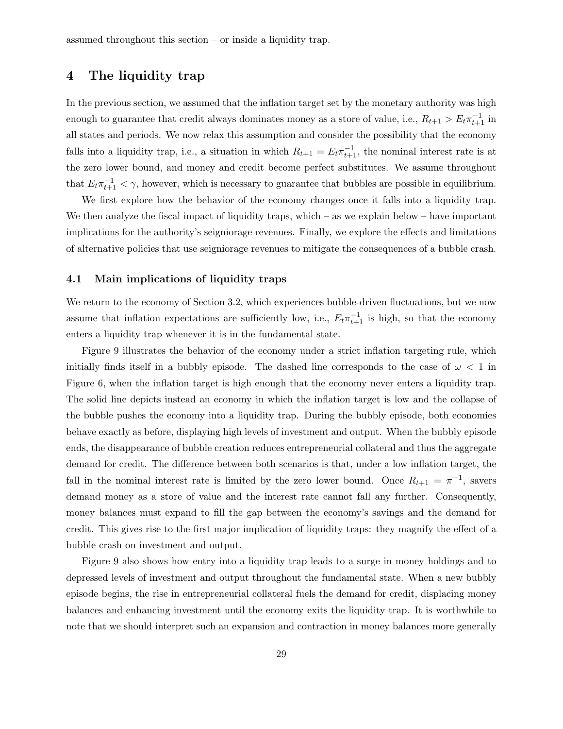assumed throughout this section – or inside a liquidity trap.

# 4 The liquidity trap

In the previous section, we assumed that the inflation target set by the monetary authority was high enough to guarantee that credit always dominates money as a store of value, i.e., $R_{t+1} > E_t\pi_{t+1}^{-1}$ in all states and periods. We now relax this assumption and consider the possibility that the economy falls into a liquidity trap, i.e., a situation in which $R_{t+1} = E_t\pi_{t+1}^{-1}$, the nominal interest rate is at the zero lower bound, and money and credit become perfect substitutes. We assume throughout that $E_t\pi_{t+1}^{-1} < \gamma$, however, which is necessary to guarantee that bubbles are possible in equilibrium.

We first explore how the behavior of the economy changes once it falls into a liquidity trap. We then analyze the fiscal impact of liquidity traps, which – as we explain below – have important implications for the authority's seigniorage revenues. Finally, we explore the effects and limitations of alternative policies that use seigniorage revenues to mitigate the consequences of a bubble crash.

## 4.1 Main implications of liquidity traps

We return to the economy of Section 3.2, which experiences bubble-driven fluctuations, but we now assume that inflation expectations are sufficiently low, i.e., $E_t\pi_{t+1}^{-1}$ is high, so that the economy enters a liquidity trap whenever it is in the fundamental state.

Figure 9 illustrates the behavior of the economy under a strict inflation targeting rule, which initially finds itself in a bubbly episode. The dashed line corresponds to the case of $\omega < 1$ in Figure 6, when the inflation target is high enough that the economy never enters a liquidity trap. The solid line depicts instead an economy in which the inflation target is low and the collapse of the bubble pushes the economy into a liquidity trap. During the bubbly episode, both economies behave exactly as before, displaying high levels of investment and output. When the bubbly episode ends, the disappearance of bubble creation reduces entrepreneurial collateral and thus the aggregate demand for credit. The difference between both scenarios is that, under a low inflation target, the fall in the nominal interest rate is limited by the zero lower bound. Once $R_{t+1} = \pi^{-1}$, savers demand money as a store of value and the interest rate cannot fall any further. Consequently, money balances must expand to fill the gap between the economy's savings and the demand for credit. This gives rise to the first major implication of liquidity traps: they magnify the effect of a bubble crash on investment and output.

Figure 9 also shows how entry into a liquidity trap leads to a surge in money holdings and to depressed levels of investment and output throughout the fundamental state. When a new bubbly episode begins, the rise in entrepreneurial collateral fuels the demand for credit, displacing money balances and enhancing investment until the economy exits the liquidity trap. It is worthwhile to note that we should interpret such an expansion and contraction in money balances more generally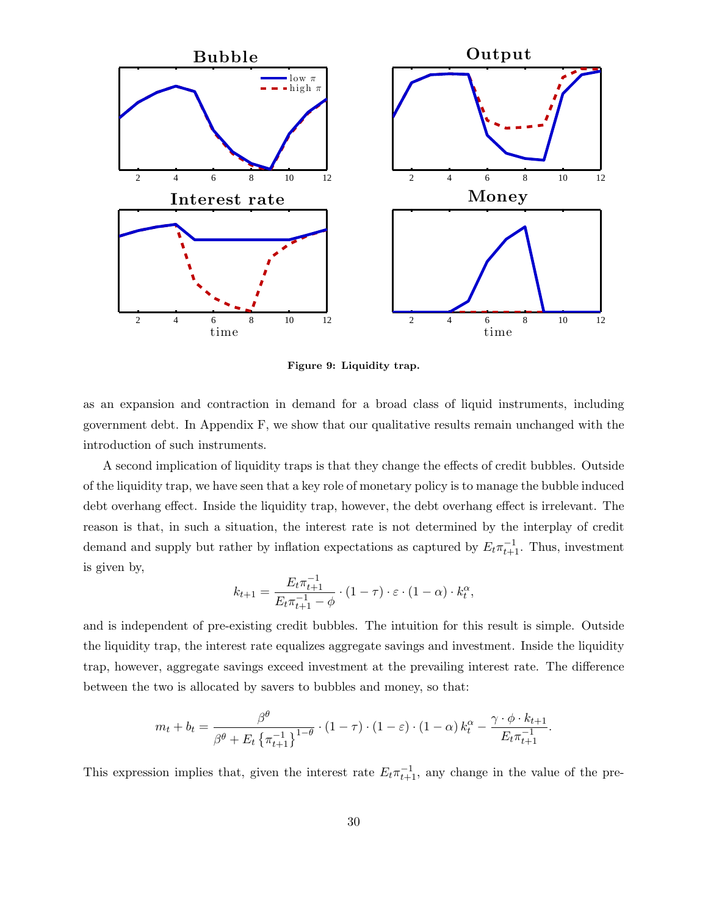**Figure 9: Liquidity trap.**

as an expansion and contraction in demand for a broad class of liquid instruments, including government debt. In Appendix F, we show that our qualitative results remain unchanged with the introduction of such instruments.

A second implication of liquidity traps is that they change the effects of credit bubbles. Outside of the liquidity trap, we have seen that a key role of monetary policy is to manage the bubble induced debt overhang effect. Inside the liquidity trap, however, the debt overhang effect is irrelevant. The reason is that, in such a situation, the interest rate is not determined by the interplay of credit demand and supply but rather by inflation expectations as captured by $E_t\pi_{t+1}^{-1}$. Thus, investment is given by,

$$k_{t+1} = \frac{E_t\pi_{t+1}^{-1}}{E_t\pi_{t+1}^{-1} - \phi} \cdot (1-\tau) \cdot \varepsilon \cdot (1-\alpha) \cdot k_t^{\alpha},$$

and is independent of pre-existing credit bubbles. The intuition for this result is simple. Outside the liquidity trap, the interest rate equalizes aggregate savings and investment. Inside the liquidity trap, however, aggregate savings exceed investment at the prevailing interest rate. The difference between the two is allocated by savers to bubbles and money, so that:

$$m_t + b_t = \frac{\beta^{\theta}}{\beta^{\theta} + E_t\left\{\pi_{t+1}^{-1}\right\}^{1-\theta}} \cdot (1-\tau) \cdot (1-\varepsilon) \cdot (1-\alpha)\, k_t^{\alpha} - \frac{\gamma \cdot \phi \cdot k_{t+1}}{E_t\pi_{t+1}^{-1}}.$$

This expression implies that, given the interest rate $E_t\pi_{t+1}^{-1}$, any change in the value of the pre-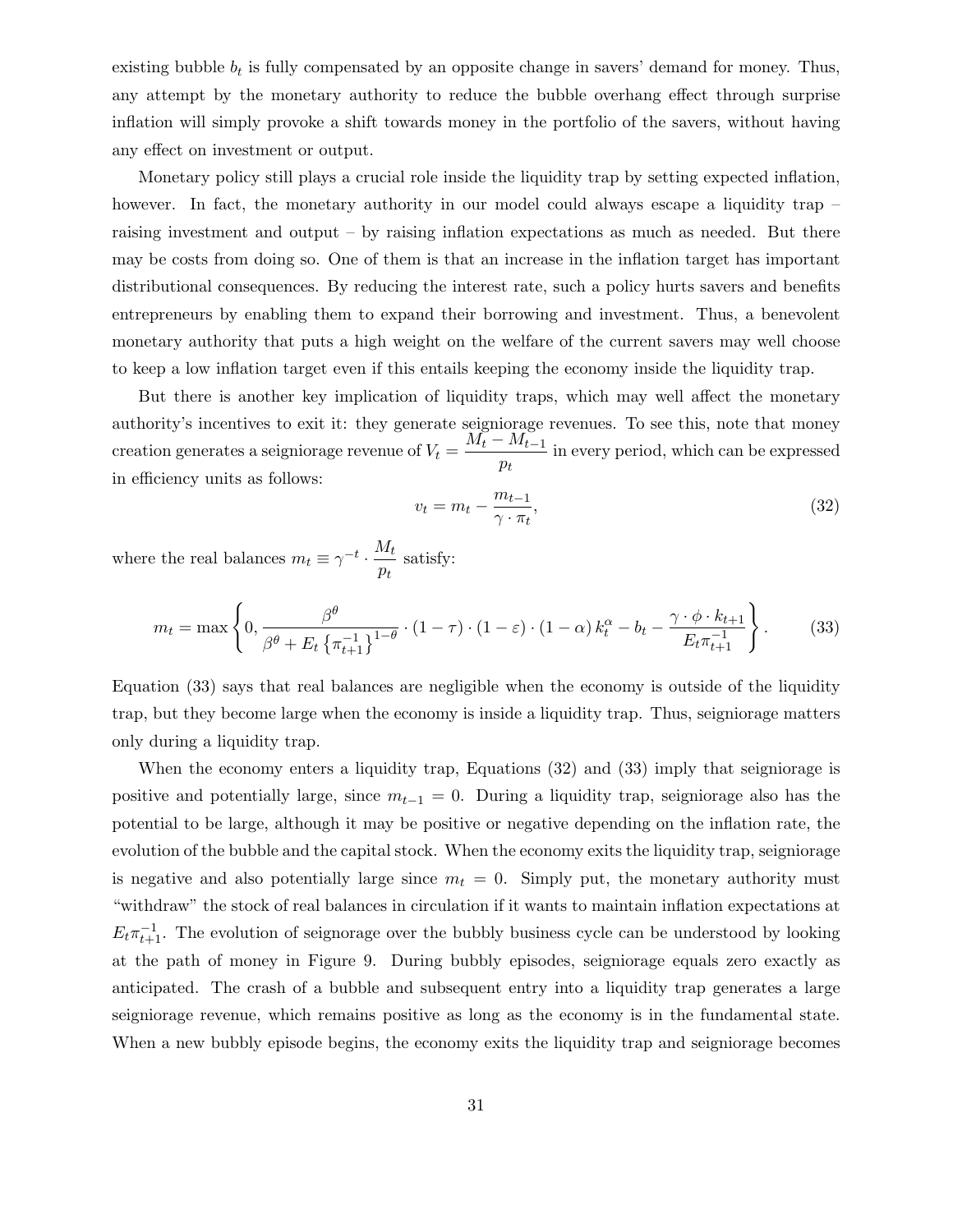existing bubble $b_t$ is fully compensated by an opposite change in savers' demand for money. Thus, any attempt by the monetary authority to reduce the bubble overhang effect through surprise inflation will simply provoke a shift towards money in the portfolio of the savers, without having any effect on investment or output.

Monetary policy still plays a crucial role inside the liquidity trap by setting expected inflation, however. In fact, the monetary authority in our model could always escape a liquidity trap – raising investment and output – by raising inflation expectations as much as needed. But there may be costs from doing so. One of them is that an increase in the inflation target has important distributional consequences. By reducing the interest rate, such a policy hurts savers and benefits entrepreneurs by enabling them to expand their borrowing and investment. Thus, a benevolent monetary authority that puts a high weight on the welfare of the current savers may well choose to keep a low inflation target even if this entails keeping the economy inside the liquidity trap.

But there is another key implication of liquidity traps, which may well affect the monetary authority's incentives to exit it: they generate seigniorage revenues. To see this, note that money creation generates a seigniorage revenue of $V_t = \dfrac{M_t - M_{t-1}}{p_t}$ in every period, which can be expressed in efficiency units as follows:

$$v_t = m_t - \frac{m_{t-1}}{\gamma \cdot \pi_t}, \tag{32}$$

where the real balances $m_t \equiv \gamma^{-t} \cdot \dfrac{M_t}{p_t}$ satisfy:

$$m_t = \max\left\{0, \frac{\beta^\theta}{\beta^\theta + E_t\left\{\pi_{t+1}^{-1}\right\}^{1-\theta}} \cdot (1-\tau) \cdot (1-\varepsilon) \cdot (1-\alpha)\, k_t^\alpha - b_t - \frac{\gamma \cdot \phi \cdot k_{t+1}}{E_t \pi_{t+1}^{-1}}\right\}. \tag{33}$$

Equation (33) says that real balances are negligible when the economy is outside of the liquidity trap, but they become large when the economy is inside a liquidity trap. Thus, seigniorage matters only during a liquidity trap.

When the economy enters a liquidity trap, Equations (32) and (33) imply that seigniorage is positive and potentially large, since $m_{t-1} = 0$. During a liquidity trap, seigniorage also has the potential to be large, although it may be positive or negative depending on the inflation rate, the evolution of the bubble and the capital stock. When the economy exits the liquidity trap, seigniorage is negative and also potentially large since $m_t = 0$. Simply put, the monetary authority must "withdraw" the stock of real balances in circulation if it wants to maintain inflation expectations at $E_t \pi_{t+1}^{-1}$. The evolution of seignorage over the bubbly business cycle can be understood by looking at the path of money in Figure 9. During bubbly episodes, seigniorage equals zero exactly as anticipated. The crash of a bubble and subsequent entry into a liquidity trap generates a large seigniorage revenue, which remains positive as long as the economy is in the fundamental state. When a new bubbly episode begins, the economy exits the liquidity trap and seigniorage becomes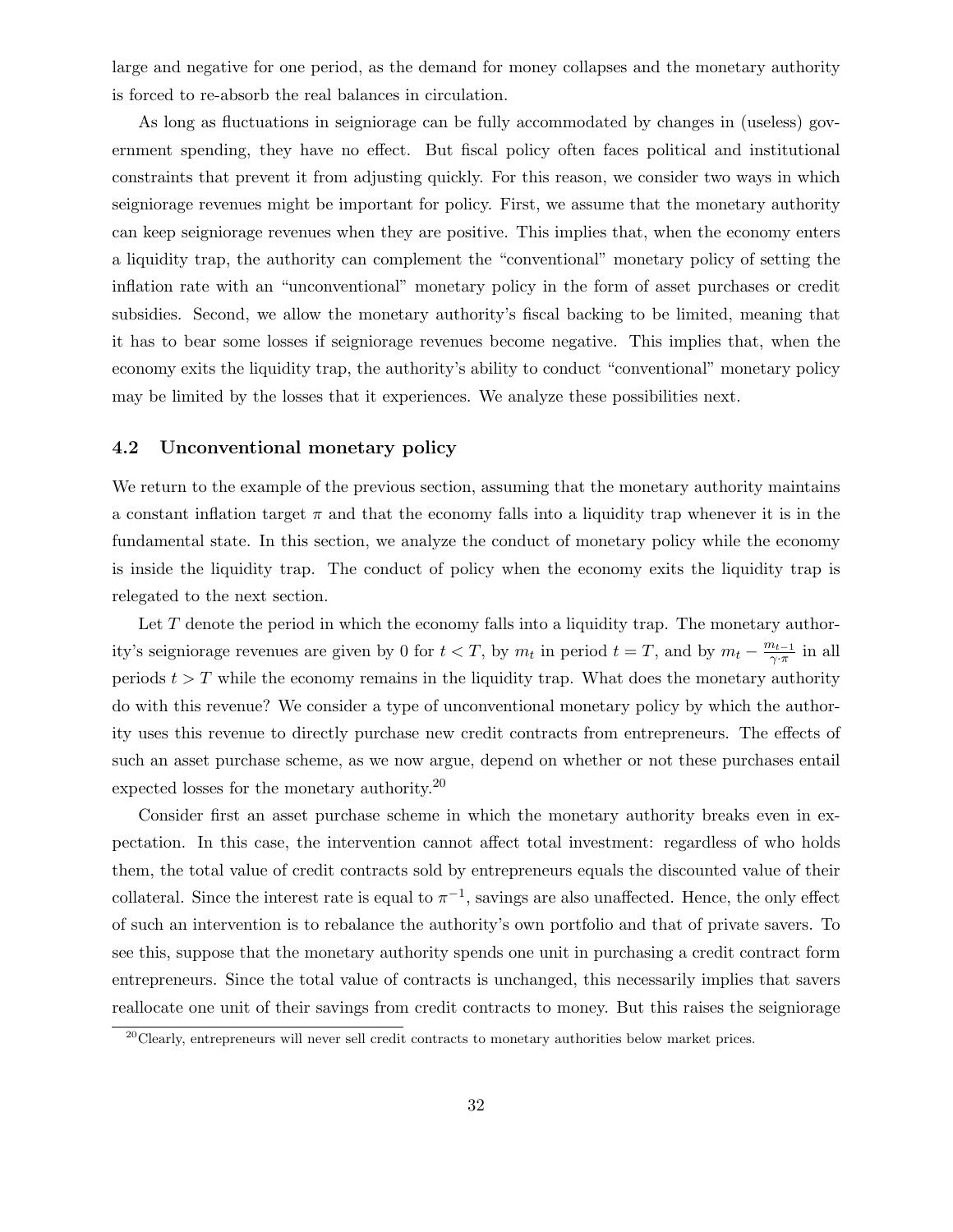large and negative for one period, as the demand for money collapses and the monetary authority is forced to re-absorb the real balances in circulation.

As long as fluctuations in seigniorage can be fully accommodated by changes in (useless) government spending, they have no effect. But fiscal policy often faces political and institutional constraints that prevent it from adjusting quickly. For this reason, we consider two ways in which seigniorage revenues might be important for policy. First, we assume that the monetary authority can keep seigniorage revenues when they are positive. This implies that, when the economy enters a liquidity trap, the authority can complement the "conventional" monetary policy of setting the inflation rate with an "unconventional" monetary policy in the form of asset purchases or credit subsidies. Second, we allow the monetary authority's fiscal backing to be limited, meaning that it has to bear some losses if seigniorage revenues become negative. This implies that, when the economy exits the liquidity trap, the authority's ability to conduct "conventional" monetary policy may be limited by the losses that it experiences. We analyze these possibilities next.

### 4.2 Unconventional monetary policy

We return to the example of the previous section, assuming that the monetary authority maintains a constant inflation target $\pi$ and that the economy falls into a liquidity trap whenever it is in the fundamental state. In this section, we analyze the conduct of monetary policy while the economy is inside the liquidity trap. The conduct of policy when the economy exits the liquidity trap is relegated to the next section.

Let $T$ denote the period in which the economy falls into a liquidity trap. The monetary authority's seigniorage revenues are given by 0 for $t < T$, by $m_t$ in period $t = T$, and by $m_t - \frac{m_{t-1}}{\gamma \cdot \pi}$ in all periods $t > T$ while the economy remains in the liquidity trap. What does the monetary authority do with this revenue? We consider a type of unconventional monetary policy by which the authority uses this revenue to directly purchase new credit contracts from entrepreneurs. The effects of such an asset purchase scheme, as we now argue, depend on whether or not these purchases entail expected losses for the monetary authority.[20]

Consider first an asset purchase scheme in which the monetary authority breaks even in expectation. In this case, the intervention cannot affect total investment: regardless of who holds them, the total value of credit contracts sold by entrepreneurs equals the discounted value of their collateral. Since the interest rate is equal to $\pi^{-1}$, savings are also unaffected. Hence, the only effect of such an intervention is to rebalance the authority's own portfolio and that of private savers. To see this, suppose that the monetary authority spends one unit in purchasing a credit contract form entrepreneurs. Since the total value of contracts is unchanged, this necessarily implies that savers reallocate one unit of their savings from credit contracts to money. But this raises the seigniorage

[20] Clearly, entrepreneurs will never sell credit contracts to monetary authorities below market prices.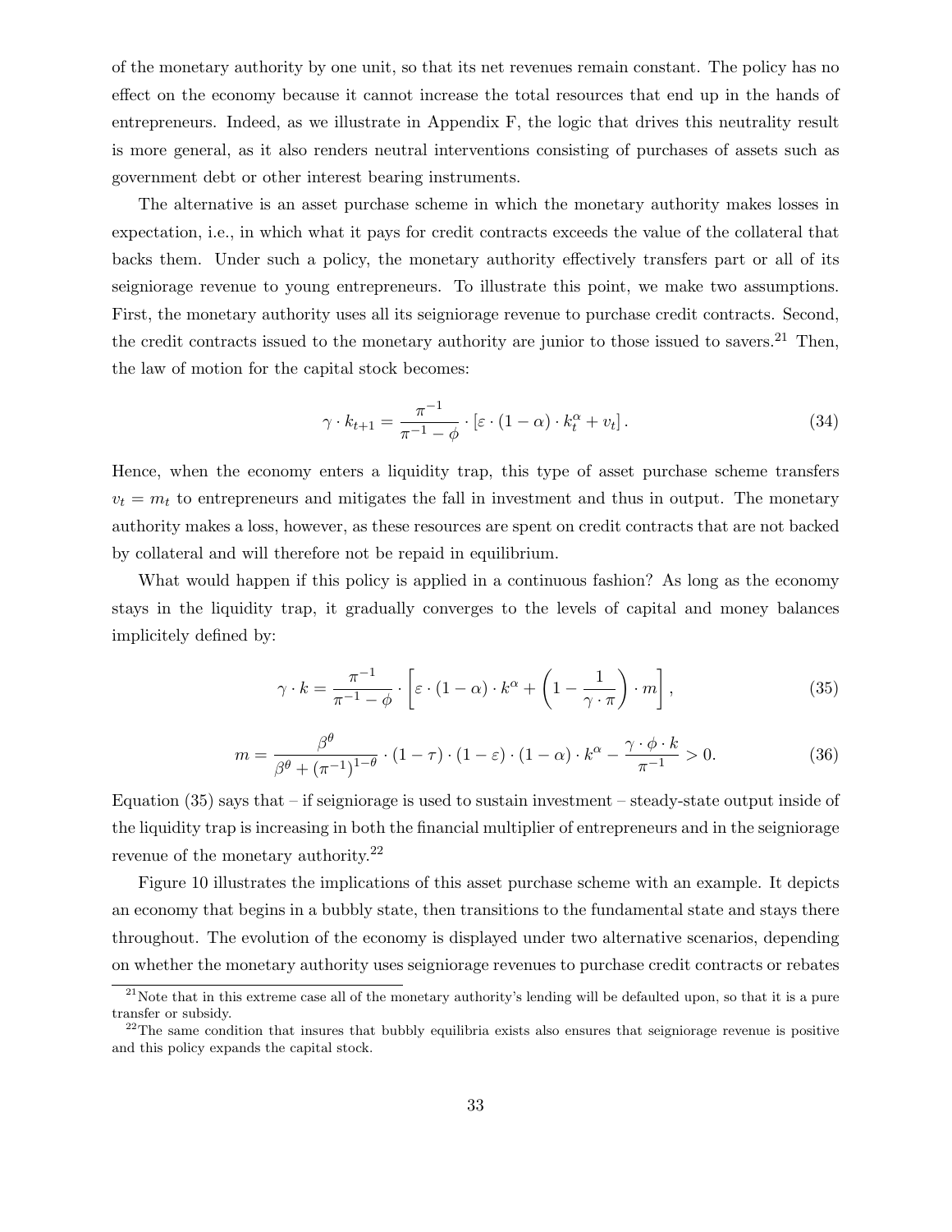of the monetary authority by one unit, so that its net revenues remain constant. The policy has no effect on the economy because it cannot increase the total resources that end up in the hands of entrepreneurs. Indeed, as we illustrate in Appendix F, the logic that drives this neutrality result is more general, as it also renders neutral interventions consisting of purchases of assets such as government debt or other interest bearing instruments.

The alternative is an asset purchase scheme in which the monetary authority makes losses in expectation, i.e., in which what it pays for credit contracts exceeds the value of the collateral that backs them. Under such a policy, the monetary authority effectively transfers part or all of its seigniorage revenue to young entrepreneurs. To illustrate this point, we make two assumptions. First, the monetary authority uses all its seigniorage revenue to purchase credit contracts. Second, the credit contracts issued to the monetary authority are junior to those issued to savers.[21] Then, the law of motion for the capital stock becomes:

$$\gamma \cdot k_{t+1} = \frac{\pi^{-1}}{\pi^{-1} - \phi} \cdot \left[\varepsilon \cdot (1-\alpha) \cdot k_t^{\alpha} + v_t\right]. \tag{34}$$

Hence, when the economy enters a liquidity trap, this type of asset purchase scheme transfers $v_t = m_t$ to entrepreneurs and mitigates the fall in investment and thus in output. The monetary authority makes a loss, however, as these resources are spent on credit contracts that are not backed by collateral and will therefore not be repaid in equilibrium.

What would happen if this policy is applied in a continuous fashion? As long as the economy stays in the liquidity trap, it gradually converges to the levels of capital and money balances implicitely defined by:

$$\gamma \cdot k = \frac{\pi^{-1}}{\pi^{-1} - \phi} \cdot \left[\varepsilon \cdot (1-\alpha) \cdot k^{\alpha} + \left(1 - \frac{1}{\gamma \cdot \pi}\right) \cdot m\right], \tag{35}$$

$$m = \frac{\beta^{\theta}}{\beta^{\theta} + (\pi^{-1})^{1-\theta}} \cdot (1-\tau) \cdot (1-\varepsilon) \cdot (1-\alpha) \cdot k^{\alpha} - \frac{\gamma \cdot \phi \cdot k}{\pi^{-1}} > 0. \tag{36}$$

Equation (35) says that – if seigniorage is used to sustain investment – steady-state output inside of the liquidity trap is increasing in both the financial multiplier of entrepreneurs and in the seigniorage revenue of the monetary authority.[22]

Figure 10 illustrates the implications of this asset purchase scheme with an example. It depicts an economy that begins in a bubbly state, then transitions to the fundamental state and stays there throughout. The evolution of the economy is displayed under two alternative scenarios, depending on whether the monetary authority uses seigniorage revenues to purchase credit contracts or rebates

[21] Note that in this extreme case all of the monetary authority's lending will be defaulted upon, so that it is a pure transfer or subsidy.

[22] The same condition that insures that bubbly equilibria exists also ensures that seigniorage revenue is positive and this policy expands the capital stock.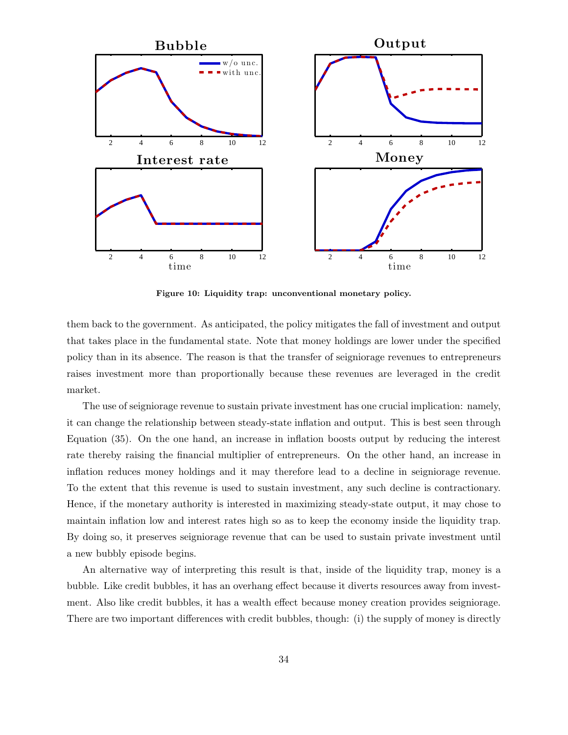**Figure 10: Liquidity trap: unconventional monetary policy.**

them back to the government. As anticipated, the policy mitigates the fall of investment and output that takes place in the fundamental state. Note that money holdings are lower under the specified policy than in its absence. The reason is that the transfer of seigniorage revenues to entrepreneurs raises investment more than proportionally because these revenues are leveraged in the credit market.

The use of seigniorage revenue to sustain private investment has one crucial implication: namely, it can change the relationship between steady-state inflation and output. This is best seen through Equation (35). On the one hand, an increase in inflation boosts output by reducing the interest rate thereby raising the financial multiplier of entrepreneurs. On the other hand, an increase in inflation reduces money holdings and it may therefore lead to a decline in seigniorage revenue. To the extent that this revenue is used to sustain investment, any such decline is contractionary. Hence, if the monetary authority is interested in maximizing steady-state output, it may chose to maintain inflation low and interest rates high so as to keep the economy inside the liquidity trap. By doing so, it preserves seigniorage revenue that can be used to sustain private investment until a new bubbly episode begins.

An alternative way of interpreting this result is that, inside of the liquidity trap, money is a bubble. Like credit bubbles, it has an overhang effect because it diverts resources away from investment. Also like credit bubbles, it has a wealth effect because money creation provides seigniorage. There are two important differences with credit bubbles, though: (i) the supply of money is directly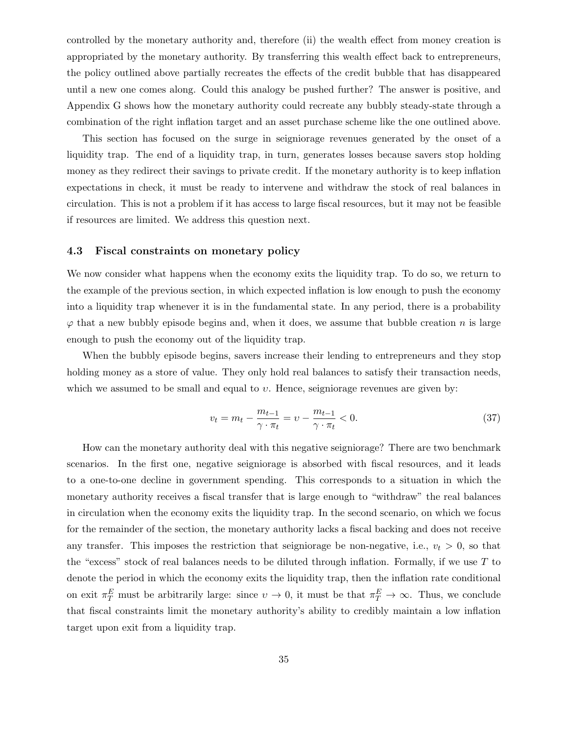controlled by the monetary authority and, therefore (ii) the wealth effect from money creation is appropriated by the monetary authority. By transferring this wealth effect back to entrepreneurs, the policy outlined above partially recreates the effects of the credit bubble that has disappeared until a new one comes along. Could this analogy be pushed further? The answer is positive, and Appendix G shows how the monetary authority could recreate any bubbly steady-state through a combination of the right inflation target and an asset purchase scheme like the one outlined above.

This section has focused on the surge in seigniorage revenues generated by the onset of a liquidity trap. The end of a liquidity trap, in turn, generates losses because savers stop holding money as they redirect their savings to private credit. If the monetary authority is to keep inflation expectations in check, it must be ready to intervene and withdraw the stock of real balances in circulation. This is not a problem if it has access to large fiscal resources, but it may not be feasible if resources are limited. We address this question next.

### 4.3 Fiscal constraints on monetary policy

We now consider what happens when the economy exits the liquidity trap. To do so, we return to the example of the previous section, in which expected inflation is low enough to push the economy into a liquidity trap whenever it is in the fundamental state. In any period, there is a probability $\varphi$ that a new bubbly episode begins and, when it does, we assume that bubble creation $n$ is large enough to push the economy out of the liquidity trap.

When the bubbly episode begins, savers increase their lending to entrepreneurs and they stop holding money as a store of value. They only hold real balances to satisfy their transaction needs, which we assumed to be small and equal to $\upsilon$. Hence, seigniorage revenues are given by:

$$v_t = m_t - \frac{m_{t-1}}{\gamma \cdot \pi_t} = \upsilon - \frac{m_{t-1}}{\gamma \cdot \pi_t} < 0. \tag{37}$$

How can the monetary authority deal with this negative seigniorage? There are two benchmark scenarios. In the first one, negative seigniorage is absorbed with fiscal resources, and it leads to a one-to-one decline in government spending. This corresponds to a situation in which the monetary authority receives a fiscal transfer that is large enough to "withdraw" the real balances in circulation when the economy exits the liquidity trap. In the second scenario, on which we focus for the remainder of the section, the monetary authority lacks a fiscal backing and does not receive any transfer. This imposes the restriction that seigniorage be non-negative, i.e., $v_t > 0$, so that the "excess" stock of real balances needs to be diluted through inflation. Formally, if we use $T$ to denote the period in which the economy exits the liquidity trap, then the inflation rate conditional on exit $\pi_T^E$ must be arbitrarily large: since $\upsilon \to 0$, it must be that $\pi_T^E \to \infty$. Thus, we conclude that fiscal constraints limit the monetary authority's ability to credibly maintain a low inflation target upon exit from a liquidity trap.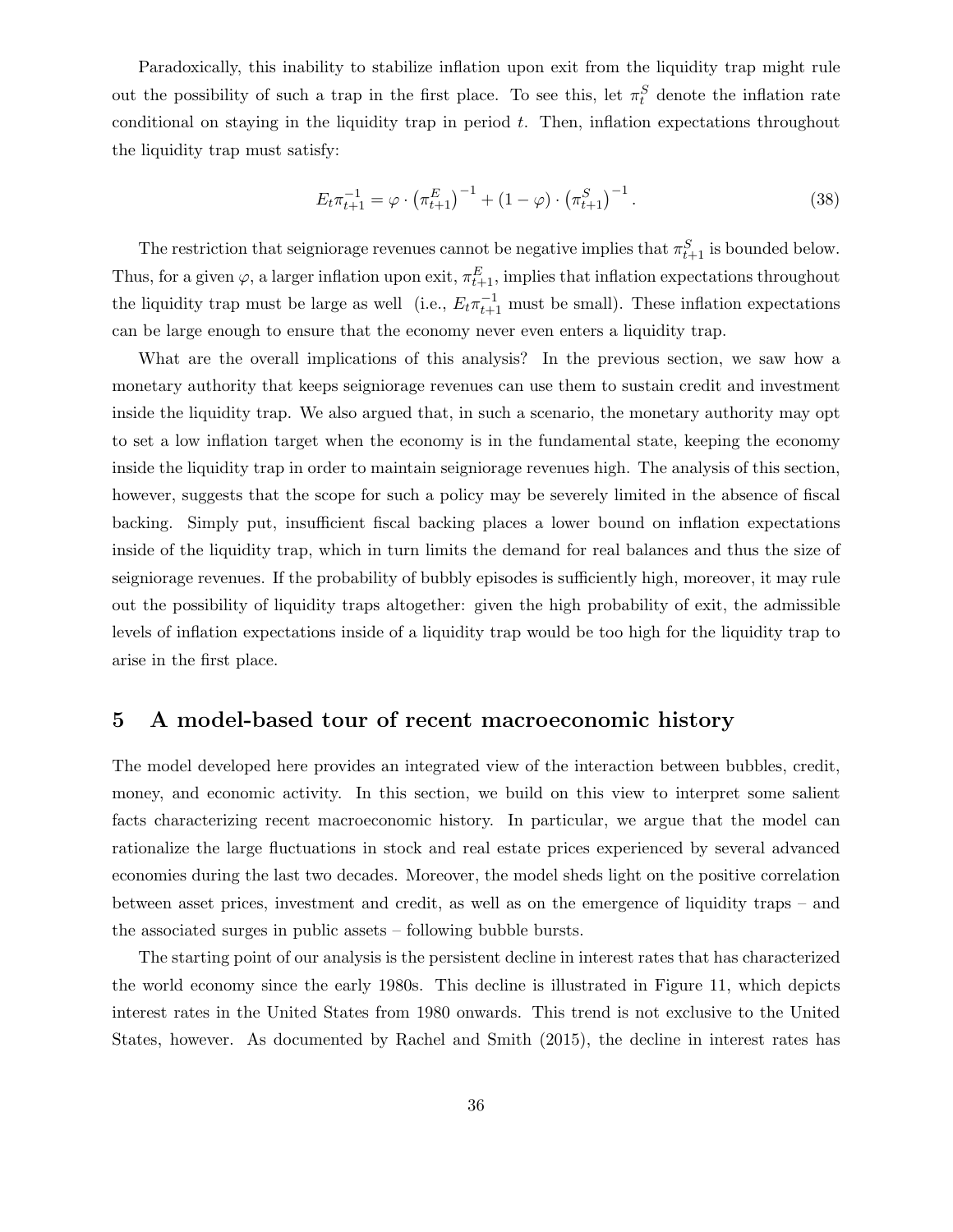Paradoxically, this inability to stabilize inflation upon exit from the liquidity trap might rule out the possibility of such a trap in the first place. To see this, let $\pi_t^S$ denote the inflation rate conditional on staying in the liquidity trap in period $t$. Then, inflation expectations throughout the liquidity trap must satisfy:

$$E_t \pi_{t+1}^{-1} = \varphi \cdot \left(\pi_{t+1}^E\right)^{-1} + (1-\varphi) \cdot \left(\pi_{t+1}^S\right)^{-1}. \tag{38}$$

The restriction that seigniorage revenues cannot be negative implies that $\pi_{t+1}^S$ is bounded below. Thus, for a given $\varphi$, a larger inflation upon exit, $\pi_{t+1}^E$, implies that inflation expectations throughout the liquidity trap must be large as well (i.e., $E_t \pi_{t+1}^{-1}$ must be small). These inflation expectations can be large enough to ensure that the economy never even enters a liquidity trap.

What are the overall implications of this analysis? In the previous section, we saw how a monetary authority that keeps seigniorage revenues can use them to sustain credit and investment inside the liquidity trap. We also argued that, in such a scenario, the monetary authority may opt to set a low inflation target when the economy is in the fundamental state, keeping the economy inside the liquidity trap in order to maintain seigniorage revenues high. The analysis of this section, however, suggests that the scope for such a policy may be severely limited in the absence of fiscal backing. Simply put, insufficient fiscal backing places a lower bound on inflation expectations inside of the liquidity trap, which in turn limits the demand for real balances and thus the size of seigniorage revenues. If the probability of bubbly episodes is sufficiently high, moreover, it may rule out the possibility of liquidity traps altogether: given the high probability of exit, the admissible levels of inflation expectations inside of a liquidity trap would be too high for the liquidity trap to arise in the first place.

## 5 A model-based tour of recent macroeconomic history

The model developed here provides an integrated view of the interaction between bubbles, credit, money, and economic activity. In this section, we build on this view to interpret some salient facts characterizing recent macroeconomic history. In particular, we argue that the model can rationalize the large fluctuations in stock and real estate prices experienced by several advanced economies during the last two decades. Moreover, the model sheds light on the positive correlation between asset prices, investment and credit, as well as on the emergence of liquidity traps – and the associated surges in public assets – following bubble bursts.

The starting point of our analysis is the persistent decline in interest rates that has characterized the world economy since the early 1980s. This decline is illustrated in Figure 11, which depicts interest rates in the United States from 1980 onwards. This trend is not exclusive to the United States, however. As documented by Rachel and Smith (2015), the decline in interest rates has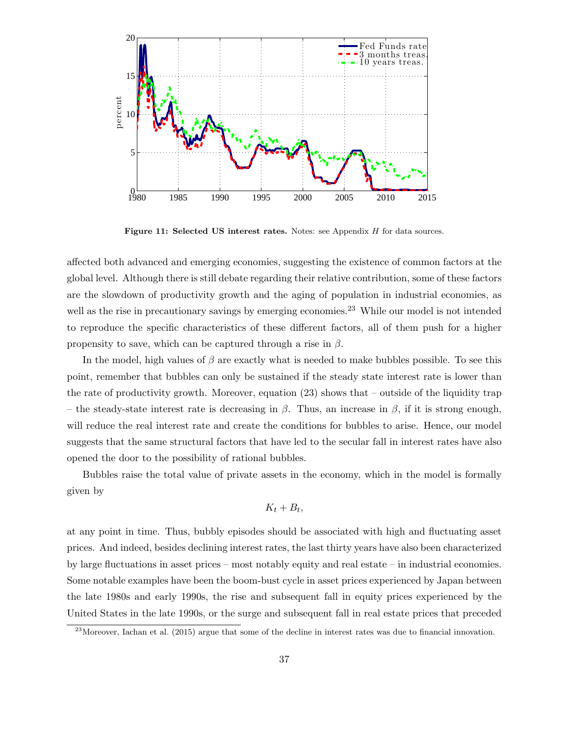**Figure 11: Selected US interest rates.** Notes: see Appendix *H* for data sources.

affected both advanced and emerging economies, suggesting the existence of common factors at the global level. Although there is still debate regarding their relative contribution, some of these factors are the slowdown of productivity growth and the aging of population in industrial economies, as well as the rise in precautionary savings by emerging economies.[23] While our model is not intended to reproduce the specific characteristics of these different factors, all of them push for a higher propensity to save, which can be captured through a rise in $\beta$.

In the model, high values of $\beta$ are exactly what is needed to make bubbles possible. To see this point, remember that bubbles can only be sustained if the steady state interest rate is lower than the rate of productivity growth. Moreover, equation (23) shows that – outside of the liquidity trap – the steady-state interest rate is decreasing in $\beta$. Thus, an increase in $\beta$, if it is strong enough, will reduce the real interest rate and create the conditions for bubbles to arise. Hence, our model suggests that the same structural factors that have led to the secular fall in interest rates have also opened the door to the possibility of rational bubbles.

Bubbles raise the total value of private assets in the economy, which in the model is formally given by

$$K_t + B_t,$$

at any point in time. Thus, bubbly episodes should be associated with high and fluctuating asset prices. And indeed, besides declining interest rates, the last thirty years have also been characterized by large fluctuations in asset prices – most notably equity and real estate – in industrial economies. Some notable examples have been the boom-bust cycle in asset prices experienced by Japan between the late 1980s and early 1990s, the rise and subsequent fall in equity prices experienced by the United States in the late 1990s, or the surge and subsequent fall in real estate prices that preceded

[23]Moreover, Iachan et al. (2015) argue that some of the decline in interest rates was due to financial innovation.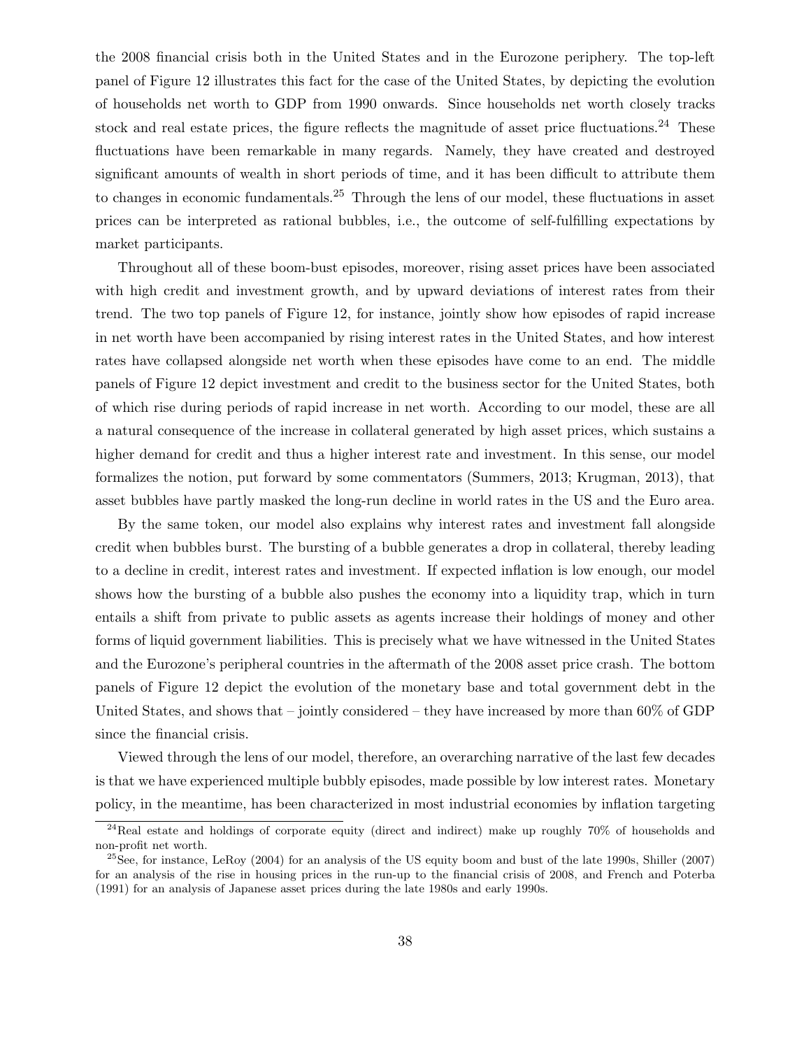the 2008 financial crisis both in the United States and in the Eurozone periphery. The top-left panel of Figure 12 illustrates this fact for the case of the United States, by depicting the evolution of households net worth to GDP from 1990 onwards. Since households net worth closely tracks stock and real estate prices, the figure reflects the magnitude of asset price fluctuations.[24] These fluctuations have been remarkable in many regards. Namely, they have created and destroyed significant amounts of wealth in short periods of time, and it has been difficult to attribute them to changes in economic fundamentals.[25] Through the lens of our model, these fluctuations in asset prices can be interpreted as rational bubbles, i.e., the outcome of self-fulfilling expectations by market participants.

Throughout all of these boom-bust episodes, moreover, rising asset prices have been associated with high credit and investment growth, and by upward deviations of interest rates from their trend. The two top panels of Figure 12, for instance, jointly show how episodes of rapid increase in net worth have been accompanied by rising interest rates in the United States, and how interest rates have collapsed alongside net worth when these episodes have come to an end. The middle panels of Figure 12 depict investment and credit to the business sector for the United States, both of which rise during periods of rapid increase in net worth. According to our model, these are all a natural consequence of the increase in collateral generated by high asset prices, which sustains a higher demand for credit and thus a higher interest rate and investment. In this sense, our model formalizes the notion, put forward by some commentators (Summers, 2013; Krugman, 2013), that asset bubbles have partly masked the long-run decline in world rates in the US and the Euro area.

By the same token, our model also explains why interest rates and investment fall alongside credit when bubbles burst. The bursting of a bubble generates a drop in collateral, thereby leading to a decline in credit, interest rates and investment. If expected inflation is low enough, our model shows how the bursting of a bubble also pushes the economy into a liquidity trap, which in turn entails a shift from private to public assets as agents increase their holdings of money and other forms of liquid government liabilities. This is precisely what we have witnessed in the United States and the Eurozone's peripheral countries in the aftermath of the 2008 asset price crash. The bottom panels of Figure 12 depict the evolution of the monetary base and total government debt in the United States, and shows that – jointly considered – they have increased by more than 60% of GDP since the financial crisis.

Viewed through the lens of our model, therefore, an overarching narrative of the last few decades is that we have experienced multiple bubbly episodes, made possible by low interest rates. Monetary policy, in the meantime, has been characterized in most industrial economies by inflation targeting

[24] Real estate and holdings of corporate equity (direct and indirect) make up roughly 70% of households and non-profit net worth.

[25] See, for instance, LeRoy (2004) for an analysis of the US equity boom and bust of the late 1990s, Shiller (2007) for an analysis of the rise in housing prices in the run-up to the financial crisis of 2008, and French and Poterba (1991) for an analysis of Japanese asset prices during the late 1980s and early 1990s.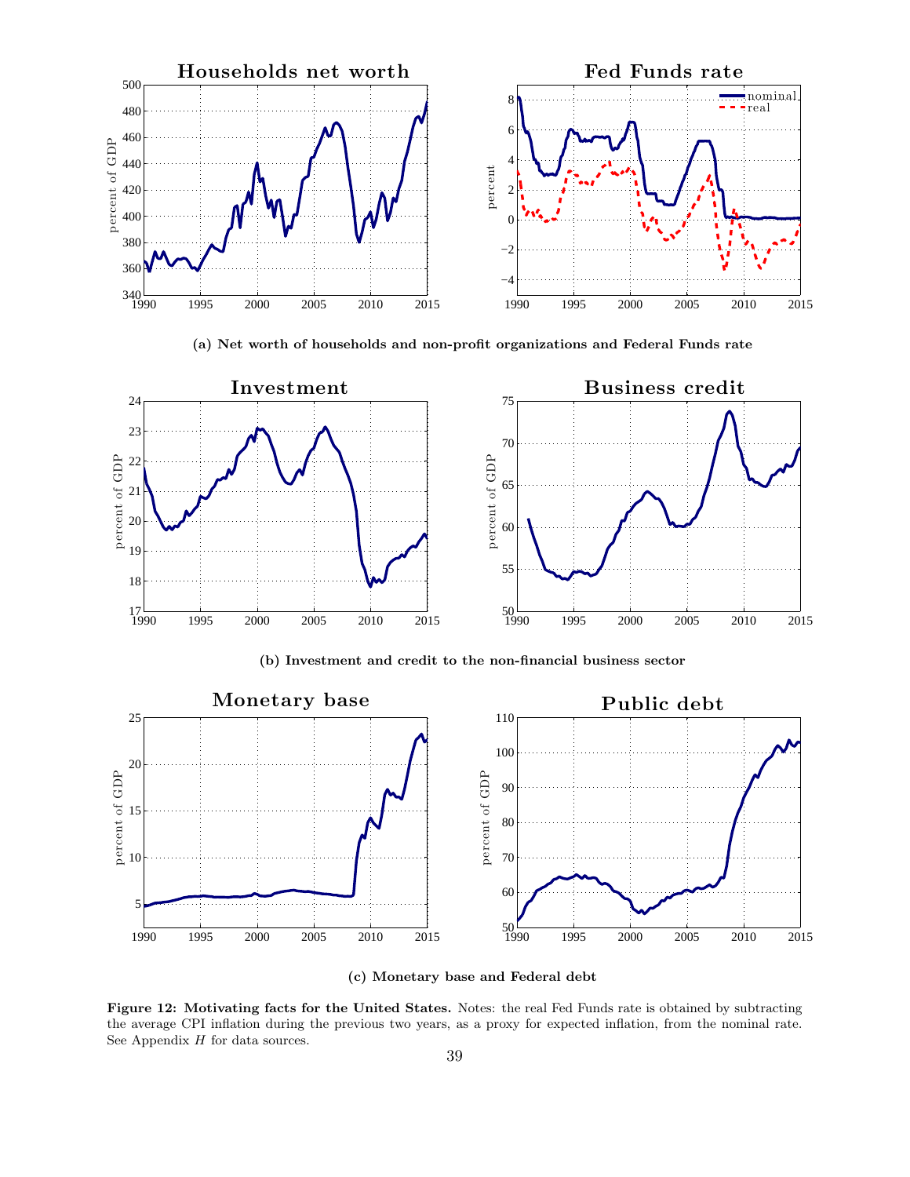(a) Net worth of households and non-profit organizations and Federal Funds rate

(b) Investment and credit to the non-financial business sector

(c) Monetary base and Federal debt

**Figure 12: Motivating facts for the United States.** Notes: the real Fed Funds rate is obtained by subtracting the average CPI inflation during the previous two years, as a proxy for expected inflation, from the nominal rate. See Appendix *H* for data sources.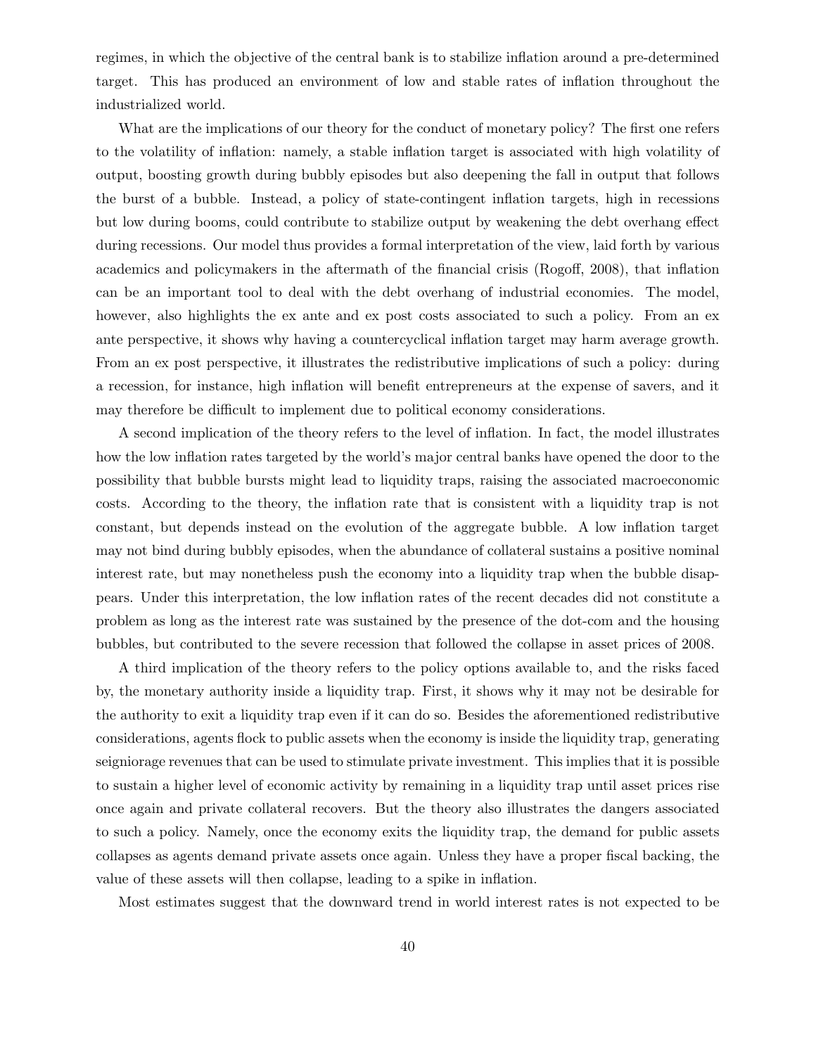regimes, in which the objective of the central bank is to stabilize inflation around a pre-determined target. This has produced an environment of low and stable rates of inflation throughout the industrialized world.

What are the implications of our theory for the conduct of monetary policy? The first one refers to the volatility of inflation: namely, a stable inflation target is associated with high volatility of output, boosting growth during bubbly episodes but also deepening the fall in output that follows the burst of a bubble. Instead, a policy of state-contingent inflation targets, high in recessions but low during booms, could contribute to stabilize output by weakening the debt overhang effect during recessions. Our model thus provides a formal interpretation of the view, laid forth by various academics and policymakers in the aftermath of the financial crisis (Rogoff, 2008), that inflation can be an important tool to deal with the debt overhang of industrial economies. The model, however, also highlights the ex ante and ex post costs associated to such a policy. From an ex ante perspective, it shows why having a countercyclical inflation target may harm average growth. From an ex post perspective, it illustrates the redistributive implications of such a policy: during a recession, for instance, high inflation will benefit entrepreneurs at the expense of savers, and it may therefore be difficult to implement due to political economy considerations.

A second implication of the theory refers to the level of inflation. In fact, the model illustrates how the low inflation rates targeted by the world's major central banks have opened the door to the possibility that bubble bursts might lead to liquidity traps, raising the associated macroeconomic costs. According to the theory, the inflation rate that is consistent with a liquidity trap is not constant, but depends instead on the evolution of the aggregate bubble. A low inflation target may not bind during bubbly episodes, when the abundance of collateral sustains a positive nominal interest rate, but may nonetheless push the economy into a liquidity trap when the bubble disappears. Under this interpretation, the low inflation rates of the recent decades did not constitute a problem as long as the interest rate was sustained by the presence of the dot-com and the housing bubbles, but contributed to the severe recession that followed the collapse in asset prices of 2008.

A third implication of the theory refers to the policy options available to, and the risks faced by, the monetary authority inside a liquidity trap. First, it shows why it may not be desirable for the authority to exit a liquidity trap even if it can do so. Besides the aforementioned redistributive considerations, agents flock to public assets when the economy is inside the liquidity trap, generating seigniorage revenues that can be used to stimulate private investment. This implies that it is possible to sustain a higher level of economic activity by remaining in a liquidity trap until asset prices rise once again and private collateral recovers. But the theory also illustrates the dangers associated to such a policy. Namely, once the economy exits the liquidity trap, the demand for public assets collapses as agents demand private assets once again. Unless they have a proper fiscal backing, the value of these assets will then collapse, leading to a spike in inflation.

Most estimates suggest that the downward trend in world interest rates is not expected to be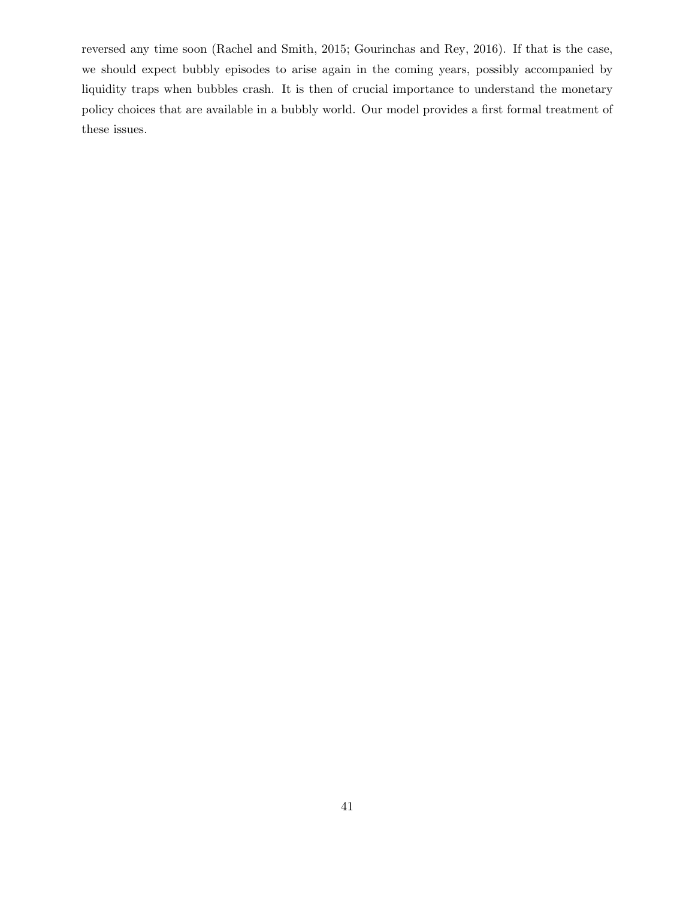reversed any time soon (Rachel and Smith, 2015; Gourinchas and Rey, 2016). If that is the case, we should expect bubbly episodes to arise again in the coming years, possibly accompanied by liquidity traps when bubbles crash. It is then of crucial importance to understand the monetary policy choices that are available in a bubbly world. Our model provides a first formal treatment of these issues.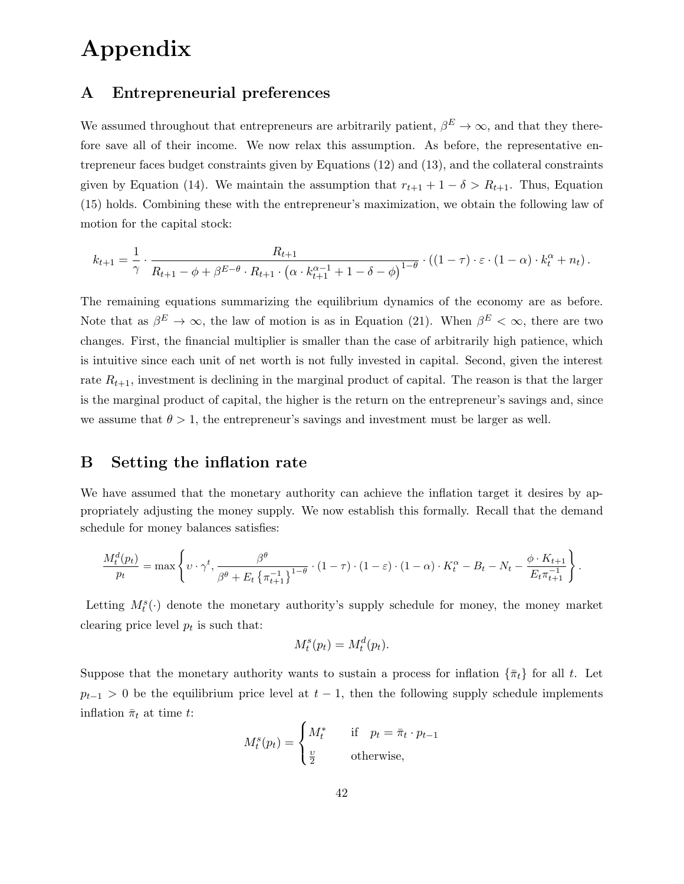# Appendix

## A Entrepreneurial preferences

We assumed throughout that entrepreneurs are arbitrarily patient, $\beta^E \to \infty$, and that they therefore save all of their income. We now relax this assumption. As before, the representative entrepreneur faces budget constraints given by Equations (12) and (13), and the collateral constraints given by Equation (14). We maintain the assumption that $r_{t+1} + 1 - \delta > R_{t+1}$. Thus, Equation (15) holds. Combining these with the entrepreneur's maximization, we obtain the following law of motion for the capital stock:

$$k_{t+1} = \frac{1}{\gamma} \cdot \frac{R_{t+1}}{R_{t+1} - \phi + \beta^{E-\theta} \cdot R_{t+1} \cdot \left(\alpha \cdot k_{t+1}^{\alpha-1} + 1 - \delta - \phi\right)^{1-\theta}} \cdot \left((1-\tau) \cdot \varepsilon \cdot (1-\alpha) \cdot k_t^{\alpha} + n_t\right).$$

The remaining equations summarizing the equilibrium dynamics of the economy are as before. Note that as $\beta^E \to \infty$, the law of motion is as in Equation (21). When $\beta^E < \infty$, there are two changes. First, the financial multiplier is smaller than the case of arbitrarily high patience, which is intuitive since each unit of net worth is not fully invested in capital. Second, given the interest rate $R_{t+1}$, investment is declining in the marginal product of capital. The reason is that the larger is the marginal product of capital, the higher is the return on the entrepreneur's savings and, since we assume that $\theta > 1$, the entrepreneur's savings and investment must be larger as well.

## B Setting the inflation rate

We have assumed that the monetary authority can achieve the inflation target it desires by appropriately adjusting the money supply. We now establish this formally. Recall that the demand schedule for money balances satisfies:

$$\frac{M_t^d(p_t)}{p_t} = \max\left\{\upsilon \cdot \gamma^t, \frac{\beta^\theta}{\beta^\theta + E_t\left\{\pi_{t+1}^{-1}\right\}^{1-\theta}} \cdot (1-\tau) \cdot (1-\varepsilon) \cdot (1-\alpha) \cdot K_t^\alpha - B_t - N_t - \frac{\phi \cdot K_{t+1}}{E_t \pi_{t+1}^{-1}}\right\}.$$

Letting $M_t^s(\cdot)$ denote the monetary authority's supply schedule for money, the money market clearing price level $p_t$ is such that:

$$M_t^s(p_t) = M_t^d(p_t).$$

Suppose that the monetary authority wants to sustain a process for inflation $\{\bar{\pi}_t\}$ for all $t$. Let $p_{t-1} > 0$ be the equilibrium price level at $t-1$, then the following supply schedule implements inflation $\bar{\pi}_t$ at time $t$:

$$M_t^s(p_t) = \begin{cases} M_t^* & \text{if} \quad p_t = \bar{\pi}_t \cdot p_{t-1} \\ \frac{\upsilon}{2} & \text{otherwise,} \end{cases}$$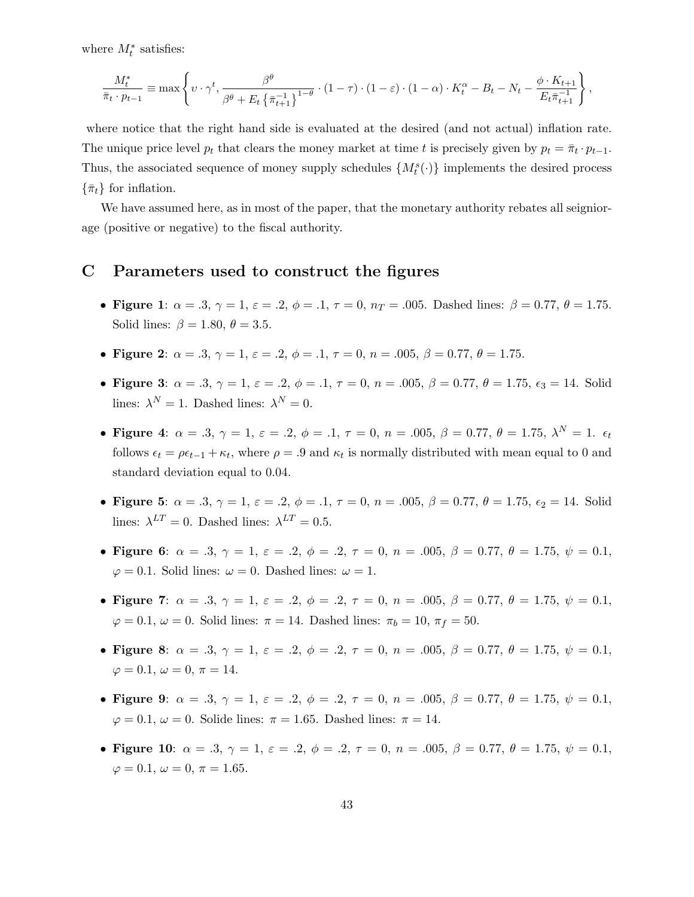where $M_t^*$ satisfies:

$$\frac{M_t^*}{\bar{\pi}_t \cdot p_{t-1}} \equiv \max\left\{ \upsilon \cdot \gamma^t, \frac{\beta^\theta}{\beta^\theta + E_t\left\{\bar{\pi}_{t+1}^{-1}\right\}^{1-\theta}} \cdot (1-\tau) \cdot (1-\varepsilon) \cdot (1-\alpha) \cdot K_t^\alpha - B_t - N_t - \frac{\phi \cdot K_{t+1}}{E_t \bar{\pi}_{t+1}^{-1}} \right\},$$

where notice that the right hand side is evaluated at the desired (and not actual) inflation rate. The unique price level $p_t$ that clears the money market at time $t$ is precisely given by $p_t = \bar{\pi}_t \cdot p_{t-1}$. Thus, the associated sequence of money supply schedules $\{M_t^s(\cdot)\}$ implements the desired process $\{\bar{\pi}_t\}$ for inflation.

We have assumed here, as in most of the paper, that the monetary authority rebates all seigniorage (positive or negative) to the fiscal authority.

# C Parameters used to construct the figures

- **Figure 1**: $\alpha = .3$, $\gamma = 1$, $\varepsilon = .2$, $\phi = .1$, $\tau = 0$, $n_T = .005$. Dashed lines: $\beta = 0.77$, $\theta = 1.75$. Solid lines: $\beta = 1.80$, $\theta = 3.5$.
- **Figure 2**: $\alpha = .3$, $\gamma = 1$, $\varepsilon = .2$, $\phi = .1$, $\tau = 0$, $n = .005$, $\beta = 0.77$, $\theta = 1.75$.
- **Figure 3**: $\alpha = .3$, $\gamma = 1$, $\varepsilon = .2$, $\phi = .1$, $\tau = 0$, $n = .005$, $\beta = 0.77$, $\theta = 1.75$, $\epsilon_3 = 14$. Solid lines: $\lambda^N = 1$. Dashed lines: $\lambda^N = 0$.
- **Figure 4**: $\alpha = .3$, $\gamma = 1$, $\varepsilon = .2$, $\phi = .1$, $\tau = 0$, $n = .005$, $\beta = 0.77$, $\theta = 1.75$, $\lambda^N = 1$. $\epsilon_t$ follows $\epsilon_t = \rho\epsilon_{t-1} + \kappa_t$, where $\rho = .9$ and $\kappa_t$ is normally distributed with mean equal to 0 and standard deviation equal to 0.04.
- **Figure 5**: $\alpha = .3$, $\gamma = 1$, $\varepsilon = .2$, $\phi = .1$, $\tau = 0$, $n = .005$, $\beta = 0.77$, $\theta = 1.75$, $\epsilon_2 = 14$. Solid lines: $\lambda^{LT} = 0$. Dashed lines: $\lambda^{LT} = 0.5$.
- **Figure 6**: $\alpha = .3$, $\gamma = 1$, $\varepsilon = .2$, $\phi = .2$, $\tau = 0$, $n = .005$, $\beta = 0.77$, $\theta = 1.75$, $\psi = 0.1$, $\varphi = 0.1$. Solid lines: $\omega = 0$. Dashed lines: $\omega = 1$.
- **Figure 7**: $\alpha = .3$, $\gamma = 1$, $\varepsilon = .2$, $\phi = .2$, $\tau = 0$, $n = .005$, $\beta = 0.77$, $\theta = 1.75$, $\psi = 0.1$, $\varphi = 0.1$, $\omega = 0$. Solid lines: $\pi = 14$. Dashed lines: $\pi_b = 10$, $\pi_f = 50$.
- **Figure 8**: $\alpha = .3$, $\gamma = 1$, $\varepsilon = .2$, $\phi = .2$, $\tau = 0$, $n = .005$, $\beta = 0.77$, $\theta = 1.75$, $\psi = 0.1$, $\varphi = 0.1$, $\omega = 0$, $\pi = 14$.
- **Figure 9**: $\alpha = .3$, $\gamma = 1$, $\varepsilon = .2$, $\phi = .2$, $\tau = 0$, $n = .005$, $\beta = 0.77$, $\theta = 1.75$, $\psi = 0.1$, $\varphi = 0.1$, $\omega = 0$. Solide lines: $\pi = 1.65$. Dashed lines: $\pi = 14$.
- **Figure 10**: $\alpha = .3$, $\gamma = 1$, $\varepsilon = .2$, $\phi = .2$, $\tau = 0$, $n = .005$, $\beta = 0.77$, $\theta = 1.75$, $\psi = 0.1$, $\varphi = 0.1$, $\omega = 0$, $\pi = 1.65$.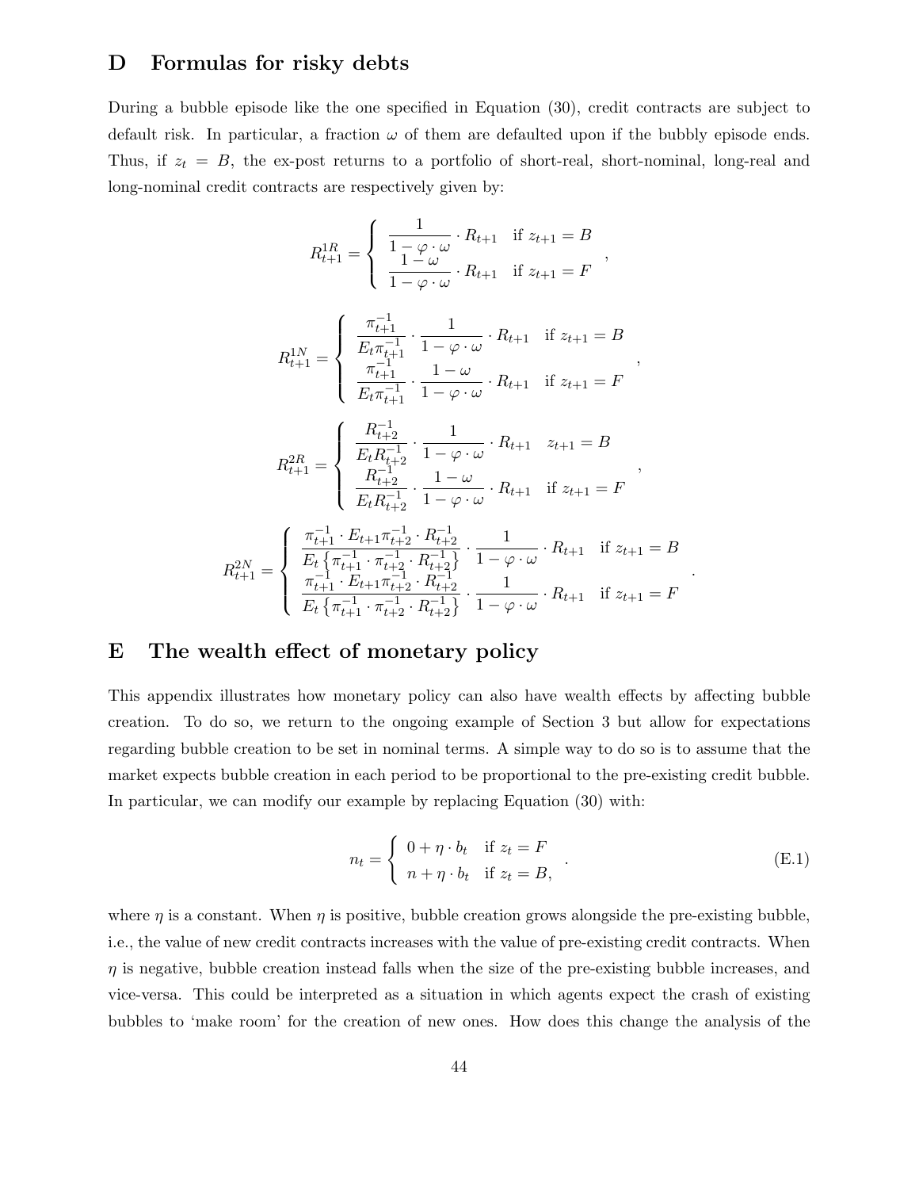## D Formulas for risky debts

During a bubble episode like the one specified in Equation (30), credit contracts are subject to default risk. In particular, a fraction $\omega$ of them are defaulted upon if the bubbly episode ends. Thus, if $z_t = B$, the ex-post returns to a portfolio of short-real, short-nominal, long-real and long-nominal credit contracts are respectively given by:

$$
R_{t+1}^{1R} = \begin{cases} \dfrac{1}{1-\varphi\cdot\omega}\cdot R_{t+1} & \text{if } z_{t+1}=B \\ \dfrac{1-\omega}{1-\varphi\cdot\omega}\cdot R_{t+1} & \text{if } z_{t+1}=F \end{cases},
$$

$$
R_{t+1}^{1N} = \begin{cases} \dfrac{\pi_{t+1}^{-1}}{E_t\pi_{t+1}^{-1}}\cdot\dfrac{1}{1-\varphi\cdot\omega}\cdot R_{t+1} & \text{if } z_{t+1}=B \\ \dfrac{\pi_{t+1}^{-1}}{E_t\pi_{t+1}^{-1}}\cdot\dfrac{1-\omega}{1-\varphi\cdot\omega}\cdot R_{t+1} & \text{if } z_{t+1}=F \end{cases},
$$

$$
R_{t+1}^{2R} = \begin{cases} \dfrac{R_{t+2}^{-1}}{E_tR_{t+2}^{-1}}\cdot\dfrac{1}{1-\varphi\cdot\omega}\cdot R_{t+1} & z_{t+1}=B \\ \dfrac{R_{t+2}^{-1}}{E_tR_{t+2}^{-1}}\cdot\dfrac{1-\omega}{1-\varphi\cdot\omega}\cdot R_{t+1} & \text{if } z_{t+1}=F \end{cases},
$$

$$
R_{t+1}^{2N} = \begin{cases} \dfrac{\pi_{t+1}^{-1}\cdot E_{t+1}\pi_{t+2}^{-1}\cdot R_{t+2}^{-1}}{E_t\left\{\pi_{t+1}^{-1}\cdot\pi_{t+2}^{-1}\cdot R_{t+2}^{-1}\right\}}\cdot\dfrac{1}{1-\varphi\cdot\omega}\cdot R_{t+1} & \text{if } z_{t+1}=B \\ \dfrac{\pi_{t+1}^{-1}\cdot E_{t+1}\pi_{t+2}^{-1}\cdot R_{t+2}^{-1}}{E_t\left\{\pi_{t+1}^{-1}\cdot\pi_{t+2}^{-1}\cdot R_{t+2}^{-1}\right\}}\cdot\dfrac{1}{1-\varphi\cdot\omega}\cdot R_{t+1} & \text{if } z_{t+1}=F \end{cases}.
$$

## E The wealth effect of monetary policy

This appendix illustrates how monetary policy can also have wealth effects by affecting bubble creation. To do so, we return to the ongoing example of Section 3 but allow for expectations regarding bubble creation to be set in nominal terms. A simple way to do so is to assume that the market expects bubble creation in each period to be proportional to the pre-existing credit bubble. In particular, we can modify our example by replacing Equation (30) with:

$$
n_t = \begin{cases} 0+\eta\cdot b_t & \text{if } z_t = F \\ n+\eta\cdot b_t & \text{if } z_t = B, \end{cases} \quad . \tag{E.1}
$$

where $\eta$ is a constant. When $\eta$ is positive, bubble creation grows alongside the pre-existing bubble, i.e., the value of new credit contracts increases with the value of pre-existing credit contracts. When $\eta$ is negative, bubble creation instead falls when the size of the pre-existing bubble increases, and vice-versa. This could be interpreted as a situation in which agents expect the crash of existing bubbles to 'make room' for the creation of new ones. How does this change the analysis of the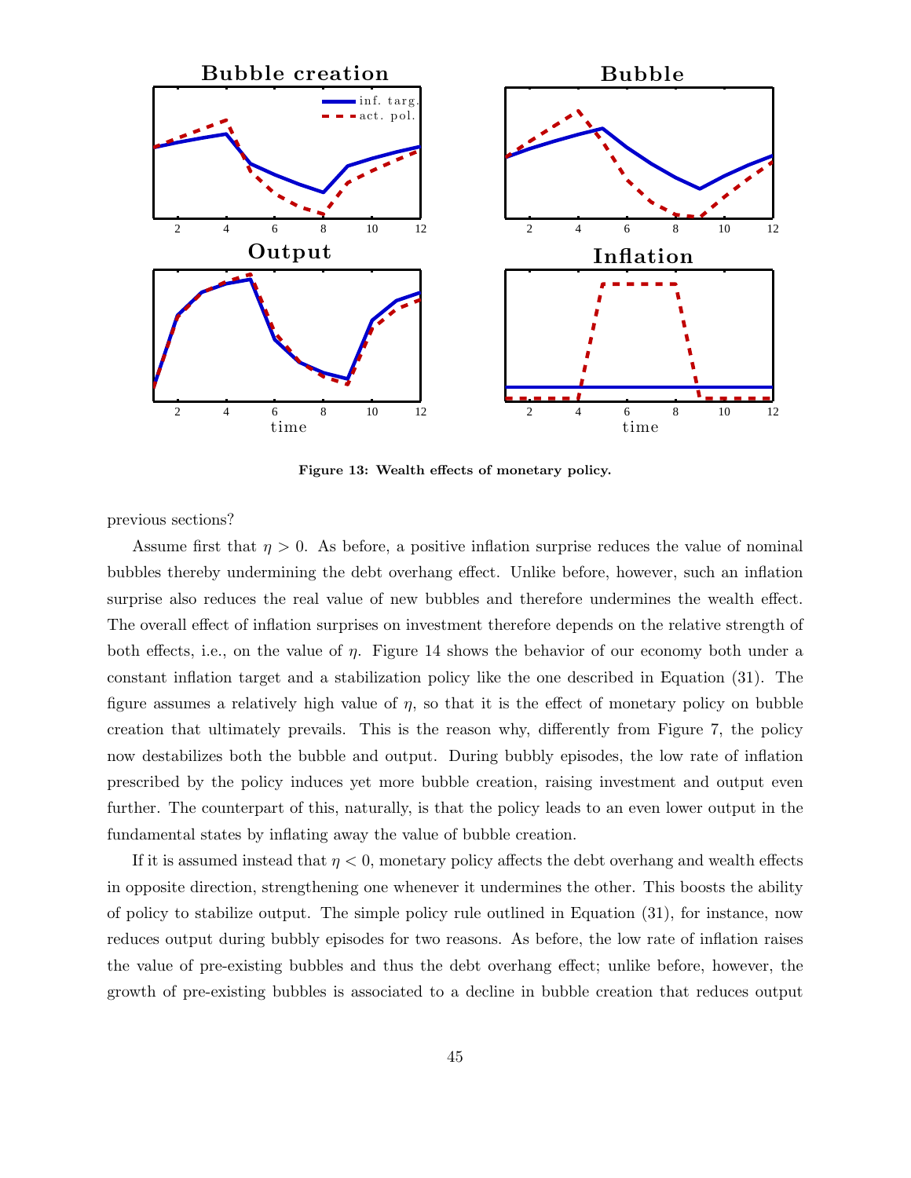**Figure 13: Wealth effects of monetary policy.**

previous sections?

Assume first that $\eta > 0$. As before, a positive inflation surprise reduces the value of nominal bubbles thereby undermining the debt overhang effect. Unlike before, however, such an inflation surprise also reduces the real value of new bubbles and therefore undermines the wealth effect. The overall effect of inflation surprises on investment therefore depends on the relative strength of both effects, i.e., on the value of $\eta$. Figure 14 shows the behavior of our economy both under a constant inflation target and a stabilization policy like the one described in Equation (31). The figure assumes a relatively high value of $\eta$, so that it is the effect of monetary policy on bubble creation that ultimately prevails. This is the reason why, differently from Figure 7, the policy now destabilizes both the bubble and output. During bubbly episodes, the low rate of inflation prescribed by the policy induces yet more bubble creation, raising investment and output even further. The counterpart of this, naturally, is that the policy leads to an even lower output in the fundamental states by inflating away the value of bubble creation.

If it is assumed instead that $\eta < 0$, monetary policy affects the debt overhang and wealth effects in opposite direction, strengthening one whenever it undermines the other. This boosts the ability of policy to stabilize output. The simple policy rule outlined in Equation (31), for instance, now reduces output during bubbly episodes for two reasons. As before, the low rate of inflation raises the value of pre-existing bubbles and thus the debt overhang effect; unlike before, however, the growth of pre-existing bubbles is associated to a decline in bubble creation that reduces output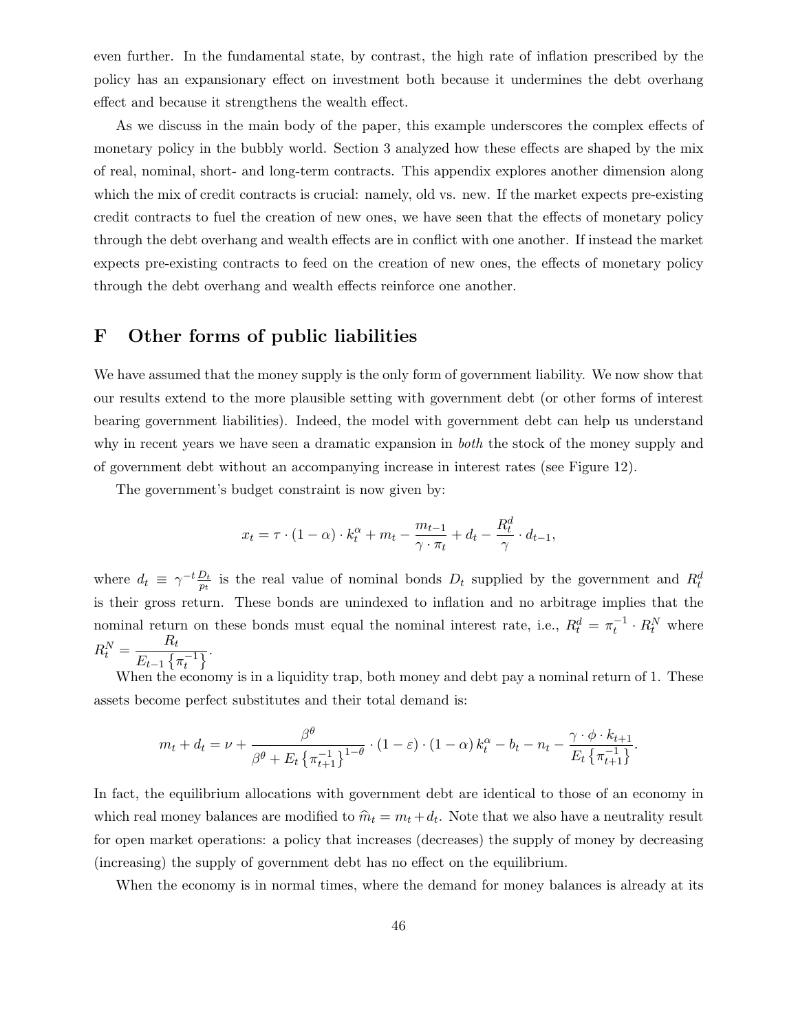even further. In the fundamental state, by contrast, the high rate of inflation prescribed by the policy has an expansionary effect on investment both because it undermines the debt overhang effect and because it strengthens the wealth effect.

As we discuss in the main body of the paper, this example underscores the complex effects of monetary policy in the bubbly world. Section 3 analyzed how these effects are shaped by the mix of real, nominal, short- and long-term contracts. This appendix explores another dimension along which the mix of credit contracts is crucial: namely, old vs. new. If the market expects pre-existing credit contracts to fuel the creation of new ones, we have seen that the effects of monetary policy through the debt overhang and wealth effects are in conflict with one another. If instead the market expects pre-existing contracts to feed on the creation of new ones, the effects of monetary policy through the debt overhang and wealth effects reinforce one another.

## F Other forms of public liabilities

We have assumed that the money supply is the only form of government liability. We now show that our results extend to the more plausible setting with government debt (or other forms of interest bearing government liabilities). Indeed, the model with government debt can help us understand why in recent years we have seen a dramatic expansion in *both* the stock of the money supply and of government debt without an accompanying increase in interest rates (see Figure 12).

The government's budget constraint is now given by:

$$x_t = \tau \cdot (1-\alpha) \cdot k_t^{\alpha} + m_t - \frac{m_{t-1}}{\gamma \cdot \pi_t} + d_t - \frac{R_t^d}{\gamma} \cdot d_{t-1},$$

where $d_t \equiv \gamma^{-t} \frac{D_t}{p_t}$ is the real value of nominal bonds $D_t$ supplied by the government and $R_t^d$ is their gross return. These bonds are unindexed to inflation and no arbitrage implies that the nominal return on these bonds must equal the nominal interest rate, i.e., $R_t^d = \pi_t^{-1} \cdot R_t^N$ where $R_t^N = \dfrac{R_t}{E_{t-1}\left\{\pi_t^{-1}\right\}}$.

When the economy is in a liquidity trap, both money and debt pay a nominal return of 1. These assets become perfect substitutes and their total demand is:

$$m_t + d_t = \nu + \frac{\beta^{\theta}}{\beta^{\theta} + E_t\left\{\pi_{t+1}^{-1}\right\}^{1-\theta}} \cdot (1-\varepsilon) \cdot (1-\alpha)\, k_t^{\alpha} - b_t - n_t - \frac{\gamma \cdot \phi \cdot k_{t+1}}{E_t\left\{\pi_{t+1}^{-1}\right\}}.$$

In fact, the equilibrium allocations with government debt are identical to those of an economy in which real money balances are modified to $\widehat{m}_t = m_t + d_t$. Note that we also have a neutrality result for open market operations: a policy that increases (decreases) the supply of money by decreasing (increasing) the supply of government debt has no effect on the equilibrium.

When the economy is in normal times, where the demand for money balances is already at its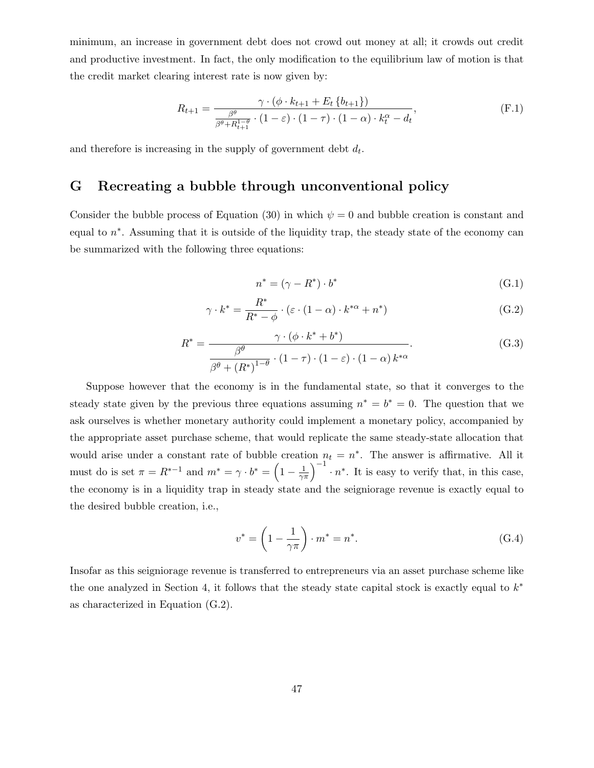minimum, an increase in government debt does not crowd out money at all; it crowds out credit and productive investment. In fact, the only modification to the equilibrium law of motion is that the credit market clearing interest rate is now given by:

$$R_{t+1} = \frac{\gamma \cdot (\phi \cdot k_{t+1} + E_t \{b_{t+1}\})}{\frac{\beta^\theta}{\beta^\theta + R_{t+1}^{1-\theta}} \cdot (1-\varepsilon) \cdot (1-\tau) \cdot (1-\alpha) \cdot k_t^\alpha - d_t}, \tag{F.1}$$

and therefore is increasing in the supply of government debt $d_t$.

# G Recreating a bubble through unconventional policy

Consider the bubble process of Equation (30) in which $\psi = 0$ and bubble creation is constant and equal to $n^*$. Assuming that it is outside of the liquidity trap, the steady state of the economy can be summarized with the following three equations:

$$n^* = (\gamma - R^*) \cdot b^* \tag{G.1}$$

$$\gamma \cdot k^* = \frac{R^*}{R^* - \phi} \cdot (\varepsilon \cdot (1-\alpha) \cdot k^{*\alpha} + n^*) \tag{G.2}$$

$$R^* = \frac{\gamma \cdot (\phi \cdot k^* + b^*)}{\dfrac{\beta^\theta}{\beta^\theta + (R^*)^{1-\theta}} \cdot (1-\tau) \cdot (1-\varepsilon) \cdot (1-\alpha) \, k^{*\alpha}}. \tag{G.3}$$

Suppose however that the economy is in the fundamental state, so that it converges to the steady state given by the previous three equations assuming $n^* = b^* = 0$. The question that we ask ourselves is whether monetary authority could implement a monetary policy, accompanied by the appropriate asset purchase scheme, that would replicate the same steady-state allocation that would arise under a constant rate of bubble creation $n_t = n^*$. The answer is affirmative. All it must do is set $\pi = R^{*-1}$ and $m^* = \gamma \cdot b^* = \left(1 - \frac{1}{\gamma\pi}\right)^{-1} \cdot n^*$. It is easy to verify that, in this case, the economy is in a liquidity trap in steady state and the seigniorage revenue is exactly equal to the desired bubble creation, i.e.,

$$v^* = \left(1 - \frac{1}{\gamma\pi}\right) \cdot m^* = n^*. \tag{G.4}$$

Insofar as this seigniorage revenue is transferred to entrepreneurs via an asset purchase scheme like the one analyzed in Section 4, it follows that the steady state capital stock is exactly equal to $k^*$ as characterized in Equation (G.2).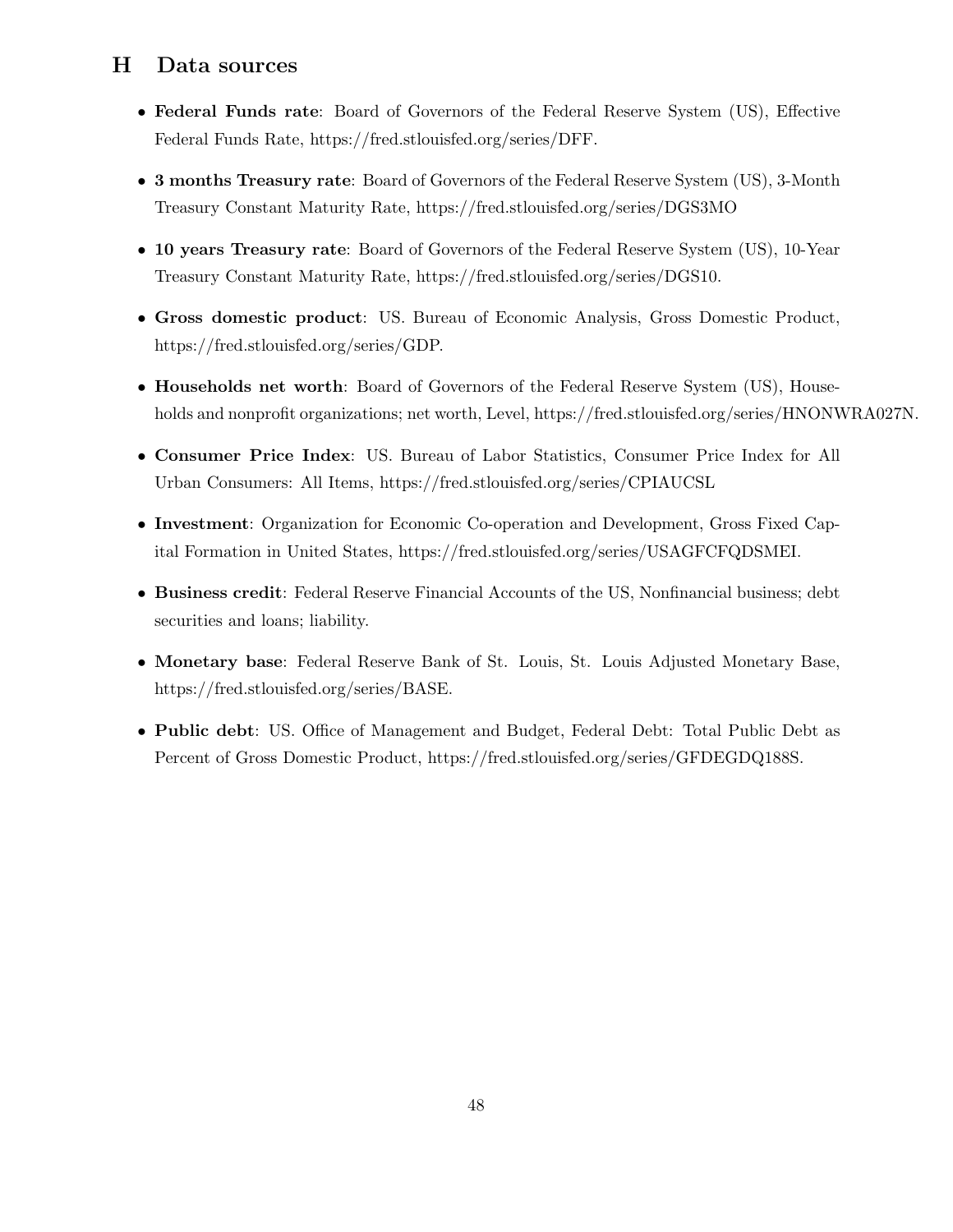## H Data sources

- **Federal Funds rate**: Board of Governors of the Federal Reserve System (US), Effective Federal Funds Rate, https://fred.stlouisfed.org/series/DFF.
- **3 months Treasury rate**: Board of Governors of the Federal Reserve System (US), 3-Month Treasury Constant Maturity Rate, https://fred.stlouisfed.org/series/DGS3MO
- **10 years Treasury rate**: Board of Governors of the Federal Reserve System (US), 10-Year Treasury Constant Maturity Rate, https://fred.stlouisfed.org/series/DGS10.
- **Gross domestic product**: US. Bureau of Economic Analysis, Gross Domestic Product, https://fred.stlouisfed.org/series/GDP.
- **Households net worth**: Board of Governors of the Federal Reserve System (US), Households and nonprofit organizations; net worth, Level, https://fred.stlouisfed.org/series/HNONWRA027N.
- **Consumer Price Index**: US. Bureau of Labor Statistics, Consumer Price Index for All Urban Consumers: All Items, https://fred.stlouisfed.org/series/CPIAUCSL
- **Investment**: Organization for Economic Co-operation and Development, Gross Fixed Capital Formation in United States, https://fred.stlouisfed.org/series/USAGFCFQDSMEI.
- **Business credit**: Federal Reserve Financial Accounts of the US, Nonfinancial business; debt securities and loans; liability.
- **Monetary base**: Federal Reserve Bank of St. Louis, St. Louis Adjusted Monetary Base, https://fred.stlouisfed.org/series/BASE.
- **Public debt**: US. Office of Management and Budget, Federal Debt: Total Public Debt as Percent of Gross Domestic Product, https://fred.stlouisfed.org/series/GFDEGDQ188S.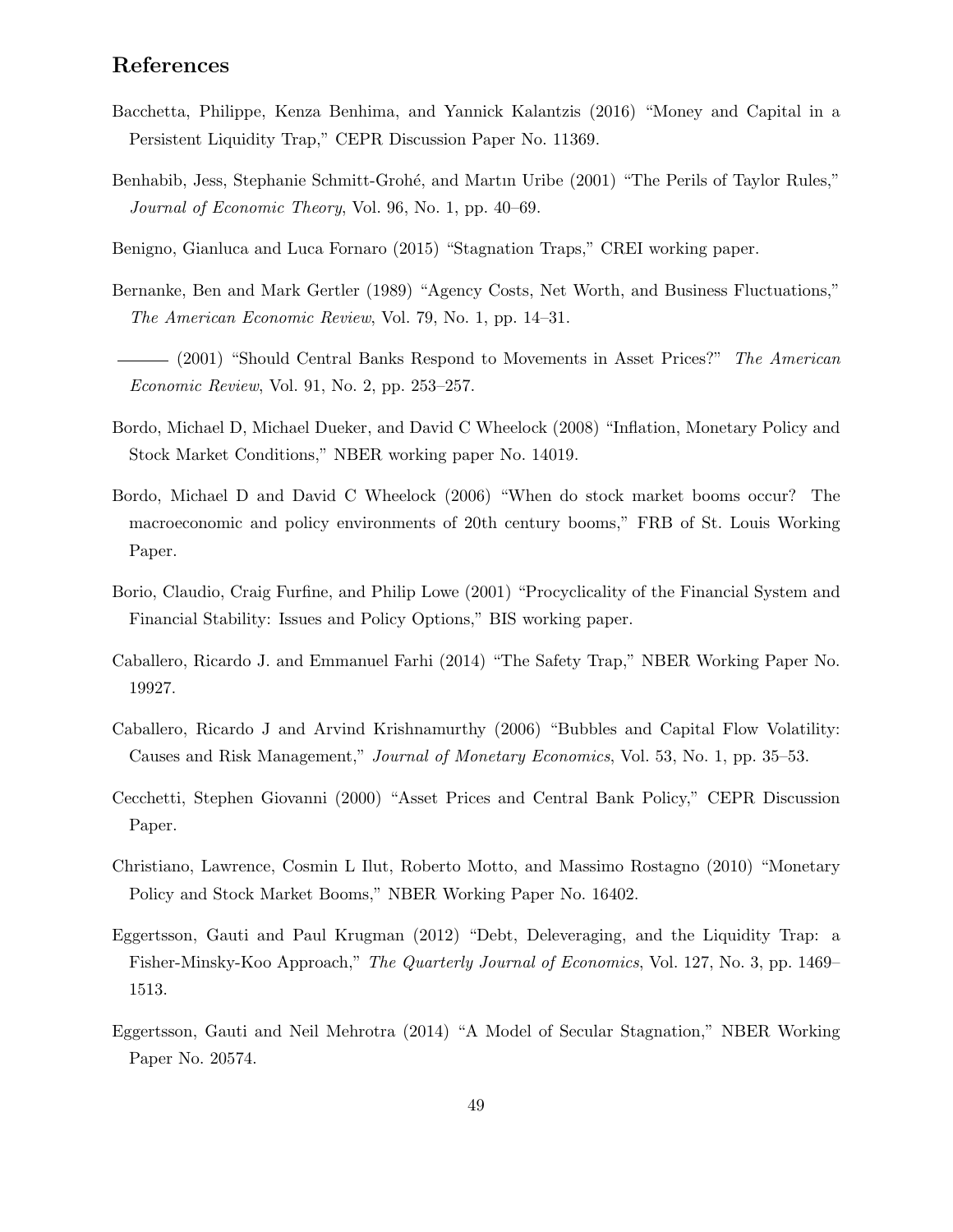## References

Bacchetta, Philippe, Kenza Benhima, and Yannick Kalantzis (2016) "Money and Capital in a Persistent Liquidity Trap," CEPR Discussion Paper No. 11369.

Benhabib, Jess, Stephanie Schmitt-Grohé, and Martın Uribe (2001) "The Perils of Taylor Rules," *Journal of Economic Theory*, Vol. 96, No. 1, pp. 40–69.

Benigno, Gianluca and Luca Fornaro (2015) "Stagnation Traps," CREI working paper.

Bernanke, Ben and Mark Gertler (1989) "Agency Costs, Net Worth, and Business Fluctuations," *The American Economic Review*, Vol. 79, No. 1, pp. 14–31.

——— (2001) "Should Central Banks Respond to Movements in Asset Prices?" *The American Economic Review*, Vol. 91, No. 2, pp. 253–257.

Bordo, Michael D, Michael Dueker, and David C Wheelock (2008) "Inflation, Monetary Policy and Stock Market Conditions," NBER working paper No. 14019.

Bordo, Michael D and David C Wheelock (2006) "When do stock market booms occur? The macroeconomic and policy environments of 20th century booms," FRB of St. Louis Working Paper.

Borio, Claudio, Craig Furfine, and Philip Lowe (2001) "Procyclicality of the Financial System and Financial Stability: Issues and Policy Options," BIS working paper.

Caballero, Ricardo J. and Emmanuel Farhi (2014) "The Safety Trap," NBER Working Paper No. 19927.

Caballero, Ricardo J and Arvind Krishnamurthy (2006) "Bubbles and Capital Flow Volatility: Causes and Risk Management," *Journal of Monetary Economics*, Vol. 53, No. 1, pp. 35–53.

Cecchetti, Stephen Giovanni (2000) "Asset Prices and Central Bank Policy," CEPR Discussion Paper.

Christiano, Lawrence, Cosmin L Ilut, Roberto Motto, and Massimo Rostagno (2010) "Monetary Policy and Stock Market Booms," NBER Working Paper No. 16402.

Eggertsson, Gauti and Paul Krugman (2012) "Debt, Deleveraging, and the Liquidity Trap: a Fisher-Minsky-Koo Approach," *The Quarterly Journal of Economics*, Vol. 127, No. 3, pp. 1469–1513.

Eggertsson, Gauti and Neil Mehrotra (2014) "A Model of Secular Stagnation," NBER Working Paper No. 20574.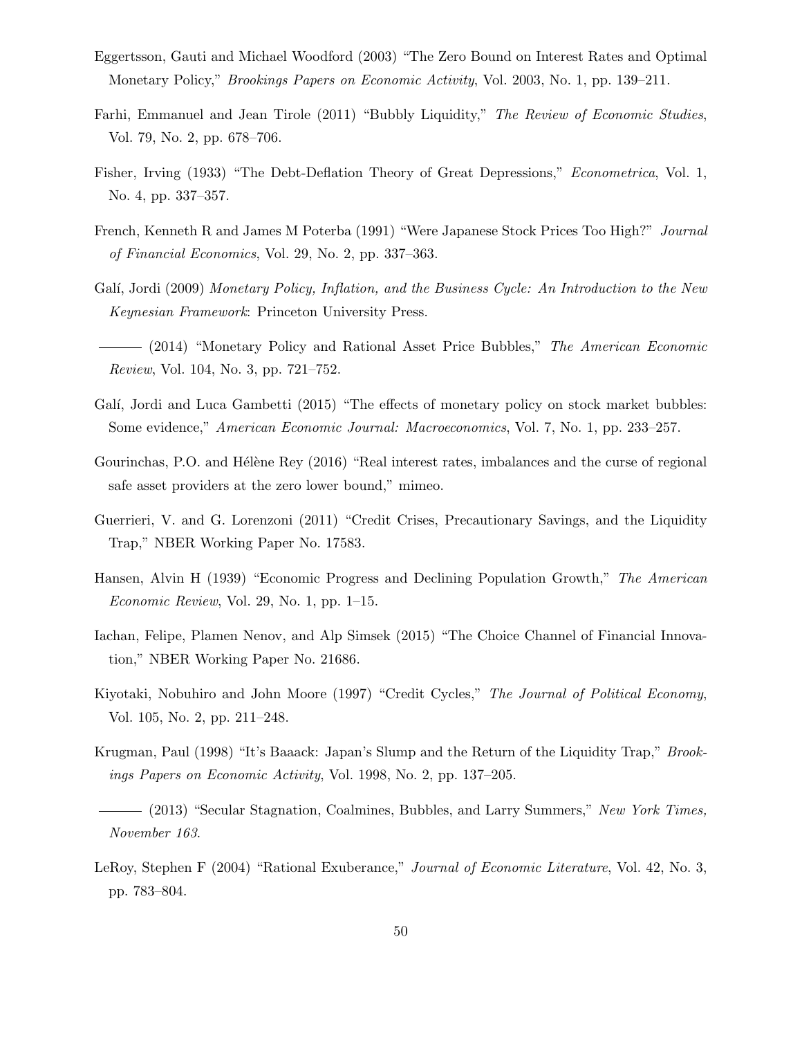Eggertsson, Gauti and Michael Woodford (2003) "The Zero Bound on Interest Rates and Optimal Monetary Policy," *Brookings Papers on Economic Activity*, Vol. 2003, No. 1, pp. 139–211.

Farhi, Emmanuel and Jean Tirole (2011) "Bubbly Liquidity," *The Review of Economic Studies*, Vol. 79, No. 2, pp. 678–706.

Fisher, Irving (1933) "The Debt-Deflation Theory of Great Depressions," *Econometrica*, Vol. 1, No. 4, pp. 337–357.

French, Kenneth R and James M Poterba (1991) "Were Japanese Stock Prices Too High?" *Journal of Financial Economics*, Vol. 29, No. 2, pp. 337–363.

Galí, Jordi (2009) *Monetary Policy, Inflation, and the Business Cycle: An Introduction to the New Keynesian Framework*: Princeton University Press.

——— (2014) "Monetary Policy and Rational Asset Price Bubbles," *The American Economic Review*, Vol. 104, No. 3, pp. 721–752.

Galí, Jordi and Luca Gambetti (2015) "The effects of monetary policy on stock market bubbles: Some evidence," *American Economic Journal: Macroeconomics*, Vol. 7, No. 1, pp. 233–257.

Gourinchas, P.O. and Hélène Rey (2016) "Real interest rates, imbalances and the curse of regional safe asset providers at the zero lower bound," mimeo.

Guerrieri, V. and G. Lorenzoni (2011) "Credit Crises, Precautionary Savings, and the Liquidity Trap," NBER Working Paper No. 17583.

Hansen, Alvin H (1939) "Economic Progress and Declining Population Growth," *The American Economic Review*, Vol. 29, No. 1, pp. 1–15.

Iachan, Felipe, Plamen Nenov, and Alp Simsek (2015) "The Choice Channel of Financial Innovation," NBER Working Paper No. 21686.

Kiyotaki, Nobuhiro and John Moore (1997) "Credit Cycles," *The Journal of Political Economy*, Vol. 105, No. 2, pp. 211–248.

Krugman, Paul (1998) "It's Baaack: Japan's Slump and the Return of the Liquidity Trap," *Brookings Papers on Economic Activity*, Vol. 1998, No. 2, pp. 137–205.

——— (2013) "Secular Stagnation, Coalmines, Bubbles, and Larry Summers," *New York Times, November 163*.

LeRoy, Stephen F (2004) "Rational Exuberance," *Journal of Economic Literature*, Vol. 42, No. 3, pp. 783–804.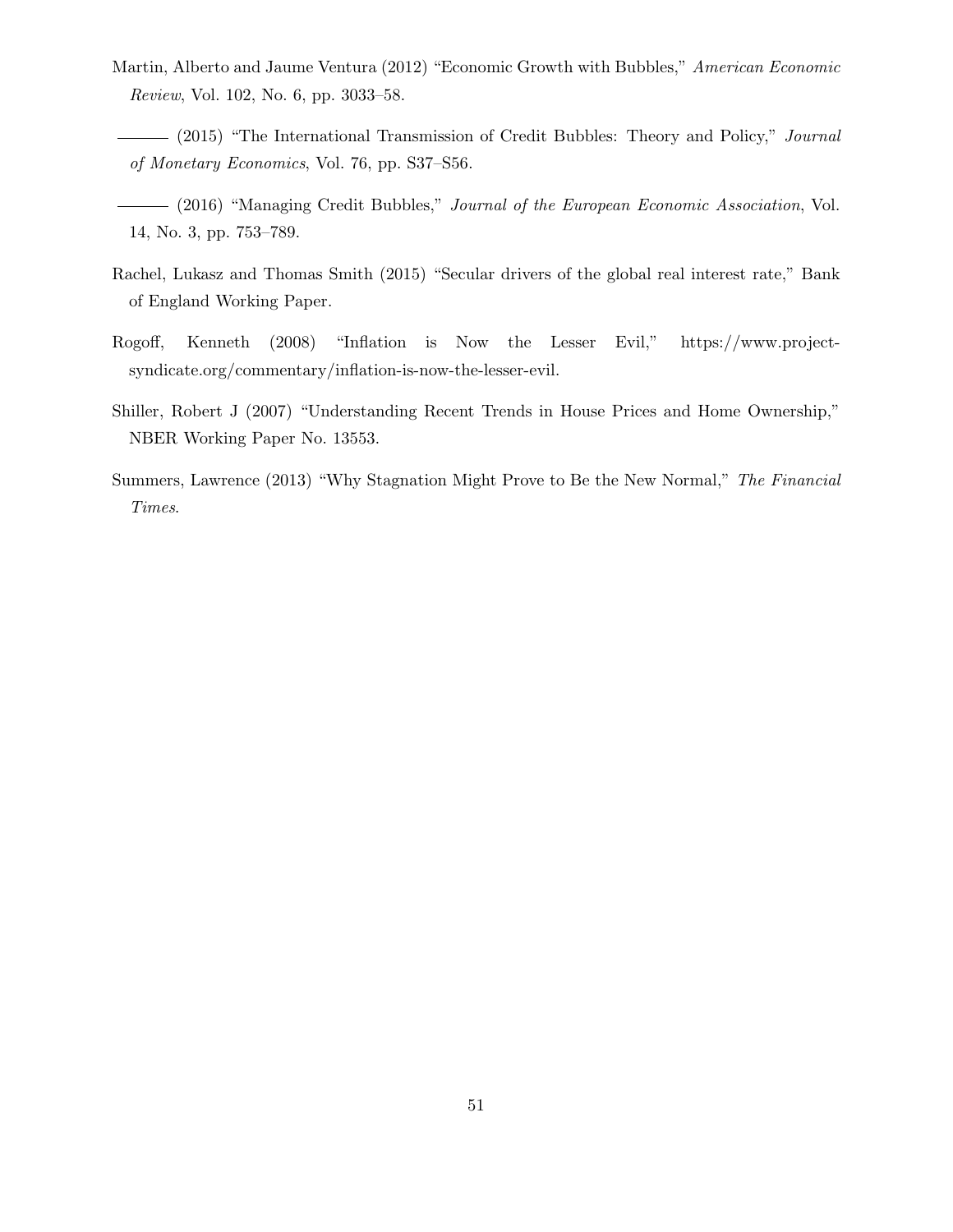Martin, Alberto and Jaume Ventura (2012) "Economic Growth with Bubbles," *American Economic Review*, Vol. 102, No. 6, pp. 3033–58.

——— (2015) "The International Transmission of Credit Bubbles: Theory and Policy," *Journal of Monetary Economics*, Vol. 76, pp. S37–S56.

——— (2016) "Managing Credit Bubbles," *Journal of the European Economic Association*, Vol. 14, No. 3, pp. 753–789.

Rachel, Lukasz and Thomas Smith (2015) "Secular drivers of the global real interest rate," Bank of England Working Paper.

Rogoff, Kenneth (2008) "Inflation is Now the Lesser Evil," https://www.project-syndicate.org/commentary/inflation-is-now-the-lesser-evil.

Shiller, Robert J (2007) "Understanding Recent Trends in House Prices and Home Ownership," NBER Working Paper No. 13553.

Summers, Lawrence (2013) "Why Stagnation Might Prove to Be the New Normal," *The Financial Times*.